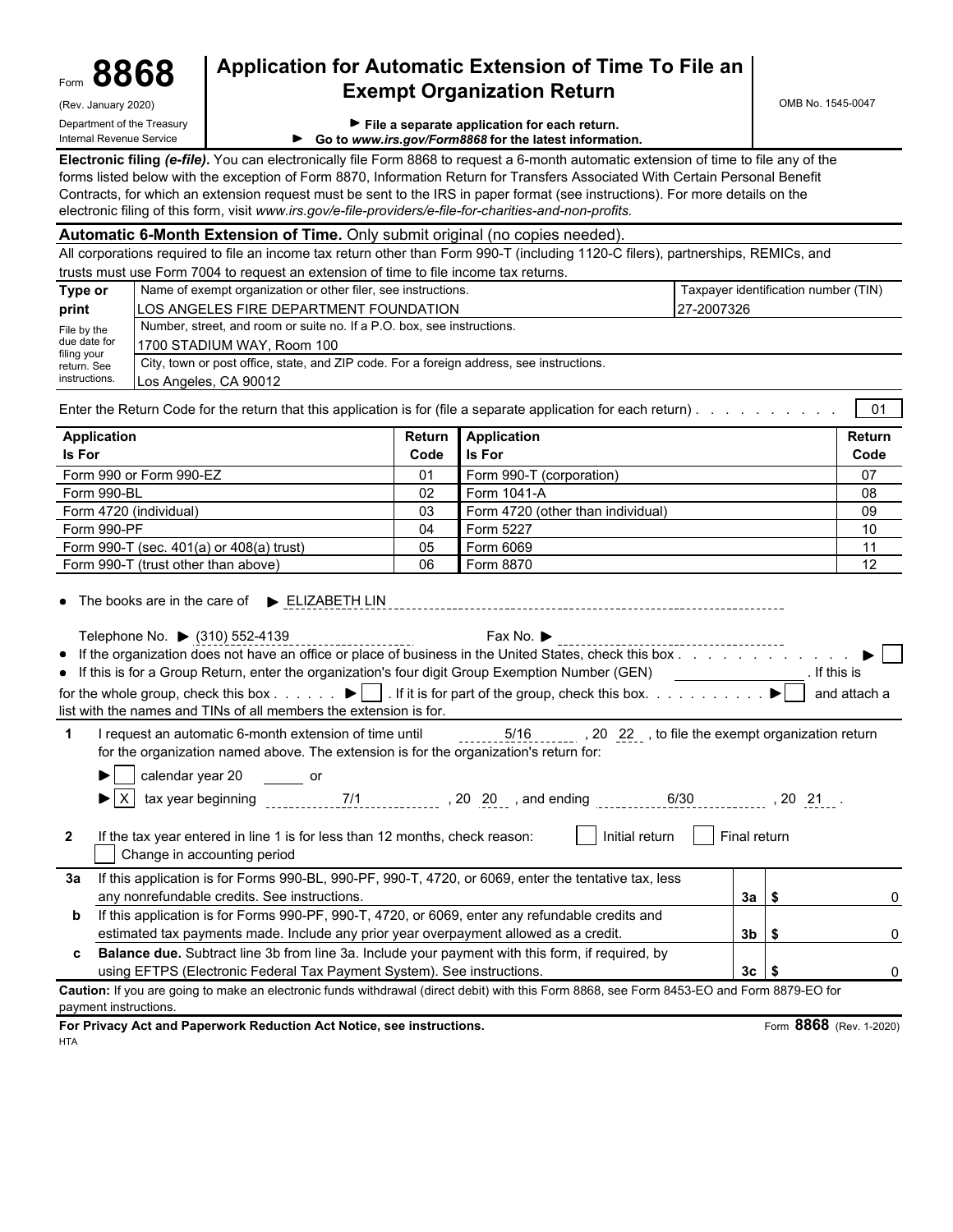Form **8868**

(Rev. January 2020)

Department of the Treasury
Internal Revenue Service

# Application for Automatic Extension of Time To File an Exempt Organization Return

OMB No. 1545-0047

► File a separate application for each return.
► Go to *www.irs.gov/Form8868* for the latest information.

**Electronic filing *(e-file)*.** You can electronically file Form 8868 to request a 6-month automatic extension of time to file any of the forms listed below with the exception of Form 8870, Information Return for Transfers Associated With Certain Personal Benefit Contracts, for which an extension request must be sent to the IRS in paper format (see instructions). For more details on the electronic filing of this form, visit *www.irs.gov/e-file-providers/e-file-for-charities-and-non-profits.*

**Automatic 6-Month Extension of Time.** Only submit original (no copies needed).

All corporations required to file an income tax return other than Form 990-T (including 1120-C filers), partnerships, REMICs, and trusts must use Form 7004 to request an extension of time to file income tax returns.

| Type or print | Name of exempt organization or other filer, see instructions. | Taxpayer identification number (TIN) |
|---|---|---|
| | LOS ANGELES FIRE DEPARTMENT FOUNDATION | 27-2007326 |
| File by the due date for filing your return. See instructions. | Number, street, and room or suite no. If a P.O. box, see instructions. | |
| | 1700 STADIUM WAY, Room 100 | |
| | City, town or post office, state, and ZIP code. For a foreign address, see instructions. | |
| | Los Angeles, CA 90012 | |

Enter the Return Code for the return that this application is for (file a separate application for each return) . . . . . . . . . . . 01

| Application Is For | Return Code | Application Is For | Return Code |
|---|---|---|---|
| Form 990 or Form 990-EZ | 01 | Form 990-T (corporation) | 07 |
| Form 990-BL | 02 | Form 1041-A | 08 |
| Form 4720 (individual) | 03 | Form 4720 (other than individual) | 09 |
| Form 990-PF | 04 | Form 5227 | 10 |
| Form 990-T (sec. 401(a) or 408(a) trust) | 05 | Form 6069 | 11 |
| Form 990-T (trust other than above) | 06 | Form 8870 | 12 |

- The books are in the care of ► ELIZABETH LIN

  Telephone No. ► (310) 552-4139 Fax No. ►

- If the organization does not have an office or place of business in the United States, check this box . . . . . . . . . . . . . ► ☐
- If this is for a Group Return, enter the organization's four digit Group Exemption Number (GEN) ________ . If this is for the whole group, check this box . . . . . . ► ☐ . If it is for part of the group, check this box. . . . . . . . . . . ► ☐ and attach a list with the names and TINs of all members the extension is for.

**1** I request an automatic 6-month extension of time until 5/16 , 20 22 , to file the exempt organization return for the organization named above. The extension is for the organization's return for:

► ☐ calendar year 20 ____ or

► ☒ tax year beginning 7/1 , 20 20 , and ending 6/30 , 20 21 .

**2** If the tax year entered in line 1 is for less than 12 months, check reason: ☐ Initial return ☐ Final return ☐ Change in accounting period

| | | | |
|---|---|---|---|
| **3a** | If this application is for Forms 990-BL, 990-PF, 990-T, 4720, or 6069, enter the tentative tax, less any nonrefundable credits. See instructions. | 3a | $ 0 |
| **b** | If this application is for Forms 990-PF, 990-T, 4720, or 6069, enter any refundable credits and estimated tax payments made. Include any prior year overpayment allowed as a credit. | 3b | $ 0 |
| **c** | **Balance due.** Subtract line 3b from line 3a. Include your payment with this form, if required, by using EFTPS (Electronic Federal Tax Payment System). See instructions. | 3c | $ 0 |

**Caution:** If you are going to make an electronic funds withdrawal (direct debit) with this Form 8868, see Form 8453-EO and Form 8879-EO for payment instructions.

**For Privacy Act and Paperwork Reduction Act Notice, see instructions.** Form **8868** (Rev. 1-2020)

HTA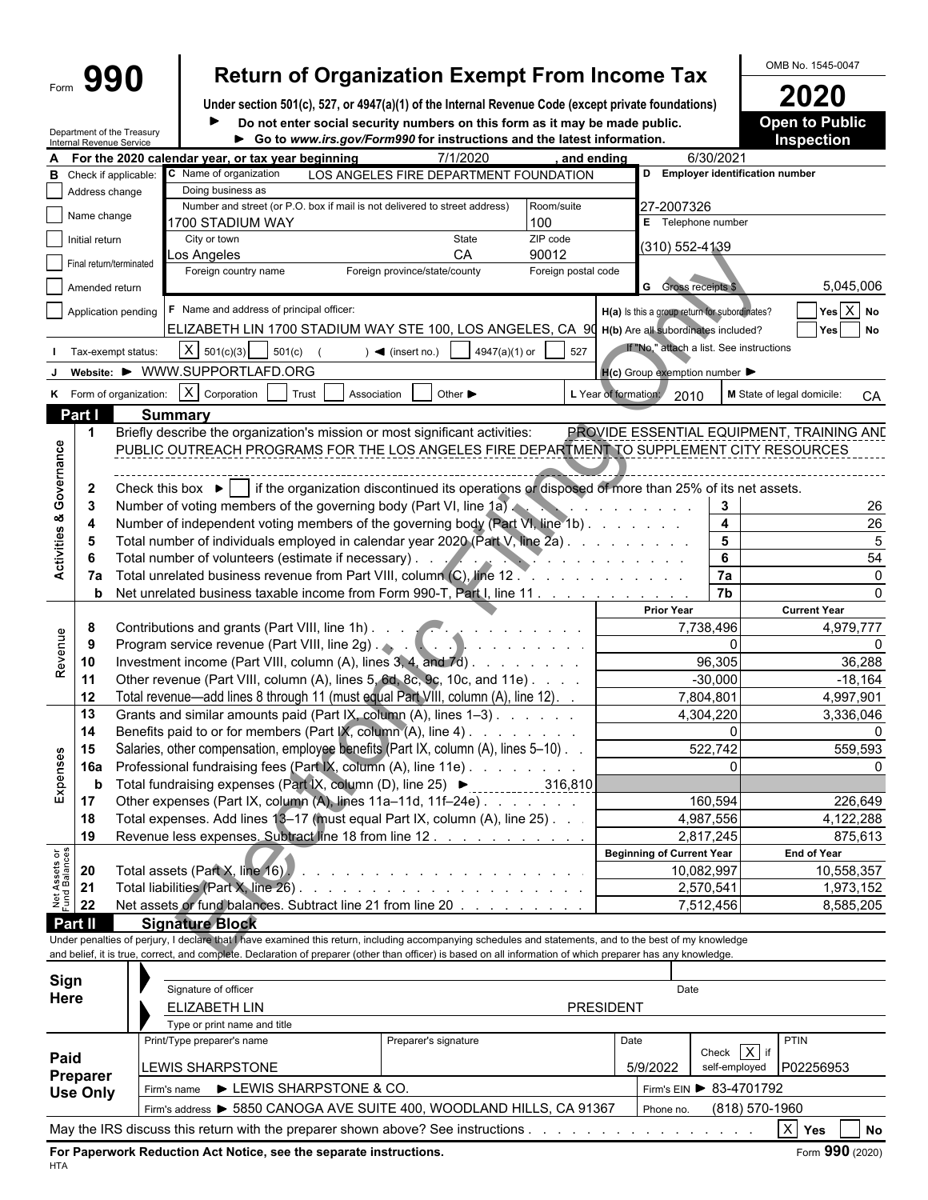Form **990**

# Return of Organization Exempt From Income Tax

**Under section 501(c), 527, or 4947(a)(1) of the Internal Revenue Code (except private foundations)**

► **Do not enter social security numbers on this form as it may be made public.**

► **Go to *www.irs.gov/Form990* for instructions and the latest information.**

Department of the Treasury
Internal Revenue Service

OMB No. 1545-0047

**2020**

**Open to Public Inspection**

**A** For the 2020 calendar year, or tax year beginning 7/1/2020 , and ending 6/30/2021

**B** Check if applicable:
- [ ] Address change
- [ ] Name change
- [ ] Initial return
- [ ] Final return/terminated
- [ ] Amended return
- [ ] Application pending

**C** Name of organization: LOS ANGELES FIRE DEPARTMENT FOUNDATION

Doing business as

Number and street (or P.O. box if mail is not delivered to street address): 1700 STADIUM WAY — Room/suite: 100

City or town: Los Angeles — State: CA — ZIP code: 90012

Foreign country name — Foreign province/state/county — Foreign postal code

**D** Employer identification number: 27-2007326

**E** Telephone number: (310) 552-4139

**G** Gross receipts $ 5,045,006

**F** Name and address of principal officer: ELIZABETH LIN 1700 STADIUM WAY STE 100, LOS ANGELES, CA 90

**H(a)** Is this a group return for subordinates? [ ] Yes [X] No

**H(b)** Are all subordinates included? [ ] Yes [ ] No

If "No," attach a list. See instructions

**H(c)** Group exemption number ►

**I** Tax-exempt status: [X] 501(c)(3) [ ] 501(c) ( ) ◄ (insert no.) [ ] 4947(a)(1) or [ ] 527

**J** Website: ► WWW.SUPPORTLAFD.ORG

**K** Form of organization: [X] Corporation [ ] Trust [ ] Association [ ] Other ►

**L** Year of formation: 2010

**M** State of legal domicile: CA

## Part I Summary

**Activities & Governance**

1 Briefly describe the organization's mission or most significant activities: PROVIDE ESSENTIAL EQUIPMENT, TRAINING AND PUBLIC OUTREACH PROGRAMS FOR THE LOS ANGELES FIRE DEPARTMENT TO SUPPLEMENT CITY RESOURCES

2 Check this box ► [ ] if the organization discontinued its operations or disposed of more than 25% of its net assets.

| | | | |
|---|---|---|---|
| 3 | Number of voting members of the governing body (Part VI, line 1a) | 3 | 26 |
| 4 | Number of independent voting members of the governing body (Part VI, line 1b) | 4 | 26 |
| 5 | Total number of individuals employed in calendar year 2020 (Part V, line 2a) | 5 | 5 |
| 6 | Total number of volunteers (estimate if necessary) | 6 | 54 |
| 7a | Total unrelated business revenue from Part VIII, column (C), line 12 | 7a | 0 |
| b | Net unrelated business taxable income from Form 990-T, Part I, line 11 | 7b | 0 |

| | | | Prior Year | Current Year |
|---|---|---|---|---|
| **Revenue** | 8 | Contributions and grants (Part VIII, line 1h) | 7,738,496 | 4,979,777 |
| | 9 | Program service revenue (Part VIII, line 2g) | 0 | 0 |
| | 10 | Investment income (Part VIII, column (A), lines 3, 4, and 7d) | 96,305 | 36,288 |
| | 11 | Other revenue (Part VIII, column (A), lines 5, 6d, 8c, 9c, 10c, and 11e) | -30,000 | -18,164 |
| | 12 | Total revenue—add lines 8 through 11 (must equal Part VIII, column (A), line 12) | 7,804,801 | 4,997,901 |
| **Expenses** | 13 | Grants and similar amounts paid (Part IX, column (A), lines 1–3) | 4,304,220 | 3,336,046 |
| | 14 | Benefits paid to or for members (Part IX, column (A), line 4) | 0 | 0 |
| | 15 | Salaries, other compensation, employee benefits (Part IX, column (A), lines 5–10) | 522,742 | 559,593 |
| | 16a | Professional fundraising fees (Part IX, column (A), line 11e) | 0 | 0 |
| | b | Total fundraising expenses (Part IX, column (D), line 25) ► 316,810 | | |
| | 17 | Other expenses (Part IX, column (A), lines 11a–11d, 11f–24e) | 160,594 | 226,649 |
| | 18 | Total expenses. Add lines 13–17 (must equal Part IX, column (A), line 25) | 4,987,556 | 4,122,288 |
| | 19 | Revenue less expenses. Subtract line 18 from line 12 | 2,817,245 | 875,613 |
| | | | **Beginning of Current Year** | **End of Year** |
| **Net Assets or Fund Balances** | 20 | Total assets (Part X, line 16) | 10,082,997 | 10,558,357 |
| | 21 | Total liabilities (Part X, line 26) | 2,570,541 | 1,973,152 |
| | 22 | Net assets or fund balances. Subtract line 21 from line 20 | 7,512,456 | 8,585,205 |

## Part II Signature Block

Under penalties of perjury, I declare that I have examined this return, including accompanying schedules and statements, and to the best of my knowledge and belief, it is true, correct, and complete. Declaration of preparer (other than officer) is based on all information of which preparer has any knowledge.

**Sign Here**

Signature of officer — Date

ELIZABETH LIN — PRESIDENT

Type or print name and title

**Paid Preparer Use Only**

| Print/Type preparer's name | Preparer's signature | Date | Check [X] if self-employed | PTIN |
|---|---|---|---|---|
| LEWIS SHARPSTONE | | 5/9/2022 | | P02256953 |

Firm's name ► LEWIS SHARPSTONE & CO. — Firm's EIN ► 83-4701792

Firm's address ► 5850 CANOGA AVE SUITE 400, WOODLAND HILLS, CA 91367 — Phone no. (818) 570-1960

May the IRS discuss this return with the preparer shown above? See instructions [X] Yes [ ] No

**For Paperwork Reduction Act Notice, see the separate instructions.** Form **990** (2020)

HTA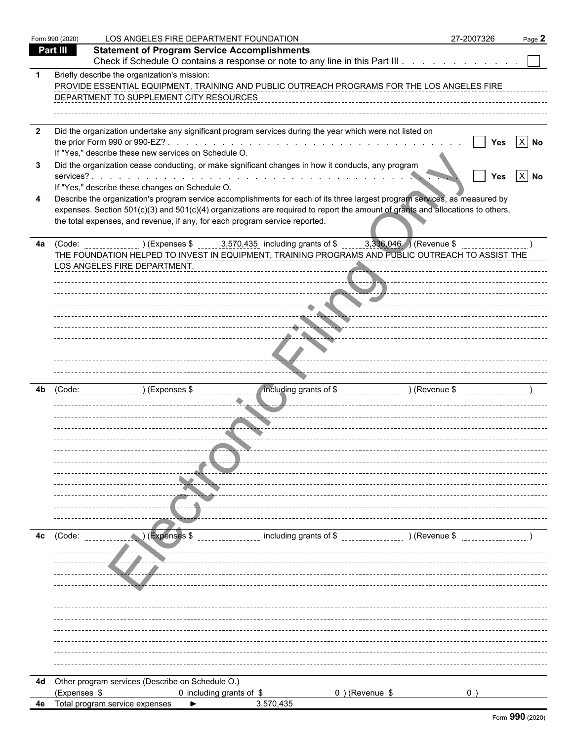Form 990 (2020) LOS ANGELES FIRE DEPARTMENT FOUNDATION 27-2007326 Page **2**

## Part III Statement of Program Service Accomplishments

Check if Schedule O contains a response or note to any line in this Part III . . . . . . . . . . . . ☐

**1** Briefly describe the organization's mission:

PROVIDE ESSENTIAL EQUIPMENT, TRAINING AND PUBLIC OUTREACH PROGRAMS FOR THE LOS ANGELES FIRE DEPARTMENT TO SUPPLEMENT CITY RESOURCES

**2** Did the organization undertake any significant program services during the year which were not listed on the prior Form 990 or 990-EZ? . . . . . . . . . . . . . . . . . . . . . . . . . . . . . ☐ Yes ☒ No

If "Yes," describe these new services on Schedule O.

**3** Did the organization cease conducting, or make significant changes in how it conducts, any program services? . . . . . . . . . . . . . . . . . . . . . . . . . . . . . . . . . . . . . ☐ Yes ☒ No

If "Yes," describe these changes on Schedule O.

**4** Describe the organization's program service accomplishments for each of its three largest program services, as measured by expenses. Section 501(c)(3) and 501(c)(4) organizations are required to report the amount of grants and allocations to others, the total expenses, and revenue, if any, for each program service reported.

**4a** (Code: ) (Expenses $ 3,570,435 including grants of $ 3,336,046 ) (Revenue $ )

THE FOUNDATION HELPED TO INVEST IN EQUIPMENT, TRAINING PROGRAMS AND PUBLIC OUTREACH TO ASSIST THE LOS ANGELES FIRE DEPARTMENT.

**4b** (Code: ) (Expenses $ including grants of $ ) (Revenue $ )

**4c** (Code: ) (Expenses $ including grants of $ ) (Revenue $ )

**4d** Other program services (Describe on Schedule O.)

(Expenses $ 0 including grants of $ 0 ) (Revenue $ 0 )

**4e** Total program service expenses ► 3,570,435

Form **990** (2020)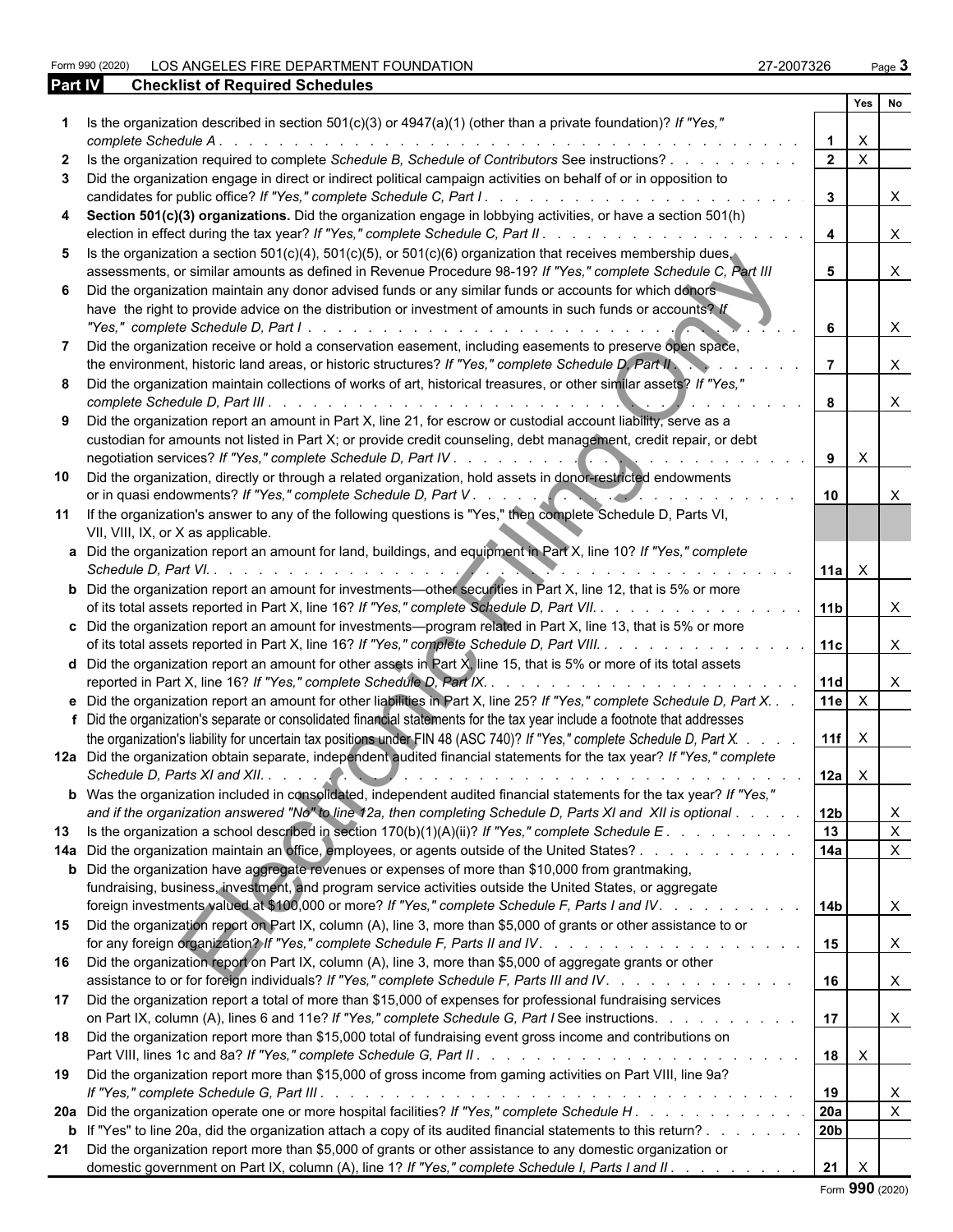Form 990 (2020) LOS ANGELES FIRE DEPARTMENT FOUNDATION 27-2007326

## Part IV Checklist of Required Schedules

| | | | Yes | No |
|---|---|---|---|---|
| **1** | Is the organization described in section 501(c)(3) or 4947(a)(1) (other than a private foundation)? *If "Yes," complete Schedule A* | 1 | X | |
| **2** | Is the organization required to complete *Schedule B, Schedule of Contributors* See instructions? | 2 | X | |
| **3** | Did the organization engage in direct or indirect political campaign activities on behalf of or in opposition to candidates for public office? *If "Yes," complete Schedule C, Part I* | 3 | | X |
| **4** | **Section 501(c)(3) organizations.** Did the organization engage in lobbying activities, or have a section 501(h) election in effect during the tax year? *If "Yes," complete Schedule C, Part II* | 4 | | X |
| **5** | Is the organization a section 501(c)(4), 501(c)(5), or 501(c)(6) organization that receives membership dues, assessments, or similar amounts as defined in Revenue Procedure 98-19? *If "Yes," complete Schedule C, Part III* | 5 | | X |
| **6** | Did the organization maintain any donor advised funds or any similar funds or accounts for which donors have the right to provide advice on the distribution or investment of amounts in such funds or accounts? *If "Yes," complete Schedule D, Part I* | 6 | | X |
| **7** | Did the organization receive or hold a conservation easement, including easements to preserve open space, the environment, historic land areas, or historic structures? *If "Yes," complete Schedule D, Part II* | 7 | | X |
| **8** | Did the organization maintain collections of works of art, historical treasures, or other similar assets? *If "Yes," complete Schedule D, Part III* | 8 | | X |
| **9** | Did the organization report an amount in Part X, line 21, for escrow or custodial account liability, serve as a custodian for amounts not listed in Part X; or provide credit counseling, debt management, credit repair, or debt negotiation services? *If "Yes," complete Schedule D, Part IV* | 9 | X | |
| **10** | Did the organization, directly or through a related organization, hold assets in donor-restricted endowments or in quasi endowments? *If "Yes," complete Schedule D, Part V* | 10 | | X |
| **11** | If the organization's answer to any of the following questions is "Yes," then complete Schedule D, Parts VI, VII, VIII, IX, or X as applicable. | | | |
| **a** | Did the organization report an amount for land, buildings, and equipment in Part X, line 10? *If "Yes," complete Schedule D, Part VI.* | 11a | X | |
| **b** | Did the organization report an amount for investments—other securities in Part X, line 12, that is 5% or more of its total assets reported in Part X, line 16? *If "Yes," complete Schedule D, Part VII.* | 11b | | X |
| **c** | Did the organization report an amount for investments—program related in Part X, line 13, that is 5% or more of its total assets reported in Part X, line 16? *If "Yes," complete Schedule D, Part VIII.* | 11c | | X |
| **d** | Did the organization report an amount for other assets in Part X, line 15, that is 5% or more of its total assets reported in Part X, line 16? *If "Yes," complete Schedule D, Part IX.* | 11d | | X |
| **e** | Did the organization report an amount for other liabilities in Part X, line 25? *If "Yes," complete Schedule D, Part X.* | 11e | X | |
| **f** | Did the organization's separate or consolidated financial statements for the tax year include a footnote that addresses the organization's liability for uncertain tax positions under FIN 48 (ASC 740)? *If "Yes," complete Schedule D, Part X.* | 11f | X | |
| **12a** | Did the organization obtain separate, independent audited financial statements for the tax year? *If "Yes," complete Schedule D, Parts XI and XII.* | 12a | X | |
| **b** | Was the organization included in consolidated, independent audited financial statements for the tax year? *If "Yes," and if the organization answered "No" to line 12a, then completing Schedule D, Parts XI and XII is optional* | 12b | | X |
| **13** | Is the organization a school described in section 170(b)(1)(A)(ii)? *If "Yes," complete Schedule E* | 13 | | X |
| **14a** | Did the organization maintain an office, employees, or agents outside of the United States? | 14a | | X |
| **b** | Did the organization have aggregate revenues or expenses of more than $10,000 from grantmaking, fundraising, business, investment, and program service activities outside the United States, or aggregate foreign investments valued at $100,000 or more? *If "Yes," complete Schedule F, Parts I and IV.* | 14b | | X |
| **15** | Did the organization report on Part IX, column (A), line 3, more than $5,000 of grants or other assistance to or for any foreign organization? *If "Yes," complete Schedule F, Parts II and IV.* | 15 | | X |
| **16** | Did the organization report on Part IX, column (A), line 3, more than $5,000 of aggregate grants or other assistance to or for foreign individuals? *If "Yes," complete Schedule F, Parts III and IV.* | 16 | | X |
| **17** | Did the organization report a total of more than $15,000 of expenses for professional fundraising services on Part IX, column (A), lines 6 and 11e? *If "Yes," complete Schedule G, Part I* See instructions. | 17 | | X |
| **18** | Did the organization report more than $15,000 total of fundraising event gross income and contributions on Part VIII, lines 1c and 8a? *If "Yes," complete Schedule G, Part II* | 18 | X | |
| **19** | Did the organization report more than $15,000 of gross income from gaming activities on Part VIII, line 9a? *If "Yes," complete Schedule G, Part III* | 19 | | X |
| **20a** | Did the organization operate one or more hospital facilities? *If "Yes," complete Schedule H* | 20a | | X |
| **b** | If "Yes" to line 20a, did the organization attach a copy of its audited financial statements to this return? | 20b | | |
| **21** | Did the organization report more than $5,000 of grants or other assistance to any domestic organization or domestic government on Part IX, column (A), line 1? *If "Yes," complete Schedule I, Parts I and II* | 21 | X | |

Form **990** (2020)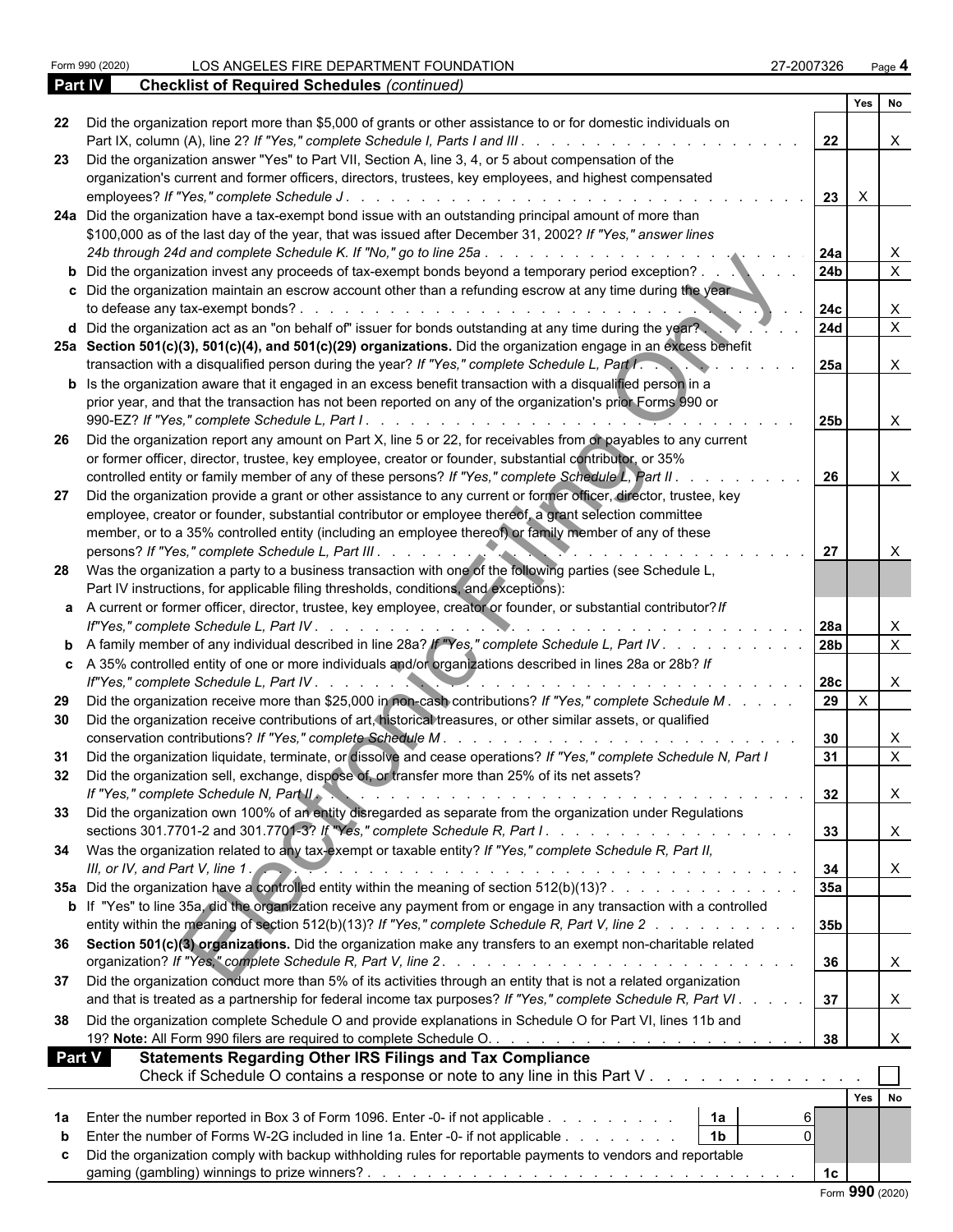Form 990 (2020) LOS ANGELES FIRE DEPARTMENT FOUNDATION 27-2007326 Page **4**

**Part IV Checklist of Required Schedules** *(continued)*

| | | | Yes | No |
|---|---|---|---|---|
| **22** | Did the organization report more than $5,000 of grants or other assistance to or for domestic individuals on Part IX, column (A), line 2? *If "Yes," complete Schedule I, Parts I and III* | **22** | | X |
| **23** | Did the organization answer "Yes" to Part VII, Section A, line 3, 4, or 5 about compensation of the organization's current and former officers, directors, trustees, key employees, and highest compensated employees? *If "Yes," complete Schedule J* | **23** | X | |
| **24a** | Did the organization have a tax-exempt bond issue with an outstanding principal amount of more than $100,000 as of the last day of the year, that was issued after December 31, 2002? *If "Yes," answer lines 24b through 24d and complete Schedule K. If "No," go to line 25a* | **24a** | | X |
| **b** | Did the organization invest any proceeds of tax-exempt bonds beyond a temporary period exception? | **24b** | | X |
| **c** | Did the organization maintain an escrow account other than a refunding escrow at any time during the year to defease any tax-exempt bonds? | **24c** | | X |
| **d** | Did the organization act as an "on behalf of" issuer for bonds outstanding at any time during the year? | **24d** | | X |
| **25a** | **Section 501(c)(3), 501(c)(4), and 501(c)(29) organizations.** Did the organization engage in an excess benefit transaction with a disqualified person during the year? *If "Yes," complete Schedule L, Part I* | **25a** | | X |
| **b** | Is the organization aware that it engaged in an excess benefit transaction with a disqualified person in a prior year, and that the transaction has not been reported on any of the organization's prior Forms 990 or 990-EZ? *If "Yes," complete Schedule L, Part I* | **25b** | | X |
| **26** | Did the organization report any amount on Part X, line 5 or 22, for receivables from or payables to any current or former officer, director, trustee, key employee, creator or founder, substantial contributor, or 35% controlled entity or family member of any of these persons? *If "Yes," complete Schedule L, Part II* | **26** | | X |
| **27** | Did the organization provide a grant or other assistance to any current or former officer, director, trustee, key employee, creator or founder, substantial contributor or employee thereof, a grant selection committee member, or to a 35% controlled entity (including an employee thereof) or family member of any of these persons? *If "Yes," complete Schedule L, Part III* | **27** | | X |
| **28** | Was the organization a party to a business transaction with one of the following parties (see Schedule L, Part IV instructions, for applicable filing thresholds, conditions, and exceptions): | | | |
| **a** | A current or former officer, director, trustee, key employee, creator or founder, or substantial contributor? *If "Yes," complete Schedule L, Part IV* | **28a** | | X |
| **b** | A family member of any individual described in line 28a? *If "Yes," complete Schedule L, Part IV* | **28b** | | X |
| **c** | A 35% controlled entity of one or more individuals and/or organizations described in lines 28a or 28b? *If "Yes," complete Schedule L, Part IV* | **28c** | | X |
| **29** | Did the organization receive more than $25,000 in non-cash contributions? *If "Yes," complete Schedule M* | **29** | X | |
| **30** | Did the organization receive contributions of art, historical treasures, or other similar assets, or qualified conservation contributions? *If "Yes," complete Schedule M* | **30** | | X |
| **31** | Did the organization liquidate, terminate, or dissolve and cease operations? *If "Yes," complete Schedule N, Part I* | **31** | | X |
| **32** | Did the organization sell, exchange, dispose of, or transfer more than 25% of its net assets? *If "Yes," complete Schedule N, Part II* | **32** | | X |
| **33** | Did the organization own 100% of an entity disregarded as separate from the organization under Regulations sections 301.7701-2 and 301.7701-3? *If "Yes," complete Schedule R, Part I* | **33** | | X |
| **34** | Was the organization related to any tax-exempt or taxable entity? *If "Yes," complete Schedule R, Part II, III, or IV, and Part V, line 1* | **34** | | X |
| **35a** | Did the organization have a controlled entity within the meaning of section 512(b)(13)? | **35a** | | |
| **b** | If "Yes" to line 35a, did the organization receive any payment from or engage in any transaction with a controlled entity within the meaning of section 512(b)(13)? *If "Yes," complete Schedule R, Part V, line 2* | **35b** | | |
| **36** | **Section 501(c)(3) organizations.** Did the organization make any transfers to an exempt non-charitable related organization? *If "Yes," complete Schedule R, Part V, line 2* | **36** | | X |
| **37** | Did the organization conduct more than 5% of its activities through an entity that is not a related organization and that is treated as a partnership for federal income tax purposes? *If "Yes," complete Schedule R, Part VI* | **37** | | X |
| **38** | Did the organization complete Schedule O and provide explanations in Schedule O for Part VI, lines 11b and 19? **Note:** All Form 990 filers are required to complete Schedule O. | **38** | | X |

**Part V Statements Regarding Other IRS Filings and Tax Compliance**

Check if Schedule O contains a response or note to any line in this Part V ☐

| | | | | | Yes | No |
|---|---|---|---|---|---|---|
| **1a** | Enter the number reported in Box 3 of Form 1096. Enter -0- if not applicable | **1a** | 6 | | | |
| **b** | Enter the number of Forms W-2G included in line 1a. Enter -0- if not applicable | **1b** | 0 | | | |
| **c** | Did the organization comply with backup withholding rules for reportable payments to vendors and reportable gaming (gambling) winnings to prize winners? | | | **1c** | | |

Form **990** (2020)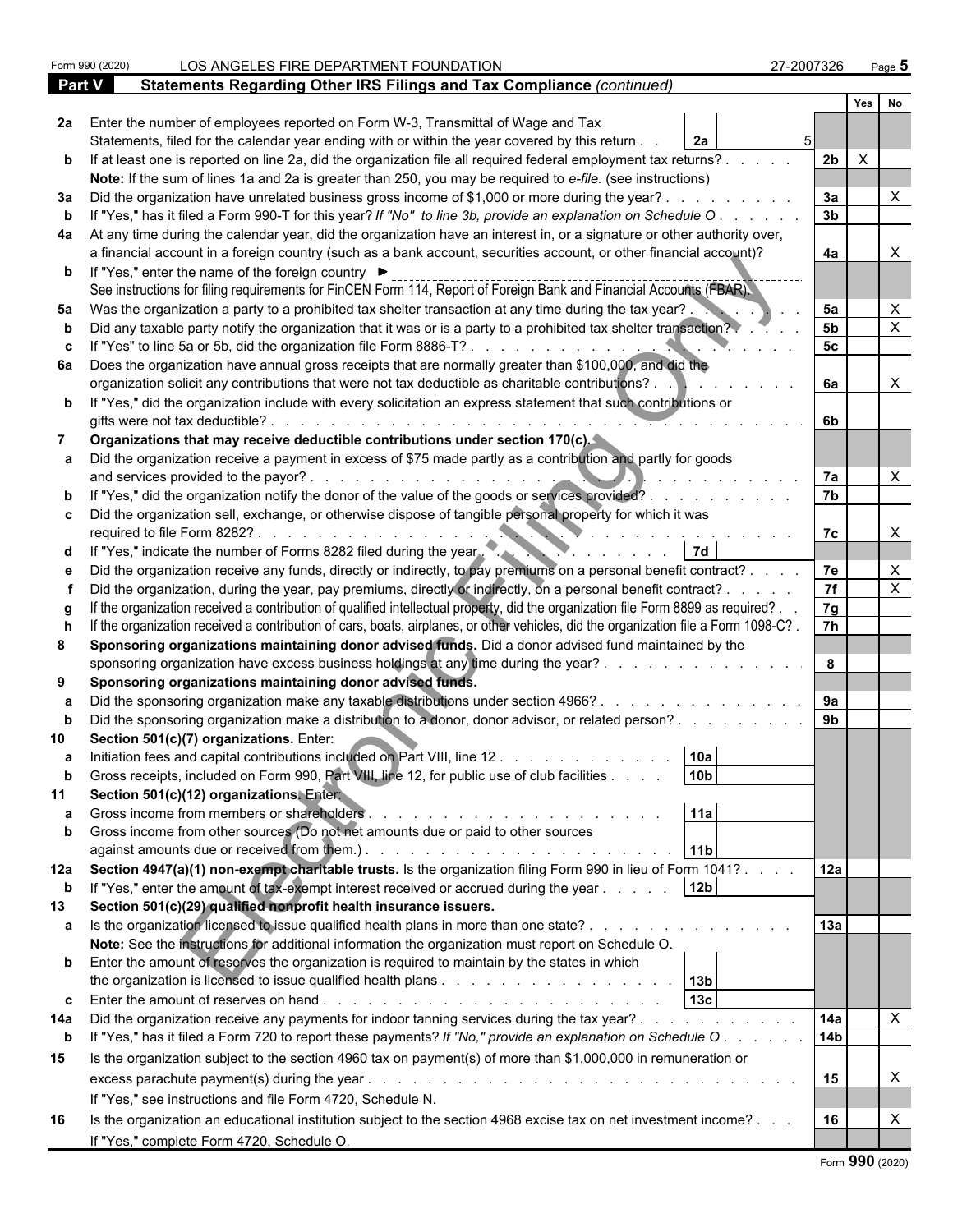Form 990 (2020) LOS ANGELES FIRE DEPARTMENT FOUNDATION 27-2007326 Page **5**

## Part V Statements Regarding Other IRS Filings and Tax Compliance *(continued)*

| | | | | Line | Yes | No |
|---|---|---|---|---|---|---|
| **2a** | Enter the number of employees reported on Form W-3, Transmittal of Wage and Tax Statements, filed for the calendar year ending with or within the year covered by this return | 2a | 5 | | | |
| **b** | If at least one is reported on line 2a, did the organization file all required federal employment tax returns? | | | 2b | X | |
| | **Note:** If the sum of lines 1a and 2a is greater than 250, you may be required to *e-file*. (see instructions) | | | | | |
| **3a** | Did the organization have unrelated business gross income of $1,000 or more during the year? | | | 3a | | X |
| **b** | If "Yes," has it filed a Form 990-T for this year? *If "No" to line 3b, provide an explanation on Schedule O* | | | 3b | | |
| **4a** | At any time during the calendar year, did the organization have an interest in, or a signature or other authority over, a financial account in a foreign country (such as a bank account, securities account, or other financial account)? | | | 4a | | X |
| **b** | If "Yes," enter the name of the foreign country ► See instructions for filing requirements for FinCEN Form 114, Report of Foreign Bank and Financial Accounts (FBAR). | | | | | |
| **5a** | Was the organization a party to a prohibited tax shelter transaction at any time during the tax year? | | | 5a | | X |
| **b** | Did any taxable party notify the organization that it was or is a party to a prohibited tax shelter transaction? | | | 5b | | X |
| **c** | If "Yes" to line 5a or 5b, did the organization file Form 8886-T? | | | 5c | | |
| **6a** | Does the organization have annual gross receipts that are normally greater than $100,000, and did the organization solicit any contributions that were not tax deductible as charitable contributions? | | | 6a | | X |
| **b** | If "Yes," did the organization include with every solicitation an express statement that such contributions or gifts were not tax deductible? | | | 6b | | |
| **7** | **Organizations that may receive deductible contributions under section 170(c).** | | | | | |
| **a** | Did the organization receive a payment in excess of $75 made partly as a contribution and partly for goods and services provided to the payor? | | | 7a | | X |
| **b** | If "Yes," did the organization notify the donor of the value of the goods or services provided? | | | 7b | | |
| **c** | Did the organization sell, exchange, or otherwise dispose of tangible personal property for which it was required to file Form 8282? | | | 7c | | X |
| **d** | If "Yes," indicate the number of Forms 8282 filed during the year | 7d | | | | |
| **e** | Did the organization receive any funds, directly or indirectly, to pay premiums on a personal benefit contract? | | | 7e | | X |
| **f** | Did the organization, during the year, pay premiums, directly or indirectly, on a personal benefit contract? | | | 7f | | X |
| **g** | If the organization received a contribution of qualified intellectual property, did the organization file Form 8899 as required? | | | 7g | | |
| **h** | If the organization received a contribution of cars, boats, airplanes, or other vehicles, did the organization file a Form 1098-C? | | | 7h | | |
| **8** | **Sponsoring organizations maintaining donor advised funds.** Did a donor advised fund maintained by the sponsoring organization have excess business holdings at any time during the year? | | | 8 | | |
| **9** | **Sponsoring organizations maintaining donor advised funds.** | | | | | |
| **a** | Did the sponsoring organization make any taxable distributions under section 4966? | | | 9a | | |
| **b** | Did the sponsoring organization make a distribution to a donor, donor advisor, or related person? | | | 9b | | |
| **10** | **Section 501(c)(7) organizations.** Enter: | | | | | |
| **a** | Initiation fees and capital contributions included on Part VIII, line 12 | 10a | | | | |
| **b** | Gross receipts, included on Form 990, Part VIII, line 12, for public use of club facilities | 10b | | | | |
| **11** | **Section 501(c)(12) organizations.** Enter: | | | | | |
| **a** | Gross income from members or shareholders | 11a | | | | |
| **b** | Gross income from other sources (Do not net amounts due or paid to other sources against amounts due or received from them.) | 11b | | | | |
| **12a** | **Section 4947(a)(1) non-exempt charitable trusts.** Is the organization filing Form 990 in lieu of Form 1041? | | | 12a | | |
| **b** | If "Yes," enter the amount of tax-exempt interest received or accrued during the year | 12b | | | | |
| **13** | **Section 501(c)(29) qualified nonprofit health insurance issuers.** | | | | | |
| **a** | Is the organization licensed to issue qualified health plans in more than one state? | | | 13a | | |
| | **Note:** See the instructions for additional information the organization must report on Schedule O. | | | | | |
| **b** | Enter the amount of reserves the organization is required to maintain by the states in which the organization is licensed to issue qualified health plans | 13b | | | | |
| **c** | Enter the amount of reserves on hand | 13c | | | | |
| **14a** | Did the organization receive any payments for indoor tanning services during the tax year? | | | 14a | | X |
| **b** | If "Yes," has it filed a Form 720 to report these payments? *If "No," provide an explanation on Schedule O* | | | 14b | | |
| **15** | Is the organization subject to the section 4960 tax on payment(s) of more than $1,000,000 in remuneration or excess parachute payment(s) during the year? | | | 15 | | X |
| | If "Yes," see instructions and file Form 4720, Schedule N. | | | | | |
| **16** | Is the organization an educational institution subject to the section 4968 excise tax on net investment income? | | | 16 | | X |
| | If "Yes," complete Form 4720, Schedule O. | | | | | |

Form **990** (2020)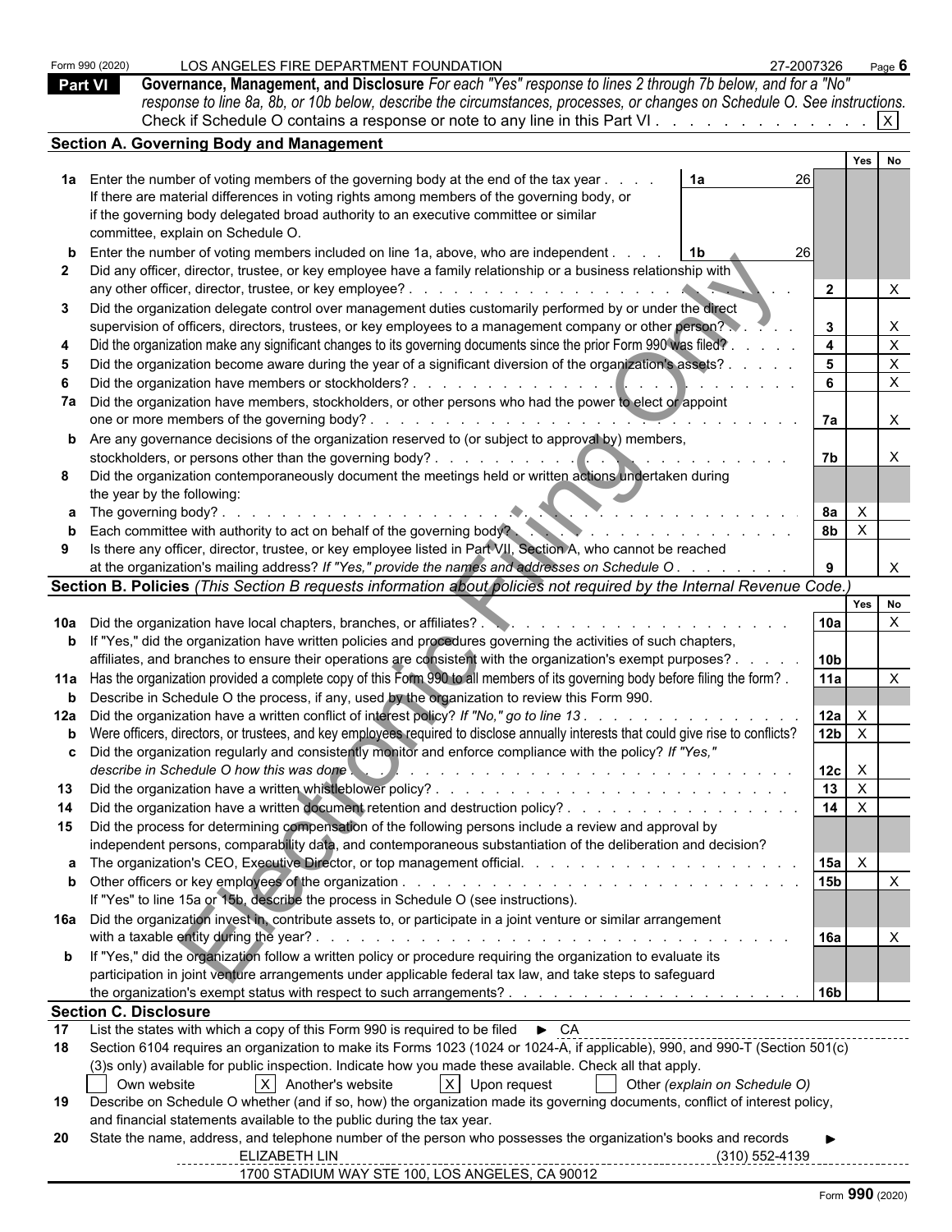Form 990 (2020) LOS ANGELES FIRE DEPARTMENT FOUNDATION 27-2007326

## Part VI Governance, Management, and Disclosure

*For each "Yes" response to lines 2 through 7b below, and for a "No" response to line 8a, 8b, or 10b below, describe the circumstances, processes, or changes on Schedule O. See instructions.*

Check if Schedule O contains a response or note to any line in this Part VI . . . . . . . . . . . . . [X]

### Section A. Governing Body and Management

| | | | Yes | No |
|---|---|---|---|---|
| **1a** | Enter the number of voting members of the governing body at the end of the tax year . . . . **1a** 26<br>If there are material differences in voting rights among members of the governing body, or if the governing body delegated broad authority to an executive committee or similar committee, explain on Schedule O. | | | |
| **b** | Enter the number of voting members included on line 1a, above, who are independent . . . . **1b** 26 | | | |
| **2** | Did any officer, director, trustee, or key employee have a family relationship or a business relationship with any other officer, director, trustee, or key employee? | 2 | | X |
| **3** | Did the organization delegate control over management duties customarily performed by or under the direct supervision of officers, directors, trustees, or key employees to a management company or other person? | 3 | | X |
| **4** | Did the organization make any significant changes to its governing documents since the prior Form 990 was filed? | 4 | | X |
| **5** | Did the organization become aware during the year of a significant diversion of the organization's assets? | 5 | | X |
| **6** | Did the organization have members or stockholders? | 6 | | X |
| **7a** | Did the organization have members, stockholders, or other persons who had the power to elect or appoint one or more members of the governing body? | 7a | | X |
| **b** | Are any governance decisions of the organization reserved to (or subject to approval by) members, stockholders, or persons other than the governing body? | 7b | | X |
| **8** | Did the organization contemporaneously document the meetings held or written actions undertaken during the year by the following: | | | |
| **a** | The governing body? | 8a | X | |
| **b** | Each committee with authority to act on behalf of the governing body? | 8b | X | |
| **9** | Is there any officer, director, trustee, or key employee listed in Part VII, Section A, who cannot be reached at the organization's mailing address? *If "Yes," provide the names and addresses on Schedule O* | 9 | | X |

### Section B. Policies *(This Section B requests information about policies not required by the Internal Revenue Code.)*

| | | | Yes | No |
|---|---|---|---|---|
| **10a** | Did the organization have local chapters, branches, or affiliates? | 10a | | X |
| **b** | If "Yes," did the organization have written policies and procedures governing the activities of such chapters, affiliates, and branches to ensure their operations are consistent with the organization's exempt purposes? | 10b | | |
| **11a** | Has the organization provided a complete copy of this Form 990 to all members of its governing body before filing the form? | 11a | | X |
| **b** | Describe in Schedule O the process, if any, used by the organization to review this Form 990. | | | |
| **12a** | Did the organization have a written conflict of interest policy? *If "No," go to line 13* | 12a | X | |
| **b** | Were officers, directors, or trustees, and key employees required to disclose annually interests that could give rise to conflicts? | 12b | X | |
| **c** | Did the organization regularly and consistently monitor and enforce compliance with the policy? *If "Yes," describe in Schedule O how this was done* | 12c | X | |
| **13** | Did the organization have a written whistleblower policy? | 13 | X | |
| **14** | Did the organization have a written document retention and destruction policy? | 14 | X | |
| **15** | Did the process for determining compensation of the following persons include a review and approval by independent persons, comparability data, and contemporaneous substantiation of the deliberation and decision? | | | |
| **a** | The organization's CEO, Executive Director, or top management official. | 15a | X | |
| **b** | Other officers or key employees of the organization<br>If "Yes" to line 15a or 15b, describe the process in Schedule O (see instructions). | 15b | | X |
| **16a** | Did the organization invest in, contribute assets to, or participate in a joint venture or similar arrangement with a taxable entity during the year? | 16a | | X |
| **b** | If "Yes," did the organization follow a written policy or procedure requiring the organization to evaluate its participation in joint venture arrangements under applicable federal tax law, and take steps to safeguard the organization's exempt status with respect to such arrangements? | 16b | | |

### Section C. Disclosure

**17** List the states with which a copy of this Form 990 is required to be filed ► CA

**18** Section 6104 requires an organization to make its Forms 1023 (1024 or 1024-A, if applicable), 990, and 990-T (Section 501(c)(3)s only) available for public inspection. Indicate how you made these available. Check all that apply.

[ ] Own website  [X] Another's website  [X] Upon request  [ ] Other *(explain on Schedule O)*

**19** Describe on Schedule O whether (and if so, how) the organization made its governing documents, conflict of interest policy, and financial statements available to the public during the tax year.

**20** State the name, address, and telephone number of the person who possesses the organization's books and records ►

ELIZABETH LIN (310) 552-4139
1700 STADIUM WAY STE 100, LOS ANGELES, CA 90012

Form **990** (2020)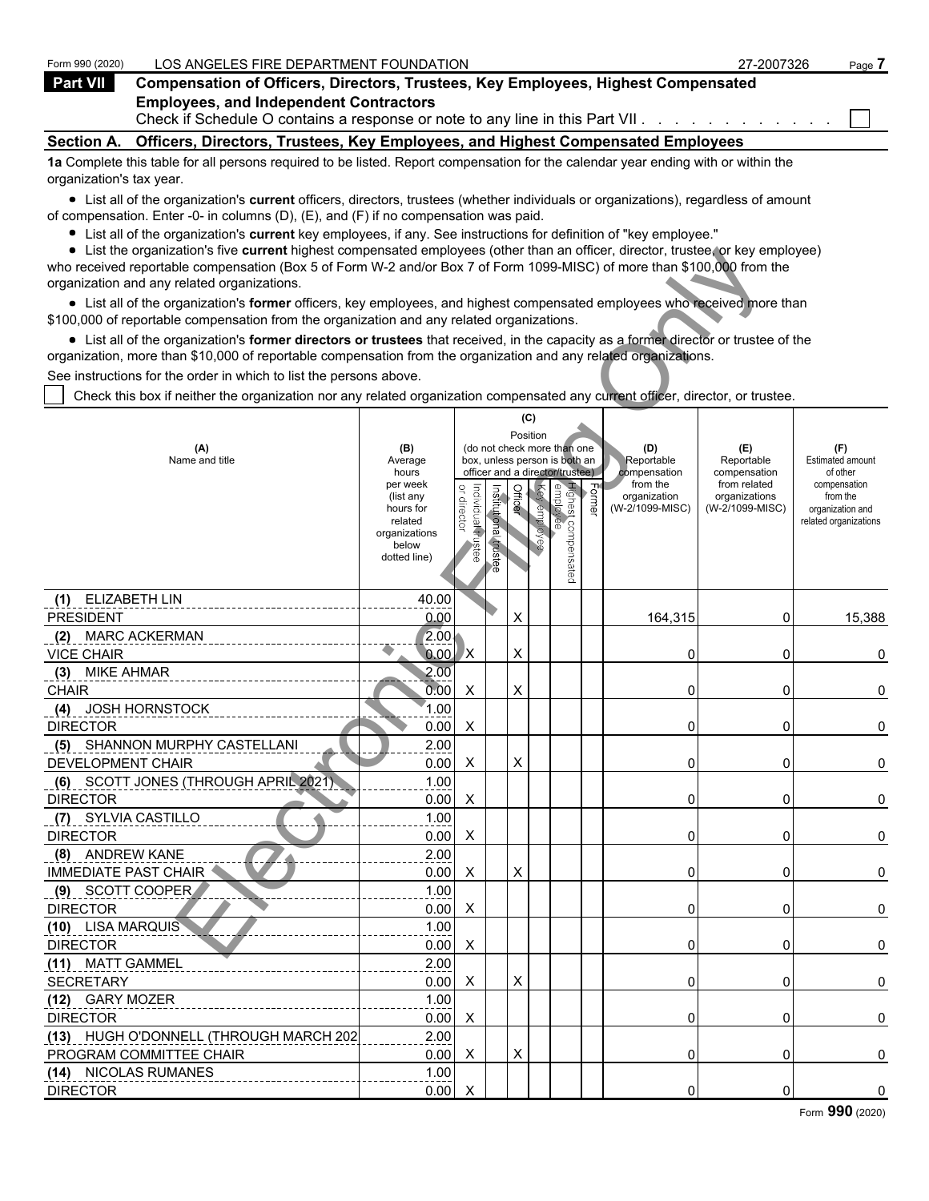Form 990 (2020) LOS ANGELES FIRE DEPARTMENT FOUNDATION 27-2007326 Page **7**

## Part VII Compensation of Officers, Directors, Trustees, Key Employees, Highest Compensated Employees, and Independent Contractors

Check if Schedule O contains a response or note to any line in this Part VII . . . . . . . . . . . . ☐

### Section A. Officers, Directors, Trustees, Key Employees, and Highest Compensated Employees

**1a** Complete this table for all persons required to be listed. Report compensation for the calendar year ending with or within the organization's tax year.

- List all of the organization's **current** officers, directors, trustees (whether individuals or organizations), regardless of amount of compensation. Enter -0- in columns (D), (E), and (F) if no compensation was paid.
- List all of the organization's **current** key employees, if any. See instructions for definition of "key employee."
- List the organization's five **current** highest compensated employees (other than an officer, director, trustee, or key employee) who received reportable compensation (Box 5 of Form W-2 and/or Box 7 of Form 1099-MISC) of more than $100,000 from the organization and any related organizations.
- List all of the organization's **former** officers, key employees, and highest compensated employees who received more than $100,000 of reportable compensation from the organization and any related organizations.
- List all of the organization's **former directors or trustees** that received, in the capacity as a former director or trustee of the organization, more than $10,000 of reportable compensation from the organization and any related organizations.

See instructions for the order in which to list the persons above.

☐ Check this box if neither the organization nor any related organization compensated any current officer, director, or trustee.

| (A) Name and title | (B) Average hours per week (list any hours for related organizations below dotted line) | (C) Position (do not check more than one box, unless person is both an officer and a director/trustee) | | | | | | (D) Reportable compensation from the organization (W-2/1099-MISC) | (E) Reportable compensation from related organizations (W-2/1099-MISC) | (F) Estimated amount of other compensation from the organization and related organizations |
|---|---|---|---|---|---|---|---|---|---|---|
| | | Individual trustee or director | Institutional trustee | Officer | Key employee | Highest compensated employee | Former | | | |
| (1) ELIZABETH LIN<br>PRESIDENT | 40.00<br>0.00 | | | X | | | | 164,315 | 0 | 15,388 |
| (2) MARC ACKERMAN<br>VICE CHAIR | 2.00<br>0.00 | X | | X | | | | 0 | 0 | 0 |
| (3) MIKE AHMAR<br>CHAIR | 2.00<br>0.00 | X | | X | | | | 0 | 0 | 0 |
| (4) JOSH HORNSTOCK<br>DIRECTOR | 1.00<br>0.00 | X | | | | | | 0 | 0 | 0 |
| (5) SHANNON MURPHY CASTELLANI<br>DEVELOPMENT CHAIR | 2.00<br>0.00 | X | | X | | | | 0 | 0 | 0 |
| (6) SCOTT JONES (THROUGH APRIL 2021)<br>DIRECTOR | 1.00<br>0.00 | X | | | | | | 0 | 0 | 0 |
| (7) SYLVIA CASTILLO<br>DIRECTOR | 1.00<br>0.00 | X | | | | | | 0 | 0 | 0 |
| (8) ANDREW KANE<br>IMMEDIATE PAST CHAIR | 2.00<br>0.00 | X | | X | | | | 0 | 0 | 0 |
| (9) SCOTT COOPER<br>DIRECTOR | 1.00<br>0.00 | X | | | | | | 0 | 0 | 0 |
| (10) LISA MARQUIS<br>DIRECTOR | 1.00<br>0.00 | X | | | | | | 0 | 0 | 0 |
| (11) MATT GAMMEL<br>SECRETARY | 2.00<br>0.00 | X | | X | | | | 0 | 0 | 0 |
| (12) GARY MOZER<br>DIRECTOR | 1.00<br>0.00 | X | | | | | | 0 | 0 | 0 |
| (13) HUGH O'DONNELL (THROUGH MARCH 202<br>PROGRAM COMMITTEE CHAIR | 2.00<br>0.00 | X | | X | | | | 0 | 0 | 0 |
| (14) NICOLAS RUMANES<br>DIRECTOR | 1.00<br>0.00 | X | | | | | | 0 | 0 | 0 |

Form **990** (2020)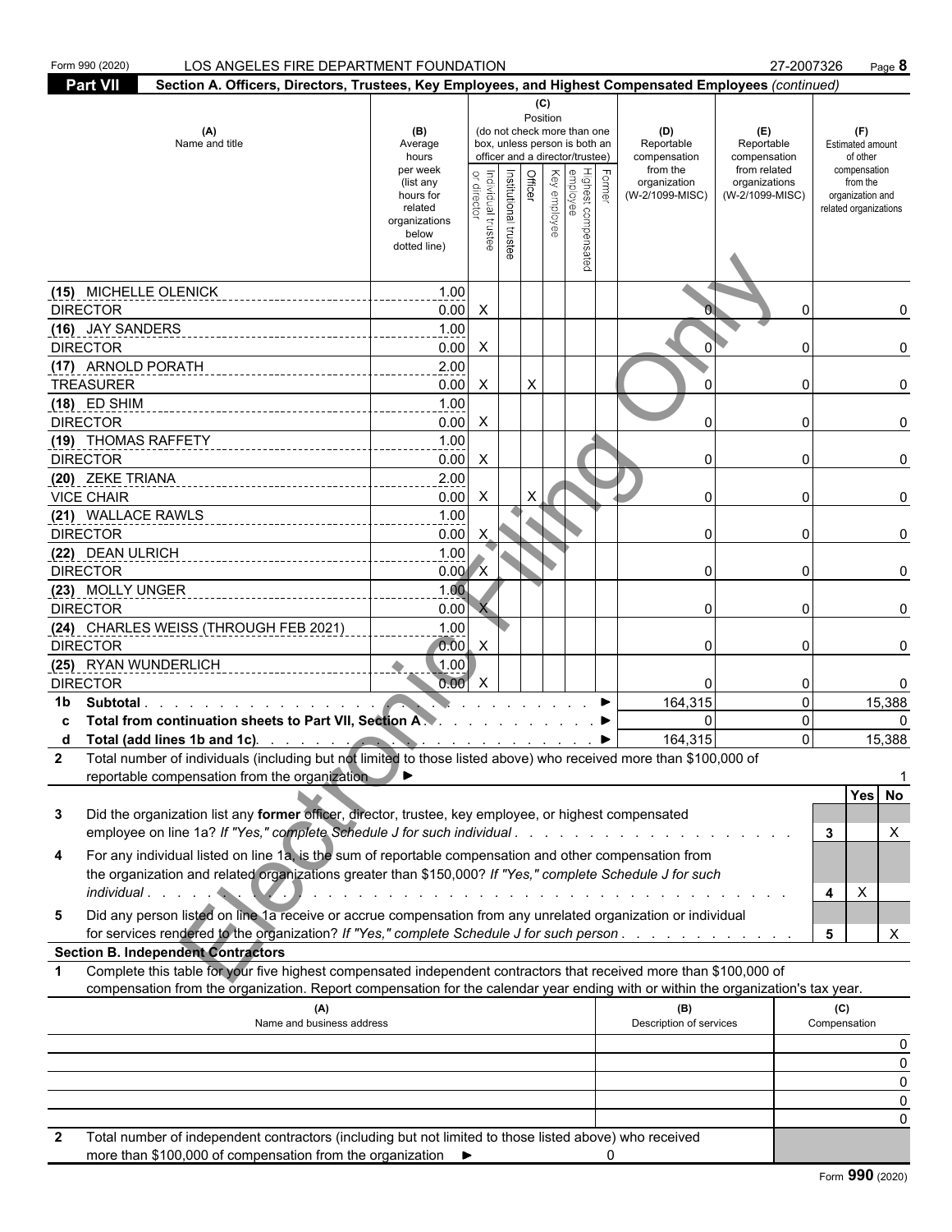Form 990 (2020) LOS ANGELES FIRE DEPARTMENT FOUNDATION 27-2007326 Page **8**

**Part VII** **Section A. Officers, Directors, Trustees, Key Employees, and Highest Compensated Employees** *(continued)*

| (A) Name and title | (B) Average hours per week (list any hours for related organizations below dotted line) | (C) Position (do not check more than one box, unless person is both an officer and a director/trustee) Individual trustee or director | Institutional trustee | Officer | Key employee | Highest compensated employee | Former | (D) Reportable compensation from the organization (W-2/1099-MISC) | (E) Reportable compensation from related organizations (W-2/1099-MISC) | (F) Estimated amount of other compensation from the organization and related organizations |
|---|---|---|---|---|---|---|---|---|---|---|
| (15) MICHELLE OLENICK<br>DIRECTOR | 1.00<br>0.00 | X | | | | | | 0 | 0 | 0 |
| (16) JAY SANDERS<br>DIRECTOR | 1.00<br>0.00 | X | | | | | | 0 | 0 | 0 |
| (17) ARNOLD PORATH<br>TREASURER | 2.00<br>0.00 | X | | X | | | | 0 | 0 | 0 |
| (18) ED SHIM<br>DIRECTOR | 1.00<br>0.00 | X | | | | | | 0 | 0 | 0 |
| (19) THOMAS RAFFETY<br>DIRECTOR | 1.00<br>0.00 | X | | | | | | 0 | 0 | 0 |
| (20) ZEKE TRIANA<br>VICE CHAIR | 2.00<br>0.00 | X | | X | | | | 0 | 0 | 0 |
| (21) WALLACE RAWLS<br>DIRECTOR | 1.00<br>0.00 | X | | | | | | 0 | 0 | 0 |
| (22) DEAN ULRICH<br>DIRECTOR | 1.00<br>0.00 | X | | | | | | 0 | 0 | 0 |
| (23) MOLLY UNGER<br>DIRECTOR | 1.00<br>0.00 | X | | | | | | 0 | 0 | 0 |
| (24) CHARLES WEISS (THROUGH FEB 2021)<br>DIRECTOR | 1.00<br>0.00 | X | | | | | | 0 | 0 | 0 |
| (25) RYAN WUNDERLICH<br>DIRECTOR | 1.00<br>0.00 | X | | | | | | 0 | 0 | 0 |
| **1b Subtotal** ▶ | | | | | | | | 164,315 | 0 | 15,388 |
| **c Total from continuation sheets to Part VII, Section A** ▶ | | | | | | | | 0 | 0 | 0 |
| **d Total (add lines 1b and 1c)** ▶ | | | | | | | | 164,315 | 0 | 15,388 |

**2** Total number of individuals (including but not limited to those listed above) who received more than $100,000 of reportable compensation from the organization ▶ 1

| | | | Yes | No |
|---|---|---|---|---|
| **3** | Did the organization list any **former** officer, director, trustee, key employee, or highest compensated employee on line 1a? *If "Yes," complete Schedule J for such individual* | 3 | | X |
| **4** | For any individual listed on line 1a, is the sum of reportable compensation and other compensation from the organization and related organizations greater than $150,000? *If "Yes," complete Schedule J for such individual* | 4 | X | |
| **5** | Did any person listed on line 1a receive or accrue compensation from any unrelated organization or individual for services rendered to the organization? *If "Yes," complete Schedule J for such person* | 5 | | X |

**Section B. Independent Contractors**

**1** Complete this table for your five highest compensated independent contractors that received more than $100,000 of compensation from the organization. Report compensation for the calendar year ending with or within the organization's tax year.

| (A) Name and business address | (B) Description of services | (C) Compensation |
|---|---|---|
| | | 0 |
| | | 0 |
| | | 0 |
| | | 0 |
| | | 0 |

**2** Total number of independent contractors (including but not limited to those listed above) who received more than $100,000 of compensation from the organization ▶ 0

Form **990** (2020)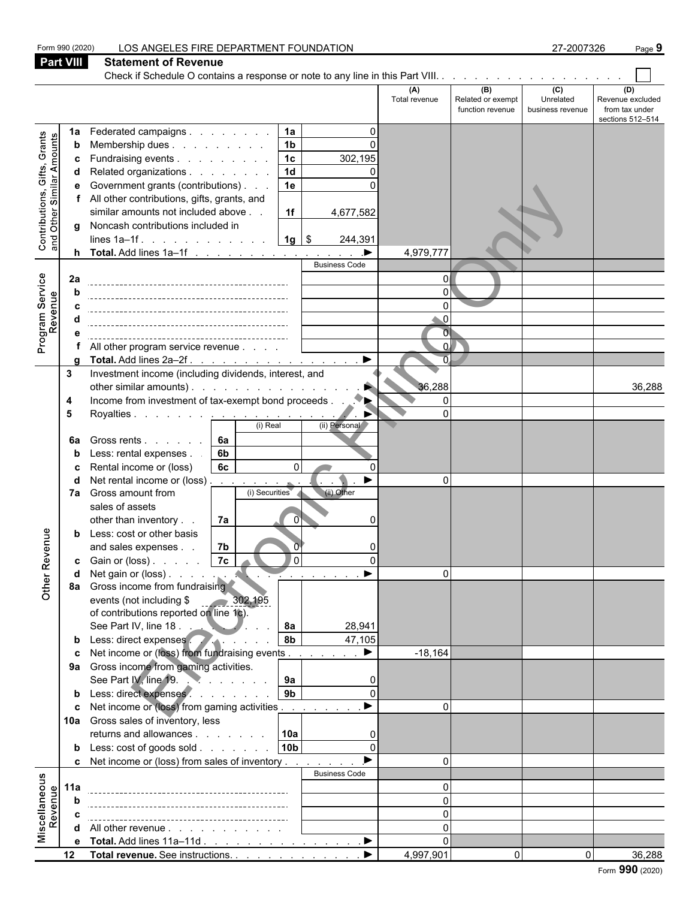Form 990 (2020) LOS ANGELES FIRE DEPARTMENT FOUNDATION 27-2007326

## Part VIII Statement of Revenue

Check if Schedule O contains a response or note to any line in this Part VIII. . . . . . . . . . . . . . . . . . ☐

| | | | | (A) Total revenue | (B) Related or exempt function revenue | (C) Unrelated business revenue | (D) Revenue excluded from tax under sections 512–514 |
|---|---|---|---|---|---|---|---|
| **Contributions, Gifts, Grants and Other Similar Amounts** | 1a Federated campaigns | 1a | 0 | | | | |
| | b Membership dues | 1b | 0 | | | | |
| | c Fundraising events | 1c | 302,195 | | | | |
| | d Related organizations | 1d | 0 | | | | |
| | e Government grants (contributions) | 1e | 0 | | | | |
| | f All other contributions, gifts, grants, and similar amounts not included above | 1f | 4,677,582 | | | | |
| | g Noncash contributions included in lines 1a–1f | 1g | $ 244,391 | | | | |
| | h **Total.** Add lines 1a–1f | | ▶ | 4,979,777 | | | |
| **Program Service Revenue** | | | Business Code | | | | |
| | 2a | | | 0 | | | |
| | b | | | 0 | | | |
| | c | | | 0 | | | |
| | d | | | 0 | | | |
| | e | | | 0 | | | |
| | f All other program service revenue | | | 0 | | | |
| | g **Total.** Add lines 2a–2f | | ▶ | 0 | | | |
| **Other Revenue** | 3 Investment income (including dividends, interest, and other similar amounts) | | ▶ | 36,288 | | | 36,288 |
| | 4 Income from investment of tax-exempt bond proceeds | | ▶ | 0 | | | |
| | 5 Royalties | | ▶ | 0 | | | |
| | | | (i) Real / (ii) Personal | | | | |
| | 6a Gross rents | 6a | | | | | |
| | b Less: rental expenses | 6b | | | | | |
| | c Rental income or (loss) | 6c | (i) 0 / (ii) 0 | | | | |
| | d Net rental income or (loss) | | ▶ | 0 | | | |
| | | | (i) Securities / (ii) Other | | | | |
| | 7a Gross amount from sales of assets other than inventory | 7a | (i) 0 / (ii) 0 | | | | |
| | b Less: cost or other basis and sales expenses | 7b | (i) 0 / (ii) 0 | | | | |
| | c Gain or (loss) | 7c | (i) 0 / (ii) 0 | | | | |
| | d Net gain or (loss) | | ▶ | 0 | | | |
| | 8a Gross income from fundraising events (not including $ 302,195 of contributions reported on line 1c). See Part IV, line 18 | 8a | 28,941 | | | | |
| | b Less: direct expenses | 8b | 47,105 | | | | |
| | c Net income or (loss) from fundraising events | | ▶ | -18,164 | | | |
| | 9a Gross income from gaming activities. See Part IV, line 19 | 9a | 0 | | | | |
| | b Less: direct expenses | 9b | 0 | | | | |
| | c Net income or (loss) from gaming activities | | ▶ | 0 | | | |
| | 10a Gross sales of inventory, less returns and allowances | 10a | 0 | | | | |
| | b Less: cost of goods sold | 10b | 0 | | | | |
| | c Net income or (loss) from sales of inventory | | ▶ | 0 | | | |
| **Miscellaneous Revenue** | | | Business Code | | | | |
| | 11a | | | 0 | | | |
| | b | | | 0 | | | |
| | c | | | 0 | | | |
| | d All other revenue | | | 0 | | | |
| | e **Total.** Add lines 11a–11d | | ▶ | 0 | | | |
| | 12 **Total revenue.** See instructions | | ▶ | 4,997,901 | 0 | 0 | 36,288 |

Form **990** (2020)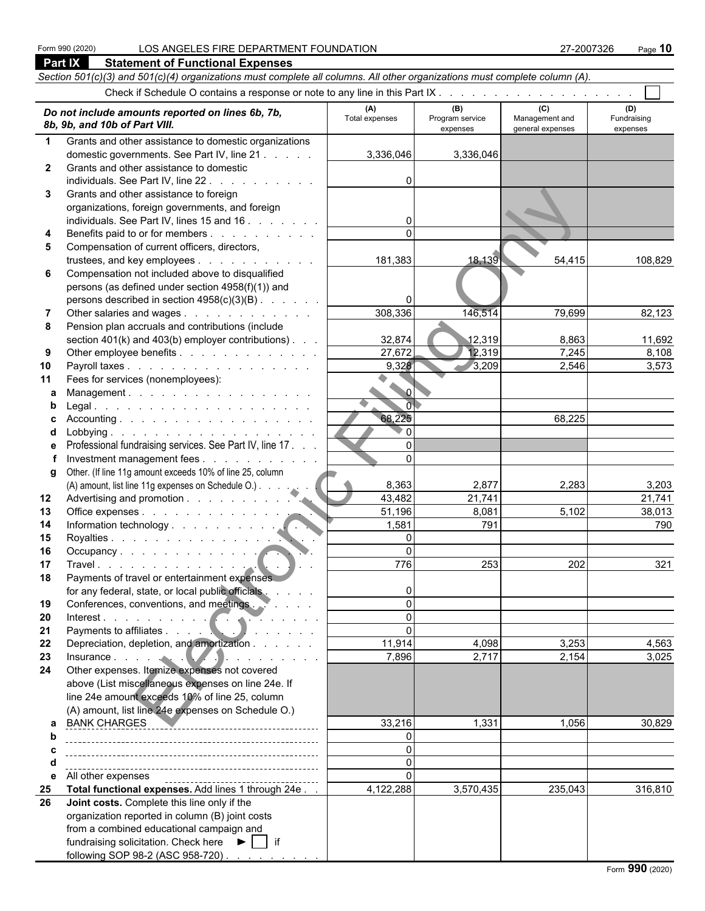Form 990 (2020) LOS ANGELES FIRE DEPARTMENT FOUNDATION 27-2007326 Page **10**

## Part IX Statement of Functional Expenses

*Section 501(c)(3) and 501(c)(4) organizations must complete all columns. All other organizations must complete column (A).*

Check if Schedule O contains a response or note to any line in this Part IX . . . . . . . . . . . . . . . . . . . ☐

| *Do not include amounts reported on lines 6b, 7b, 8b, 9b, and 10b of Part VIII.* | (A) Total expenses | (B) Program service expenses | (C) Management and general expenses | (D) Fundraising expenses |
|---|---|---|---|---|
| **1** Grants and other assistance to domestic organizations domestic governments. See Part IV, line 21 | 3,336,046 | 3,336,046 | | |
| **2** Grants and other assistance to domestic individuals. See Part IV, line 22 | 0 | | | |
| **3** Grants and other assistance to foreign organizations, foreign governments, and foreign individuals. See Part IV, lines 15 and 16 | 0 | | | |
| **4** Benefits paid to or for members | 0 | | | |
| **5** Compensation of current officers, directors, trustees, and key employees | 181,383 | 18,139 | 54,415 | 108,829 |
| **6** Compensation not included above to disqualified persons (as defined under section 4958(f)(1)) and persons described in section 4958(c)(3)(B) | 0 | | | |
| **7** Other salaries and wages | 308,336 | 146,514 | 79,699 | 82,123 |
| **8** Pension plan accruals and contributions (include section 401(k) and 403(b) employer contributions) | 32,874 | 12,319 | 8,863 | 11,692 |
| **9** Other employee benefits | 27,672 | 12,319 | 7,245 | 8,108 |
| **10** Payroll taxes | 9,328 | 3,209 | 2,546 | 3,573 |
| **11** Fees for services (nonemployees): | | | | |
| **a** Management | 0 | | | |
| **b** Legal | 0 | | | |
| **c** Accounting | 68,225 | | 68,225 | |
| **d** Lobbying | 0 | | | |
| **e** Professional fundraising services. See Part IV, line 17 | 0 | | | |
| **f** Investment management fees | 0 | | | |
| **g** Other. (If line 11g amount exceeds 10% of line 25, column (A) amount, list line 11g expenses on Schedule O.) | 8,363 | 2,877 | 2,283 | 3,203 |
| **12** Advertising and promotion | 43,482 | 21,741 | | 21,741 |
| **13** Office expenses | 51,196 | 8,081 | 5,102 | 38,013 |
| **14** Information technology | 1,581 | 791 | | 790 |
| **15** Royalties | 0 | | | |
| **16** Occupancy | 0 | | | |
| **17** Travel | 776 | 253 | 202 | 321 |
| **18** Payments of travel or entertainment expenses for any federal, state, or local public officials | 0 | | | |
| **19** Conferences, conventions, and meetings | 0 | | | |
| **20** Interest | 0 | | | |
| **21** Payments to affiliates | 0 | | | |
| **22** Depreciation, depletion, and amortization | 11,914 | 4,098 | 3,253 | 4,563 |
| **23** Insurance | 7,896 | 2,717 | 2,154 | 3,025 |
| **24** Other expenses. Itemize expenses not covered above (List miscellaneous expenses on line 24e. If line 24e amount exceeds 10% of line 25, column (A) amount, list line 24e expenses on Schedule O.) | | | | |
| **a** BANK CHARGES | 33,216 | 1,331 | 1,056 | 30,829 |
| **b** | 0 | | | |
| **c** | 0 | | | |
| **d** | 0 | | | |
| **e** All other expenses | 0 | | | |
| **25** **Total functional expenses.** Add lines 1 through 24e | 4,122,288 | 3,570,435 | 235,043 | 316,810 |
| **26** **Joint costs.** Complete this line only if the organization reported in column (B) joint costs from a combined educational campaign and fundraising solicitation. Check here ► ☐ if following SOP 98-2 (ASC 958-720) | | | | |

Form **990** (2020)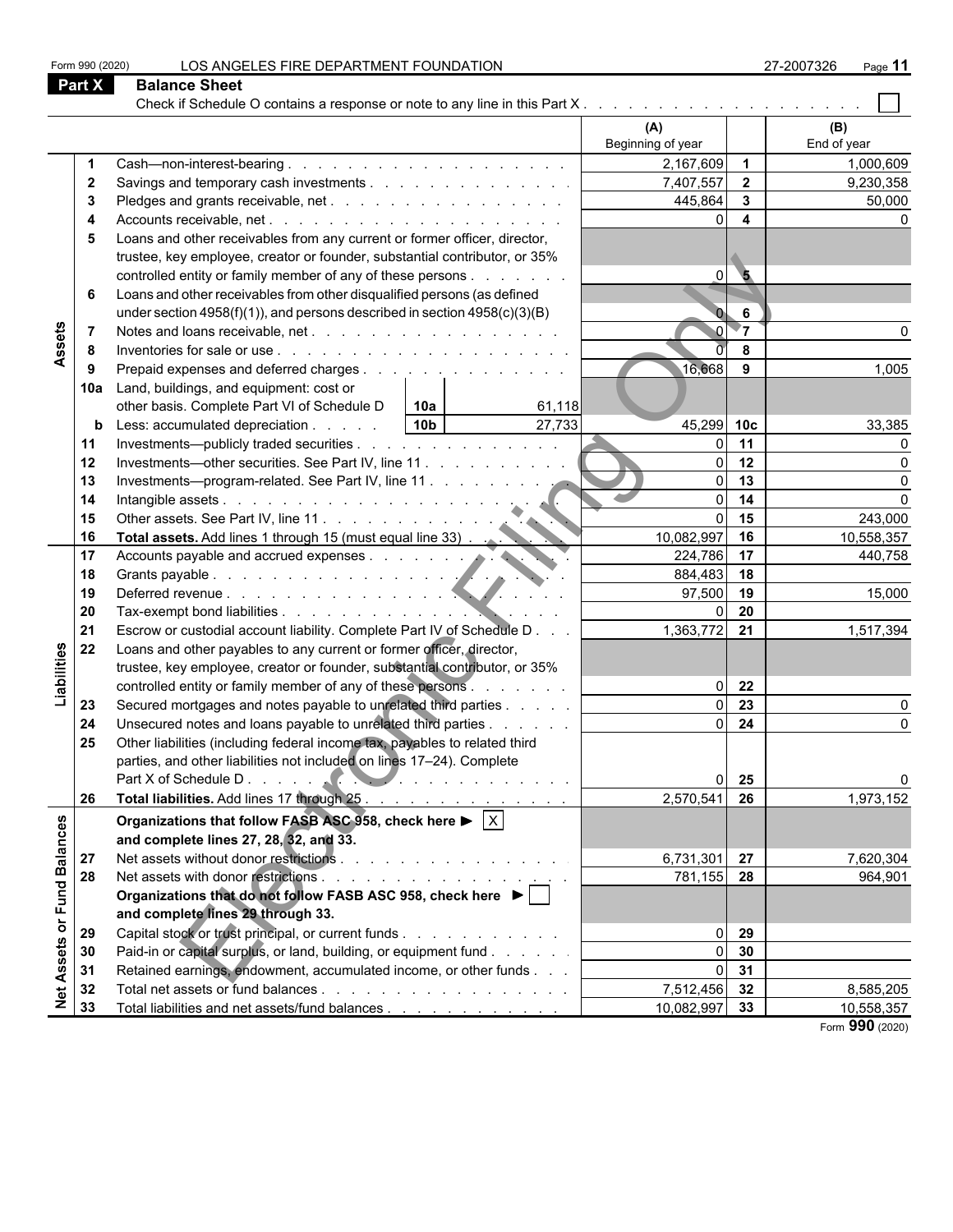Form 990 (2020) LOS ANGELES FIRE DEPARTMENT FOUNDATION 27-2007326

## Part X Balance Sheet

Check if Schedule O contains a response or note to any line in this Part X . . . . . . . . . . ☐

| | | | (A) Beginning of year | | (B) End of year |
|---|---|---|---|---|---|
| **Assets** | 1 | Cash—non-interest-bearing | 2,167,609 | 1 | 1,000,609 |
| | 2 | Savings and temporary cash investments | 7,407,557 | 2 | 9,230,358 |
| | 3 | Pledges and grants receivable, net | 445,864 | 3 | 50,000 |
| | 4 | Accounts receivable, net | 0 | 4 | 0 |
| | 5 | Loans and other receivables from any current or former officer, director, trustee, key employee, creator or founder, substantial contributor, or 35% controlled entity or family member of any of these persons | 0 | 5 | |
| | 6 | Loans and other receivables from other disqualified persons (as defined under section 4958(f)(1)), and persons described in section 4958(c)(3)(B) | 0 | 6 | |
| | 7 | Notes and loans receivable, net | 0 | 7 | 0 |
| | 8 | Inventories for sale or use | 0 | 8 | |
| | 9 | Prepaid expenses and deferred charges | 16,668 | 9 | 1,005 |
| | 10a | Land, buildings, and equipment: cost or other basis. Complete Part VI of Schedule D — 10a: 61,118 | | | |
| | b | Less: accumulated depreciation — 10b: 27,733 | 45,299 | 10c | 33,385 |
| | 11 | Investments—publicly traded securities | 0 | 11 | 0 |
| | 12 | Investments—other securities. See Part IV, line 11 | 0 | 12 | 0 |
| | 13 | Investments—program-related. See Part IV, line 11 | 0 | 13 | 0 |
| | 14 | Intangible assets | 0 | 14 | 0 |
| | 15 | Other assets. See Part IV, line 11 | 0 | 15 | 243,000 |
| | 16 | **Total assets.** Add lines 1 through 15 (must equal line 33) | 10,082,997 | 16 | 10,558,357 |
| **Liabilities** | 17 | Accounts payable and accrued expenses | 224,786 | 17 | 440,758 |
| | 18 | Grants payable | 884,483 | 18 | |
| | 19 | Deferred revenue | 97,500 | 19 | 15,000 |
| | 20 | Tax-exempt bond liabilities | 0 | 20 | |
| | 21 | Escrow or custodial account liability. Complete Part IV of Schedule D | 1,363,772 | 21 | 1,517,394 |
| | 22 | Loans and other payables to any current or former officer, director, trustee, key employee, creator or founder, substantial contributor, or 35% controlled entity or family member of any of these persons | 0 | 22 | |
| | 23 | Secured mortgages and notes payable to unrelated third parties | 0 | 23 | 0 |
| | 24 | Unsecured notes and loans payable to unrelated third parties | 0 | 24 | 0 |
| | 25 | Other liabilities (including federal income tax, payables to related third parties, and other liabilities not included on lines 17–24). Complete Part X of Schedule D | 0 | 25 | 0 |
| | 26 | **Total liabilities.** Add lines 17 through 25 | 2,570,541 | 26 | 1,973,152 |
| **Net Assets or Fund Balances** | | **Organizations that follow FASB ASC 958, check here ▶ ☒ and complete lines 27, 28, 32, and 33.** | | | |
| | 27 | Net assets without donor restrictions | 6,731,301 | 27 | 7,620,304 |
| | 28 | Net assets with donor restrictions | 781,155 | 28 | 964,901 |
| | | **Organizations that do not follow FASB ASC 958, check here ▶ ☐ and complete lines 29 through 33.** | | | |
| | 29 | Capital stock or trust principal, or current funds | 0 | 29 | |
| | 30 | Paid-in or capital surplus, or land, building, or equipment fund | 0 | 30 | |
| | 31 | Retained earnings, endowment, accumulated income, or other funds | 0 | 31 | |
| | 32 | Total net assets or fund balances | 7,512,456 | 32 | 8,585,205 |
| | 33 | Total liabilities and net assets/fund balances | 10,082,997 | 33 | 10,558,357 |

Form **990** (2020)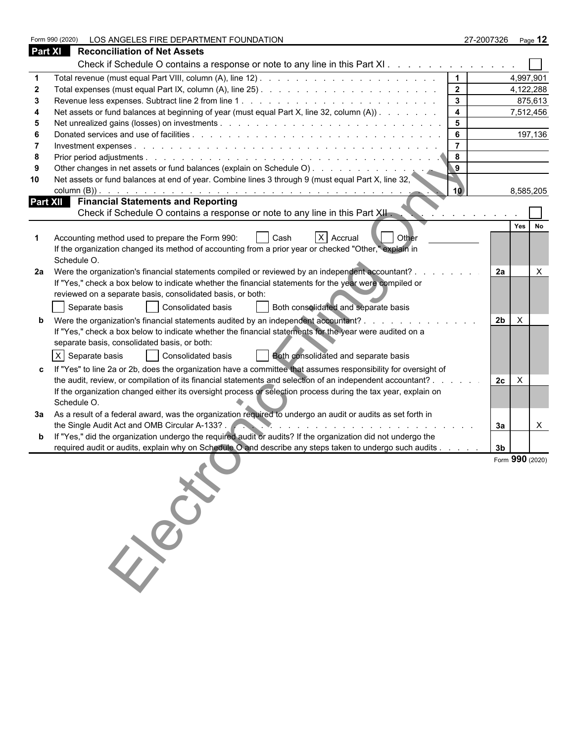Form 990 (2020) LOS ANGELES FIRE DEPARTMENT FOUNDATION 27-2007326

## Part XI Reconciliation of Net Assets

Check if Schedule O contains a response or note to any line in this Part XI . . . . . . . . . . . . . ☐

| | | | |
|---|---|---|---|
| 1 | Total revenue (must equal Part VIII, column (A), line 12) | 1 | 4,997,901 |
| 2 | Total expenses (must equal Part IX, column (A), line 25) | 2 | 4,122,288 |
| 3 | Revenue less expenses. Subtract line 2 from line 1 | 3 | 875,613 |
| 4 | Net assets or fund balances at beginning of year (must equal Part X, line 32, column (A)) | 4 | 7,512,456 |
| 5 | Net unrealized gains (losses) on investments | 5 | |
| 6 | Donated services and use of facilities | 6 | 197,136 |
| 7 | Investment expenses | 7 | |
| 8 | Prior period adjustments | 8 | |
| 9 | Other changes in net assets or fund balances (explain on Schedule O) | 9 | |
| 10 | Net assets or fund balances at end of year. Combine lines 3 through 9 (must equal Part X, line 32, column (B)) | 10 | 8,585,205 |

## Part XII Financial Statements and Reporting

Check if Schedule O contains a response or note to any line in this Part XII . . . . . . . . . . . ☐

| | | | Yes | No |
|---|---|---|---|---|
| 1 | Accounting method used to prepare the Form 990: ☐ Cash ☒ Accrual ☐ Other<br>If the organization changed its method of accounting from a prior year or checked "Other," explain in Schedule O. | | | |
| 2a | Were the organization's financial statements compiled or reviewed by an independent accountant?<br>If "Yes," check a box below to indicate whether the financial statements for the year were compiled or reviewed on a separate basis, consolidated basis, or both:<br>☐ Separate basis ☐ Consolidated basis ☐ Both consolidated and separate basis | 2a | | X |
| b | Were the organization's financial statements audited by an independent accountant?<br>If "Yes," check a box below to indicate whether the financial statements for the year were audited on a separate basis, consolidated basis, or both:<br>☒ Separate basis ☐ Consolidated basis ☐ Both consolidated and separate basis | 2b | X | |
| c | If "Yes" to line 2a or 2b, does the organization have a committee that assumes responsibility for oversight of the audit, review, or compilation of its financial statements and selection of an independent accountant?<br>If the organization changed either its oversight process or selection process during the tax year, explain on Schedule O. | 2c | X | |
| 3a | As a result of a federal award, was the organization required to undergo an audit or audits as set forth in the Single Audit Act and OMB Circular A-133? | 3a | | X |
| b | If "Yes," did the organization undergo the required audit or audits? If the organization did not undergo the required audit or audits, explain why on Schedule O and describe any steps taken to undergo such audits | 3b | | |

Form **990** (2020)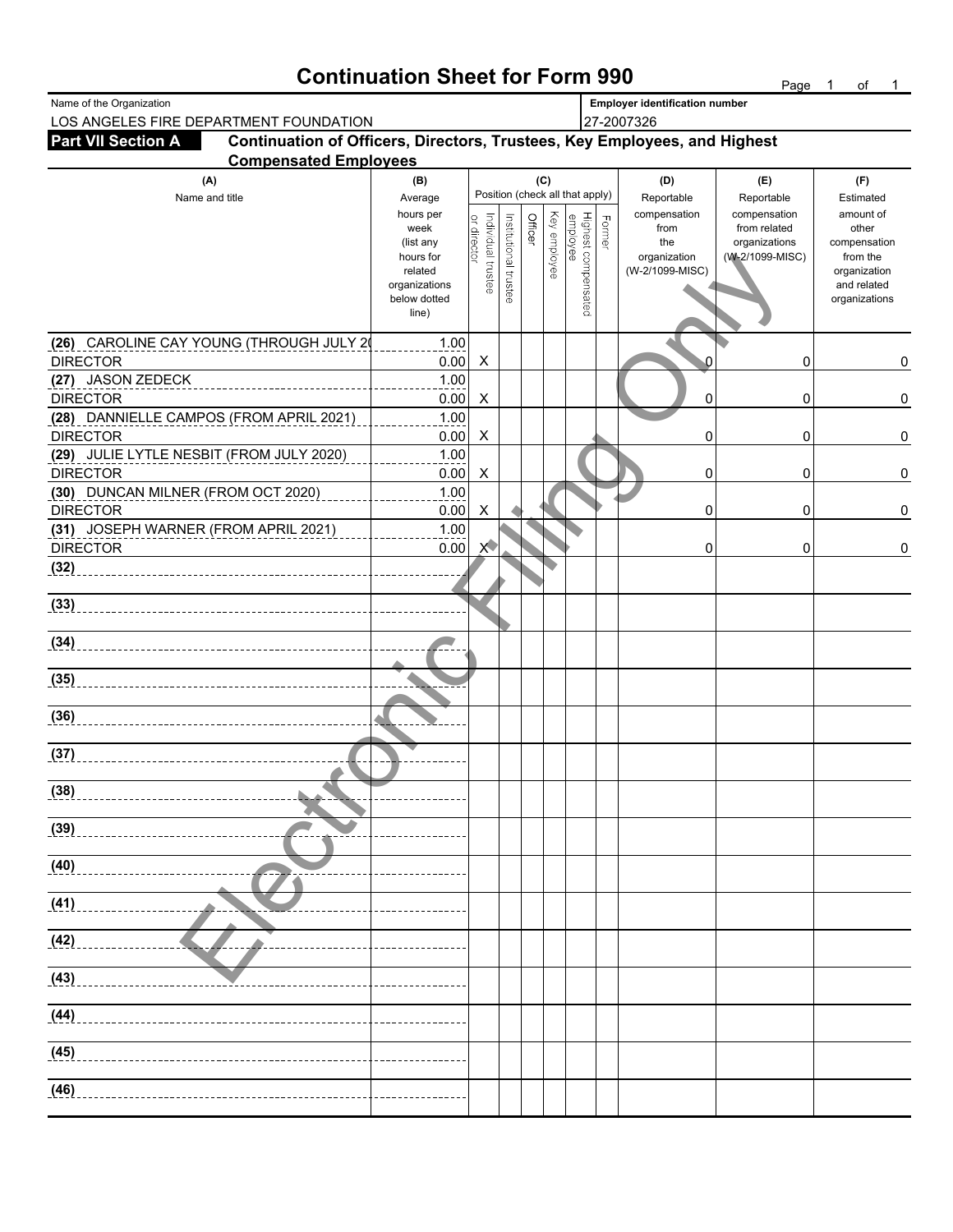# Continuation Sheet for Form 990

Name of the Organization: LOS ANGELES FIRE DEPARTMENT FOUNDATION

Employer identification number: 27-2007326

**Part VII Section A — Continuation of Officers, Directors, Trustees, Key Employees, and Highest Compensated Employees**

| (A) Name and title | (B) Average hours per week (list any hours for related organizations below dotted line) | (C) Individual trustee or director | Institutional trustee | Officer | Key employee | Highest compensated employee | Former | (D) Reportable compensation from the organization (W-2/1099-MISC) | (E) Reportable compensation from related organizations (W-2/1099-MISC) | (F) Estimated amount of other compensation from the organization and related organizations |
|---|---|---|---|---|---|---|---|---|---|---|
| (26) CAROLINE CAY YOUNG (THROUGH JULY 20 DIRECTOR | 1.00 / 0.00 | X | | | | | | 0 | 0 | 0 |
| (27) JASON ZEDECK DIRECTOR | 1.00 / 0.00 | X | | | | | | 0 | 0 | 0 |
| (28) DANNIELLE CAMPOS (FROM APRIL 2021) DIRECTOR | 1.00 / 0.00 | X | | | | | | 0 | 0 | 0 |
| (29) JULIE LYTLE NESBIT (FROM JULY 2020) DIRECTOR | 1.00 / 0.00 | X | | | | | | 0 | 0 | 0 |
| (30) DUNCAN MILNER (FROM OCT 2020) DIRECTOR | 1.00 / 0.00 | X | | | | | | 0 | 0 | 0 |
| (31) JOSEPH WARNER (FROM APRIL 2021) DIRECTOR | 1.00 / 0.00 | X | | | | | | 0 | 0 | 0 |
| (32) | | | | | | | | | | |
| (33) | | | | | | | | | | |
| (34) | | | | | | | | | | |
| (35) | | | | | | | | | | |
| (36) | | | | | | | | | | |
| (37) | | | | | | | | | | |
| (38) | | | | | | | | | | |
| (39) | | | | | | | | | | |
| (40) | | | | | | | | | | |
| (41) | | | | | | | | | | |
| (42) | | | | | | | | | | |
| (43) | | | | | | | | | | |
| (44) | | | | | | | | | | |
| (45) | | | | | | | | | | |
| (46) | | | | | | | | | | |

Electronic Filing Only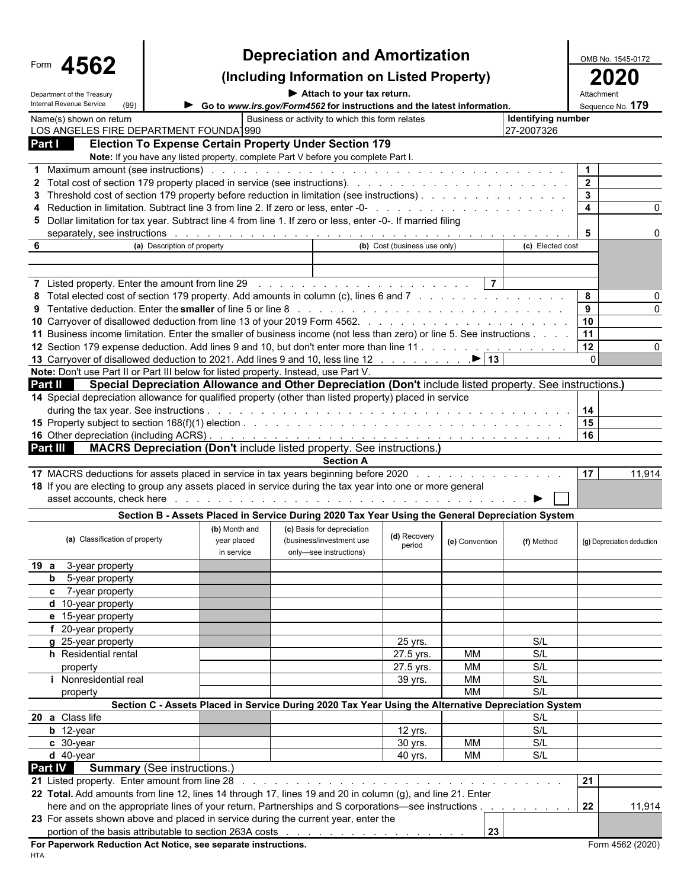Form **4562**

Department of the Treasury
Internal Revenue Service (99)

# Depreciation and Amortization

## (Including Information on Listed Property)

▶ Attach to your tax return.

▶ Go to *www.irs.gov/Form4562* for instructions and the latest information.

OMB No. 1545-0172

**2020**

Attachment Sequence No. **179**

| Name(s) shown on return | Business or activity to which this form relates | Identifying number |
|---|---|---|
| LOS ANGELES FIRE DEPARTMENT FOUNDA | 990 | 27-2007326 |

**Part I — Election To Expense Certain Property Under Section 179**

**Note:** If you have any listed property, complete Part V before you complete Part I.

| | | | |
|---|---|---|---|
| 1 | Maximum amount (see instructions) | 1 | |
| 2 | Total cost of section 179 property placed in service (see instructions) | 2 | |
| 3 | Threshold cost of section 179 property before reduction in limitation (see instructions) | 3 | |
| 4 | Reduction in limitation. Subtract line 3 from line 2. If zero or less, enter -0- | 4 | 0 |
| 5 | Dollar limitation for tax year. Subtract line 4 from line 1. If zero or less, enter -0-. If married filing separately, see instructions | 5 | 0 |

| 6 | (a) Description of property | (b) Cost (business use only) | (c) Elected cost |
|---|---|---|---|
| | | | |
| | | | |

| | | | |
|---|---|---|---|
| 7 | Listed property. Enter the amount from line 29 (line 7) | | |
| 8 | Total elected cost of section 179 property. Add amounts in column (c), lines 6 and 7 | 8 | 0 |
| 9 | Tentative deduction. Enter the **smaller** of line 5 or line 8 | 9 | 0 |
| 10 | Carryover of disallowed deduction from line 13 of your 2019 Form 4562 | 10 | |
| 11 | Business income limitation. Enter the smaller of business income (not less than zero) or line 5. See instructions | 11 | |
| 12 | Section 179 expense deduction. Add lines 9 and 10, but don't enter more than line 11 | 12 | 0 |
| 13 | Carryover of disallowed deduction to 2021. Add lines 9 and 10, less line 12 ▶ (line 13) | | 0 |

**Note:** Don't use Part II or Part III below for listed property. Instead, use Part V.

**Part II — Special Depreciation Allowance and Other Depreciation** (**Don't** include listed property. See instructions.)

| | | | |
|---|---|---|---|
| 14 | Special depreciation allowance for qualified property (other than listed property) placed in service during the tax year. See instructions | 14 | |
| 15 | Property subject to section 168(f)(1) election | 15 | |
| 16 | Other depreciation (including ACRS) | 16 | |

**Part III — MACRS Depreciation** (**Don't** include listed property. See instructions.)

**Section A**

| | | | |
|---|---|---|---|
| 17 | MACRS deductions for assets placed in service in tax years beginning before 2020 | 17 | 11,914 |
| 18 | If you are electing to group any assets placed in service during the tax year into one or more general asset accounts, check here ▶ ☐ | | |

**Section B - Assets Placed in Service During 2020 Tax Year Using the General Depreciation System**

| (a) Classification of property | (b) Month and year placed in service | (c) Basis for depreciation (business/investment use only—see instructions) | (d) Recovery period | (e) Convention | (f) Method | (g) Depreciation deduction |
|---|---|---|---|---|---|---|
| 19 a 3-year property | | | | | | |
| b 5-year property | | | | | | |
| c 7-year property | | | | | | |
| d 10-year property | | | | | | |
| e 15-year property | | | | | | |
| f 20-year property | | | | | | |
| g 25-year property | | | 25 yrs. | | S/L | |
| h Residential rental property | | | 27.5 yrs. | MM | S/L | |
| | | | 27.5 yrs. | MM | S/L | |
| i Nonresidential real property | | | 39 yrs. | MM | S/L | |
| | | | | MM | S/L | |

**Section C - Assets Placed in Service During 2020 Tax Year Using the Alternative Depreciation System**

| (a) Classification of property | (b) Month and year placed in service | (c) Basis for depreciation | (d) Recovery period | (e) Convention | (f) Method | (g) Depreciation deduction |
|---|---|---|---|---|---|---|
| 20 a Class life | | | | | S/L | |
| b 12-year | | | 12 yrs. | | S/L | |
| c 30-year | | | 30 yrs. | MM | S/L | |
| d 40-year | | | 40 yrs. | MM | S/L | |

**Part IV — Summary** (See instructions.)

| | | | |
|---|---|---|---|
| 21 | Listed property. Enter amount from line 28 | 21 | |
| 22 | **Total.** Add amounts from line 12, lines 14 through 17, lines 19 and 20 in column (g), and line 21. Enter here and on the appropriate lines of your return. Partnerships and S corporations—see instructions | 22 | 11,914 |
| 23 | For assets shown above and placed in service during the current year, enter the portion of the basis attributable to section 263A costs (line 23) | | |

**For Paperwork Reduction Act Notice, see separate instructions.**

HTA

Form 4562 (2020)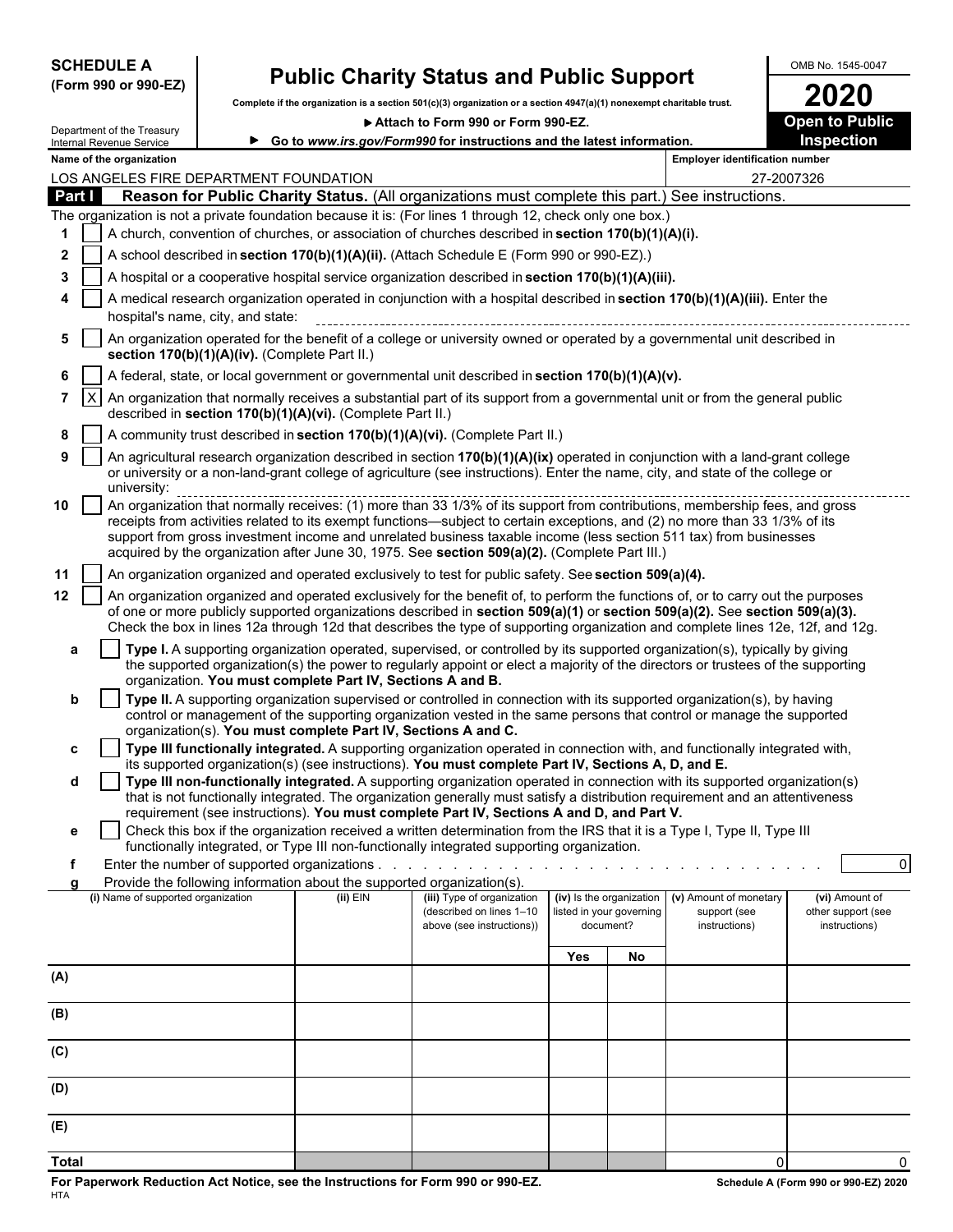**SCHEDULE A**
**(Form 990 or 990-EZ)**

Department of the Treasury
Internal Revenue Service

# Public Charity Status and Public Support

**Complete if the organization is a section 501(c)(3) organization or a section 4947(a)(1) nonexempt charitable trust.**

**▶ Attach to Form 990 or Form 990-EZ.**

**▶ Go to *www.irs.gov/Form990* for instructions and the latest information.**

OMB No. 1545-0047

**2020**

**Open to Public Inspection**

**Name of the organization:** LOS ANGELES FIRE DEPARTMENT FOUNDATION

**Employer identification number:** 27-2007326

## Part I — Reason for Public Charity Status. (All organizations must complete this part.) See instructions.

The organization is not a private foundation because it is: (For lines 1 through 12, check only one box.)

1. [ ] A church, convention of churches, or association of churches described in **section 170(b)(1)(A)(i).**
2. [ ] A school described in **section 170(b)(1)(A)(ii).** (Attach Schedule E (Form 990 or 990-EZ).)
3. [ ] A hospital or a cooperative hospital service organization described in **section 170(b)(1)(A)(iii).**
4. [ ] A medical research organization operated in conjunction with a hospital described in **section 170(b)(1)(A)(iii).** Enter the hospital's name, city, and state:
5. [ ] An organization operated for the benefit of a college or university owned or operated by a governmental unit described in **section 170(b)(1)(A)(iv).** (Complete Part II.)
6. [ ] A federal, state, or local government or governmental unit described in **section 170(b)(1)(A)(v).**
7. [X] An organization that normally receives a substantial part of its support from a governmental unit or from the general public described in **section 170(b)(1)(A)(vi).** (Complete Part II.)
8. [ ] A community trust described in **section 170(b)(1)(A)(vi).** (Complete Part II.)
9. [ ] An agricultural research organization described in section **170(b)(1)(A)(ix)** operated in conjunction with a land-grant college or university or a non-land-grant college of agriculture (see instructions). Enter the name, city, and state of the college or university:
10. [ ] An organization that normally receives: (1) more than 33 1/3% of its support from contributions, membership fees, and gross receipts from activities related to its exempt functions—subject to certain exceptions, and (2) no more than 33 1/3% of its support from gross investment income and unrelated business taxable income (less section 511 tax) from businesses acquired by the organization after June 30, 1975. See **section 509(a)(2).** (Complete Part III.)
11. [ ] An organization organized and operated exclusively to test for public safety. See **section 509(a)(4).**
12. [ ] An organization organized and operated exclusively for the benefit of, to perform the functions of, or to carry out the purposes of one or more publicly supported organizations described in **section 509(a)(1)** or **section 509(a)(2).** See **section 509(a)(3).** Check the box in lines 12a through 12d that describes the type of supporting organization and complete lines 12e, 12f, and 12g.
   - **a** [ ] **Type I.** A supporting organization operated, supervised, or controlled by its supported organization(s), typically by giving the supported organization(s) the power to regularly appoint or elect a majority of the directors or trustees of the supporting organization. **You must complete Part IV, Sections A and B.**
   - **b** [ ] **Type II.** A supporting organization supervised or controlled in connection with its supported organization(s), by having control or management of the supporting organization vested in the same persons that control or manage the supported organization(s). **You must complete Part IV, Sections A and C.**
   - **c** [ ] **Type III functionally integrated.** A supporting organization operated in connection with, and functionally integrated with, its supported organization(s) (see instructions). **You must complete Part IV, Sections A, D, and E.**
   - **d** [ ] **Type III non-functionally integrated.** A supporting organization operated in connection with its supported organization(s) that is not functionally integrated. The organization generally must satisfy a distribution requirement and an attentiveness requirement (see instructions). **You must complete Part IV, Sections A and D, and Part V.**
   - **e** [ ] Check this box if the organization received a written determination from the IRS that it is a Type I, Type II, Type III functionally integrated, or Type III non-functionally integrated supporting organization.
   - **f** Enter the number of supported organizations . . . . . 0
   - **g** Provide the following information about the supported organization(s).

| (i) Name of supported organization | (ii) EIN | (iii) Type of organization (described on lines 1–10 above (see instructions)) | (iv) Is the organization listed in your governing document? Yes | No | (v) Amount of monetary support (see instructions) | (vi) Amount of other support (see instructions) |
|---|---|---|---|---|---|---|
| (A) | | | | | | |
| (B) | | | | | | |
| (C) | | | | | | |
| (D) | | | | | | |
| (E) | | | | | | |
| **Total** | | | | | 0 | 0 |

**For Paperwork Reduction Act Notice, see the Instructions for Form 990 or 990-EZ.**
HTA

**Schedule A (Form 990 or 990-EZ) 2020**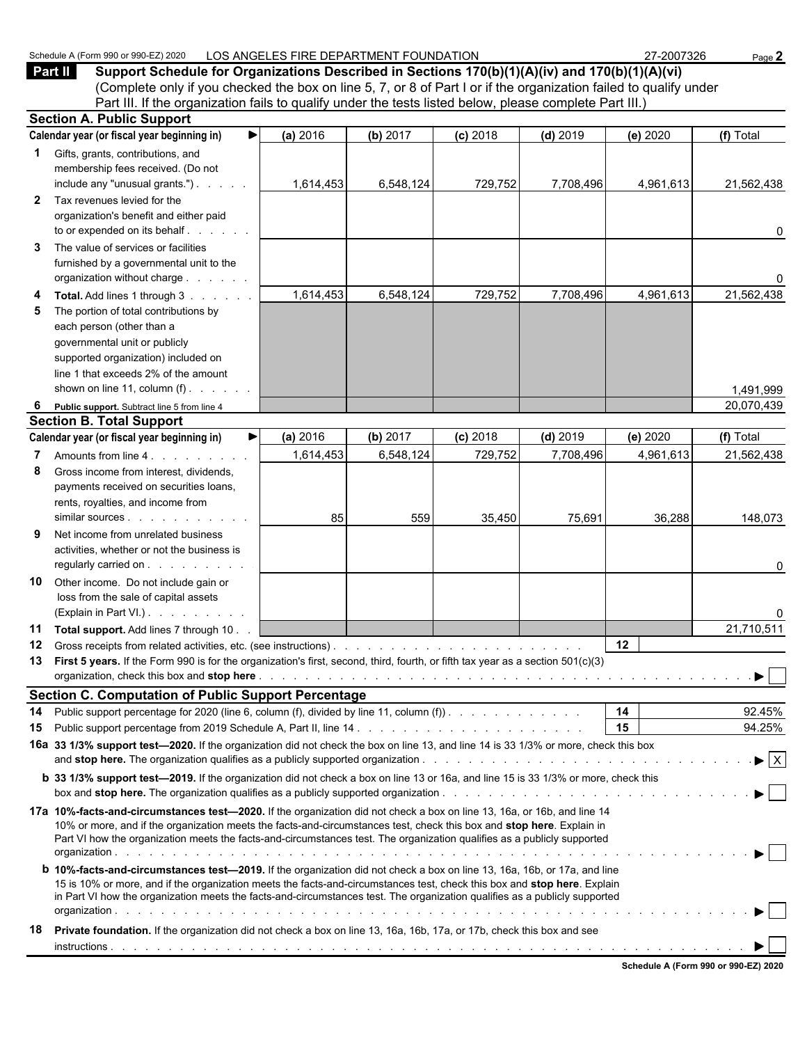Schedule A (Form 990 or 990-EZ) 2020 LOS ANGELES FIRE DEPARTMENT FOUNDATION 27-2007326

## Part II Support Schedule for Organizations Described in Sections 170(b)(1)(A)(iv) and 170(b)(1)(A)(vi)

(Complete only if you checked the box on line 5, 7, or 8 of Part I or if the organization failed to qualify under Part III. If the organization fails to qualify under the tests listed below, please complete Part III.)

### Section A. Public Support

| Calendar year (or fiscal year beginning in) ▶ | (a) 2016 | (b) 2017 | (c) 2018 | (d) 2019 | (e) 2020 | (f) Total |
|---|---|---|---|---|---|---|
| **1** Gifts, grants, contributions, and membership fees received. (Do not include any "unusual grants.") | 1,614,453 | 6,548,124 | 729,752 | 7,708,496 | 4,961,613 | 21,562,438 |
| **2** Tax revenues levied for the organization's benefit and either paid to or expended on its behalf | | | | | | 0 |
| **3** The value of services or facilities furnished by a governmental unit to the organization without charge | | | | | | 0 |
| **4 Total.** Add lines 1 through 3 | 1,614,453 | 6,548,124 | 729,752 | 7,708,496 | 4,961,613 | 21,562,438 |
| **5** The portion of total contributions by each person (other than a governmental unit or publicly supported organization) included on line 1 that exceeds 2% of the amount shown on line 11, column (f) | | | | | | 1,491,999 |
| **6 Public support.** Subtract line 5 from line 4 | | | | | | 20,070,439 |

### Section B. Total Support

| Calendar year (or fiscal year beginning in) ▶ | (a) 2016 | (b) 2017 | (c) 2018 | (d) 2019 | (e) 2020 | (f) Total |
|---|---|---|---|---|---|---|
| **7** Amounts from line 4 | 1,614,453 | 6,548,124 | 729,752 | 7,708,496 | 4,961,613 | 21,562,438 |
| **8** Gross income from interest, dividends, payments received on securities loans, rents, royalties, and income from similar sources | 85 | 559 | 35,450 | 75,691 | 36,288 | 148,073 |
| **9** Net income from unrelated business activities, whether or not the business is regularly carried on | | | | | | 0 |
| **10** Other income. Do not include gain or loss from the sale of capital assets (Explain in Part VI.) | | | | | | 0 |
| **11 Total support.** Add lines 7 through 10 | | | | | | 21,710,511 |

**12** Gross receipts from related activities, etc. (see instructions) | **12** |

**13 First 5 years.** If the Form 990 is for the organization's first, second, third, fourth, or fifth tax year as a section 501(c)(3) organization, check this box and **stop here** ▶ ☐

### Section C. Computation of Public Support Percentage

**14** Public support percentage for 2020 (line 6, column (f), divided by line 11, column (f)) | **14** | 92.45%

**15** Public support percentage from 2019 Schedule A, Part II, line 14 | **15** | 94.25%

**16a 33 1/3% support test—2020.** If the organization did not check the box on line 13, and line 14 is 33 1/3% or more, check this box and **stop here.** The organization qualifies as a publicly supported organization ▶ ☒

**b 33 1/3% support test—2019.** If the organization did not check a box on line 13 or 16a, and line 15 is 33 1/3% or more, check this box and **stop here.** The organization qualifies as a publicly supported organization ▶ ☐

**17a 10%-facts-and-circumstances test—2020.** If the organization did not check a box on line 13, 16a, or 16b, and line 14 is 10% or more, and if the organization meets the facts-and-circumstances test, check this box and **stop here**. Explain in Part VI how the organization meets the facts-and-circumstances test. The organization qualifies as a publicly supported organization ▶ ☐

**b 10%-facts-and-circumstances test—2019.** If the organization did not check a box on line 13, 16a, 16b, or 17a, and line 15 is 10% or more, and if the organization meets the facts-and-circumstances test, check this box and **stop here**. Explain in Part VI how the organization meets the facts-and-circumstances test. The organization qualifies as a publicly supported organization ▶ ☐

**18 Private foundation.** If the organization did not check a box on line 13, 16a, 16b, 17a, or 17b, check this box and see instructions ▶ ☐

Schedule A (Form 990 or 990-EZ) 2020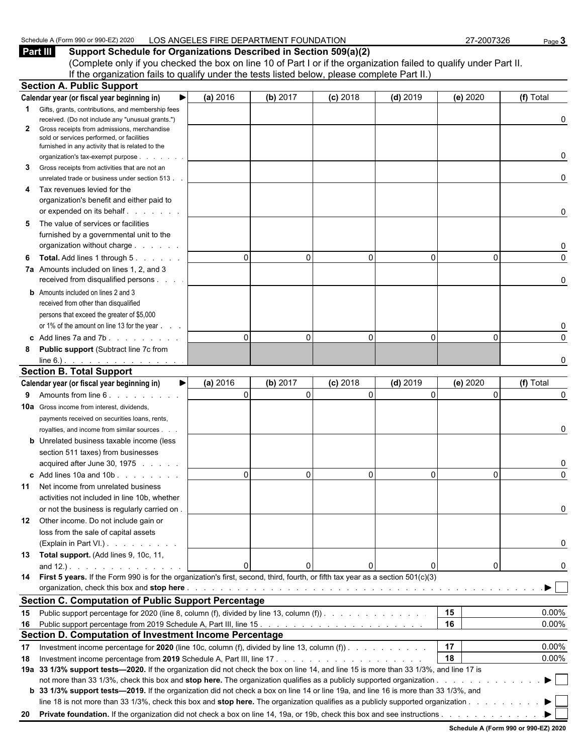Schedule A (Form 990 or 990-EZ) 2020 LOS ANGELES FIRE DEPARTMENT FOUNDATION 27-2007326

## Part III Support Schedule for Organizations Described in Section 509(a)(2)

(Complete only if you checked the box on line 10 of Part I or if the organization failed to qualify under Part II. If the organization fails to qualify under the tests listed below, please complete Part II.)

### Section A. Public Support

| Calendar year (or fiscal year beginning in) ▶ | (a) 2016 | (b) 2017 | (c) 2018 | (d) 2019 | (e) 2020 | (f) Total |
|---|---|---|---|---|---|---|
| 1 Gifts, grants, contributions, and membership fees received. (Do not include any "unusual grants.") | | | | | | 0 |
| 2 Gross receipts from admissions, merchandise sold or services performed, or facilities furnished in any activity that is related to the organization's tax-exempt purpose | | | | | | 0 |
| 3 Gross receipts from activities that are not an unrelated trade or business under section 513 | | | | | | 0 |
| 4 Tax revenues levied for the organization's benefit and either paid to or expended on its behalf | | | | | | 0 |
| 5 The value of services or facilities furnished by a governmental unit to the organization without charge | | | | | | 0 |
| 6 **Total.** Add lines 1 through 5 | 0 | 0 | 0 | 0 | 0 | 0 |
| 7a Amounts included on lines 1, 2, and 3 received from disqualified persons | | | | | | 0 |
| b Amounts included on lines 2 and 3 received from other than disqualified persons that exceed the greater of $5,000 or 1% of the amount on line 13 for the year | | | | | | 0 |
| c Add lines 7a and 7b | 0 | 0 | 0 | 0 | 0 | 0 |
| 8 **Public support** (Subtract line 7c from line 6.) | | | | | | 0 |

### Section B. Total Support

| Calendar year (or fiscal year beginning in) ▶ | (a) 2016 | (b) 2017 | (c) 2018 | (d) 2019 | (e) 2020 | (f) Total |
|---|---|---|---|---|---|---|
| 9 Amounts from line 6 | 0 | 0 | 0 | 0 | 0 | 0 |
| 10a Gross income from interest, dividends, payments received on securities loans, rents, royalties, and income from similar sources | | | | | | 0 |
| b Unrelated business taxable income (less section 511 taxes) from businesses acquired after June 30, 1975 | | | | | | 0 |
| c Add lines 10a and 10b | 0 | 0 | 0 | 0 | 0 | 0 |
| 11 Net income from unrelated business activities not included in line 10b, whether or not the business is regularly carried on | | | | | | 0 |
| 12 Other income. Do not include gain or loss from the sale of capital assets (Explain in Part VI.) | | | | | | 0 |
| 13 **Total support.** (Add lines 9, 10c, 11, and 12.) | 0 | 0 | 0 | 0 | 0 | 0 |

14 **First 5 years.** If the Form 990 is for the organization's first, second, third, fourth, or fifth tax year as a section 501(c)(3) organization, check this box and **stop here** ▶ ☐

### Section C. Computation of Public Support Percentage

| | | |
|---|---|---|
| 15 Public support percentage for 2020 (line 8, column (f), divided by line 13, column (f)) | 15 | 0.00% |
| 16 Public support percentage from 2019 Schedule A, Part III, line 15 | 16 | 0.00% |

### Section D. Computation of Investment Income Percentage

| | | |
|---|---|---|
| 17 Investment income percentage for **2020** (line 10c, column (f), divided by line 13, column (f)) | 17 | 0.00% |
| 18 Investment income percentage from **2019** Schedule A, Part III, line 17 | 18 | 0.00% |

19a **33 1/3% support tests—2020.** If the organization did not check the box on line 14, and line 15 is more than 33 1/3%, and line 17 is not more than 33 1/3%, check this box and **stop here.** The organization qualifies as a publicly supported organization ▶ ☐

b **33 1/3% support tests—2019.** If the organization did not check a box on line 14 or line 19a, and line 16 is more than 33 1/3%, and line 18 is not more than 33 1/3%, check this box and **stop here.** The organization qualifies as a publicly supported organization ▶ ☐

20 **Private foundation.** If the organization did not check a box on line 14, 19a, or 19b, check this box and see instructions ▶ ☐

Schedule A (Form 990 or 990-EZ) 2020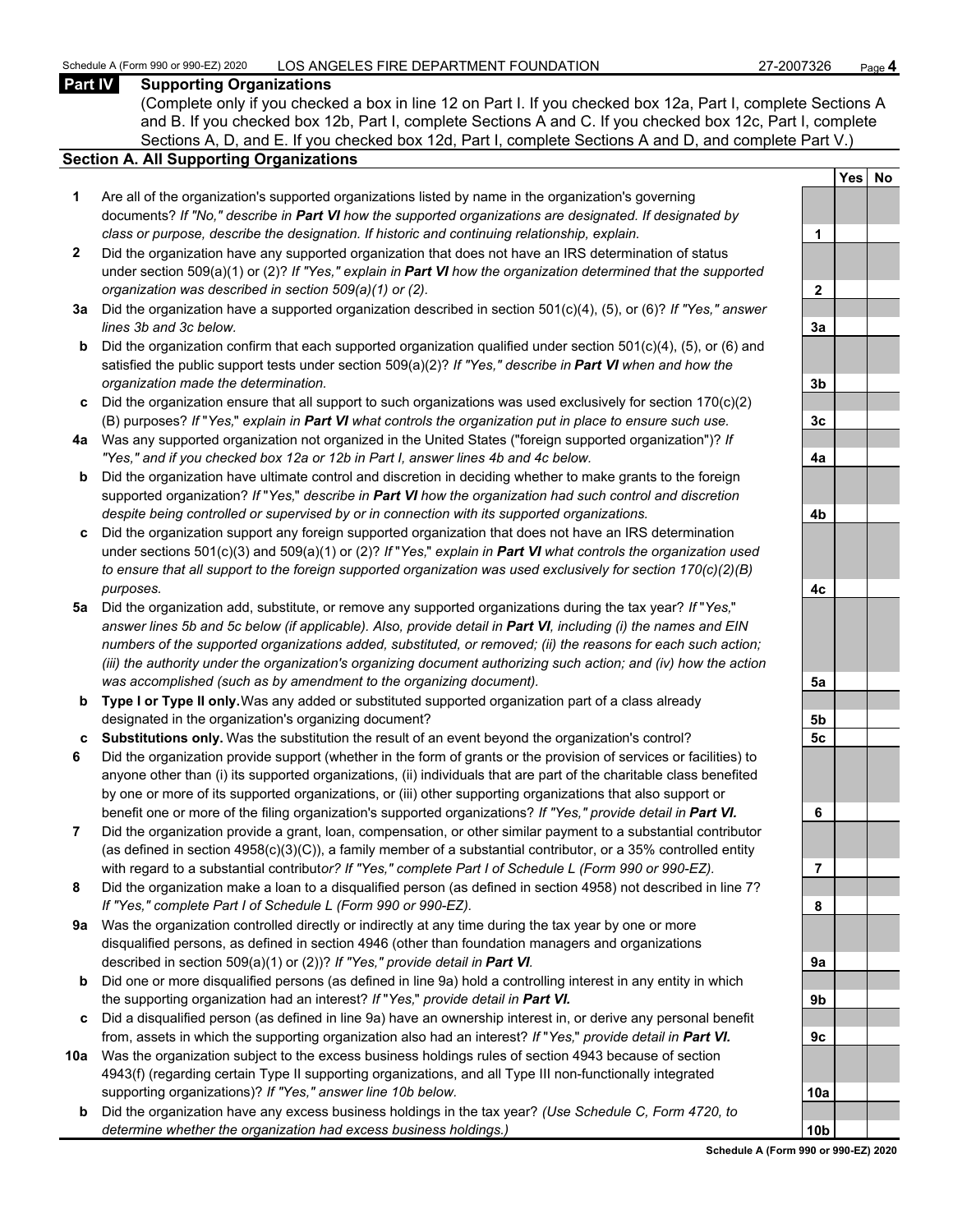## Part IV Supporting Organizations

(Complete only if you checked a box in line 12 on Part I. If you checked box 12a, Part I, complete Sections A and B. If you checked box 12b, Part I, complete Sections A and C. If you checked box 12c, Part I, complete Sections A, D, and E. If you checked box 12d, Part I, complete Sections A and D, and complete Part V.)

### Section A. All Supporting Organizations

| | | | Yes | No |
|---|---|---|---|---|
| **1** | Are all of the organization's supported organizations listed by name in the organization's governing documents? *If "No," describe in* ***Part VI*** *how the supported organizations are designated. If designated by class or purpose, describe the designation. If historic and continuing relationship, explain.* | 1 | | |
| **2** | Did the organization have any supported organization that does not have an IRS determination of status under section 509(a)(1) or (2)? *If "Yes," explain in* ***Part VI*** *how the organization determined that the supported organization was described in section 509(a)(1) or (2).* | 2 | | |
| **3a** | Did the organization have a supported organization described in section 501(c)(4), (5), or (6)? *If "Yes," answer lines 3b and 3c below.* | 3a | | |
| **b** | Did the organization confirm that each supported organization qualified under section 501(c)(4), (5), or (6) and satisfied the public support tests under section 509(a)(2)? *If "Yes," describe in* ***Part VI*** *when and how the organization made the determination.* | 3b | | |
| **c** | Did the organization ensure that all support to such organizations was used exclusively for section 170(c)(2)(B) purposes? *If "Yes," explain in* ***Part VI*** *what controls the organization put in place to ensure such use.* | 3c | | |
| **4a** | Was any supported organization not organized in the United States ("foreign supported organization")? *If "Yes," and if you checked box 12a or 12b in Part I, answer lines 4b and 4c below.* | 4a | | |
| **b** | Did the organization have ultimate control and discretion in deciding whether to make grants to the foreign supported organization? *If "Yes," describe in* ***Part VI*** *how the organization had such control and discretion despite being controlled or supervised by or in connection with its supported organizations.* | 4b | | |
| **c** | Did the organization support any foreign supported organization that does not have an IRS determination under sections 501(c)(3) and 509(a)(1) or (2)? *If "Yes," explain in* ***Part VI*** *what controls the organization used to ensure that all support to the foreign supported organization was used exclusively for section 170(c)(2)(B) purposes.* | 4c | | |
| **5a** | Did the organization add, substitute, or remove any supported organizations during the tax year? *If "Yes," answer lines 5b and 5c below (if applicable). Also, provide detail in* ***Part VI****, including (i) the names and EIN numbers of the supported organizations added, substituted, or removed; (ii) the reasons for each such action; (iii) the authority under the organization's organizing document authorizing such action; and (iv) how the action was accomplished (such as by amendment to the organizing document).* | 5a | | |
| **b** | **Type I or Type II only.** Was any added or substituted supported organization part of a class already designated in the organization's organizing document? | 5b | | |
| **c** | **Substitutions only.** Was the substitution the result of an event beyond the organization's control? | 5c | | |
| **6** | Did the organization provide support (whether in the form of grants or the provision of services or facilities) to anyone other than (i) its supported organizations, (ii) individuals that are part of the charitable class benefited by one or more of its supported organizations, or (iii) other supporting organizations that also support or benefit one or more of the filing organization's supported organizations? *If "Yes," provide detail in* ***Part VI.*** | 6 | | |
| **7** | Did the organization provide a grant, loan, compensation, or other similar payment to a substantial contributor (as defined in section 4958(c)(3)(C)), a family member of a substantial contributor, or a 35% controlled entity with regard to a substantial contributor? *If "Yes," complete Part I of Schedule L (Form 990 or 990-EZ).* | 7 | | |
| **8** | Did the organization make a loan to a disqualified person (as defined in section 4958) not described in line 7? *If "Yes," complete Part I of Schedule L (Form 990 or 990-EZ).* | 8 | | |
| **9a** | Was the organization controlled directly or indirectly at any time during the tax year by one or more disqualified persons, as defined in section 4946 (other than foundation managers and organizations described in section 509(a)(1) or (2))? *If "Yes," provide detail in* ***Part VI.*** | 9a | | |
| **b** | Did one or more disqualified persons (as defined in line 9a) hold a controlling interest in any entity in which the supporting organization had an interest? *If "Yes," provide detail in* ***Part VI.*** | 9b | | |
| **c** | Did a disqualified person (as defined in line 9a) have an ownership interest in, or derive any personal benefit from, assets in which the supporting organization also had an interest? *If "Yes," provide detail in* ***Part VI.*** | 9c | | |
| **10a** | Was the organization subject to the excess business holdings rules of section 4943 because of section 4943(f) (regarding certain Type II supporting organizations, and all Type III non-functionally integrated supporting organizations)? *If "Yes," answer line 10b below.* | 10a | | |
| **b** | Did the organization have any excess business holdings in the tax year? *(Use Schedule C, Form 4720, to determine whether the organization had excess business holdings.)* | 10b | | |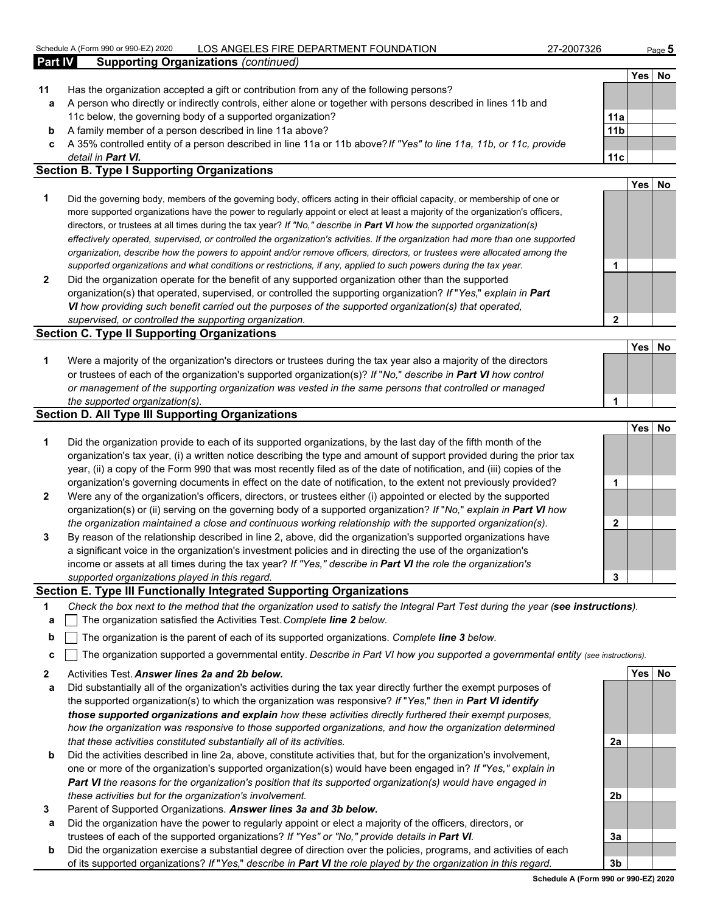**Part IV Supporting Organizations** *(continued)*

| | | | Yes | No |
|---|---|---|---|---|
| **11** | Has the organization accepted a gift or contribution from any of the following persons? | | | |
| **a** | A person who directly or indirectly controls, either alone or together with persons described in lines 11b and 11c below, the governing body of a supported organization? | **11a** | | |
| **b** | A family member of a person described in line 11a above? | **11b** | | |
| **c** | A 35% controlled entity of a person described in line 11a or 11b above? *If "Yes" to line 11a, 11b, or 11c, provide detail in* ***Part VI.*** | **11c** | | |

## Section B. Type I Supporting Organizations

| | | | Yes | No |
|---|---|---|---|---|
| **1** | Did the governing body, members of the governing body, officers acting in their official capacity, or membership of one or more supported organizations have the power to regularly appoint or elect at least a majority of the organization's officers, directors, or trustees at all times during the tax year? *If "No," describe in* ***Part VI*** *how the supported organization(s) effectively operated, supervised, or controlled the organization's activities. If the organization had more than one supported organization, describe how the powers to appoint and/or remove officers, directors, or trustees were allocated among the supported organizations and what conditions or restrictions, if any, applied to such powers during the tax year.* | **1** | | |
| **2** | Did the organization operate for the benefit of any supported organization other than the supported organization(s) that operated, supervised, or controlled the supporting organization? *If "Yes," explain in* ***Part VI*** *how providing such benefit carried out the purposes of the supported organization(s) that operated, supervised, or controlled the supporting organization.* | **2** | | |

## Section C. Type II Supporting Organizations

| | | | Yes | No |
|---|---|---|---|---|
| **1** | Were a majority of the organization's directors or trustees during the tax year also a majority of the directors or trustees of each of the organization's supported organization(s)? *If "No," describe in* ***Part VI*** *how control or management of the supporting organization was vested in the same persons that controlled or managed the supported organization(s).* | **1** | | |

## Section D. All Type III Supporting Organizations

| | | | Yes | No |
|---|---|---|---|---|
| **1** | Did the organization provide to each of its supported organizations, by the last day of the fifth month of the organization's tax year, (i) a written notice describing the type and amount of support provided during the prior tax year, (ii) a copy of the Form 990 that was most recently filed as of the date of notification, and (iii) copies of the organization's governing documents in effect on the date of notification, to the extent not previously provided? | **1** | | |
| **2** | Were any of the organization's officers, directors, or trustees either (i) appointed or elected by the supported organization(s) or (ii) serving on the governing body of a supported organization? *If "No," explain in* ***Part VI*** *how the organization maintained a close and continuous working relationship with the supported organization(s).* | **2** | | |
| **3** | By reason of the relationship described in line 2, above, did the organization's supported organizations have a significant voice in the organization's investment policies and in directing the use of the organization's income or assets at all times during the tax year? *If "Yes," describe in* ***Part VI*** *the role the organization's supported organizations played in this regard.* | **3** | | |

## Section E. Type III Functionally Integrated Supporting Organizations

**1** *Check the box next to the method that the organization used to satisfy the Integral Part Test during the year (****see instructions****).*

- **a** ☐ The organization satisfied the Activities Test. *Complete* ***line 2*** *below.*
- **b** ☐ The organization is the parent of each of its supported organizations. *Complete* ***line 3*** *below.*
- **c** ☐ The organization supported a governmental entity. *Describe in Part VI how you supported a governmental entity (see instructions).*

| | | | Yes | No |
|---|---|---|---|---|
| **2** | Activities Test. ***Answer lines 2a and 2b below.*** | | | |
| **a** | Did substantially all of the organization's activities during the tax year directly further the exempt purposes of the supported organization(s) to which the organization was responsive? *If "Yes," then in* ***Part VI identify those supported organizations and explain*** *how these activities directly furthered their exempt purposes, how the organization was responsive to those supported organizations, and how the organization determined that these activities constituted substantially all of its activities.* | **2a** | | |
| **b** | Did the activities described in line 2a, above, constitute activities that, but for the organization's involvement, one or more of the organization's supported organization(s) would have been engaged in? *If "Yes," explain in* ***Part VI*** *the reasons for the organization's position that its supported organization(s) would have engaged in these activities but for the organization's involvement.* | **2b** | | |
| **3** | Parent of Supported Organizations. ***Answer lines 3a and 3b below.*** | | | |
| **a** | Did the organization have the power to regularly appoint or elect a majority of the officers, directors, or trustees of each of the supported organizations? *If "Yes" or "No," provide details in* ***Part VI.*** | **3a** | | |
| **b** | Did the organization exercise a substantial degree of direction over the policies, programs, and activities of each of its supported organizations? *If "Yes," describe in* ***Part VI*** *the role played by the organization in this regard.* | **3b** | | |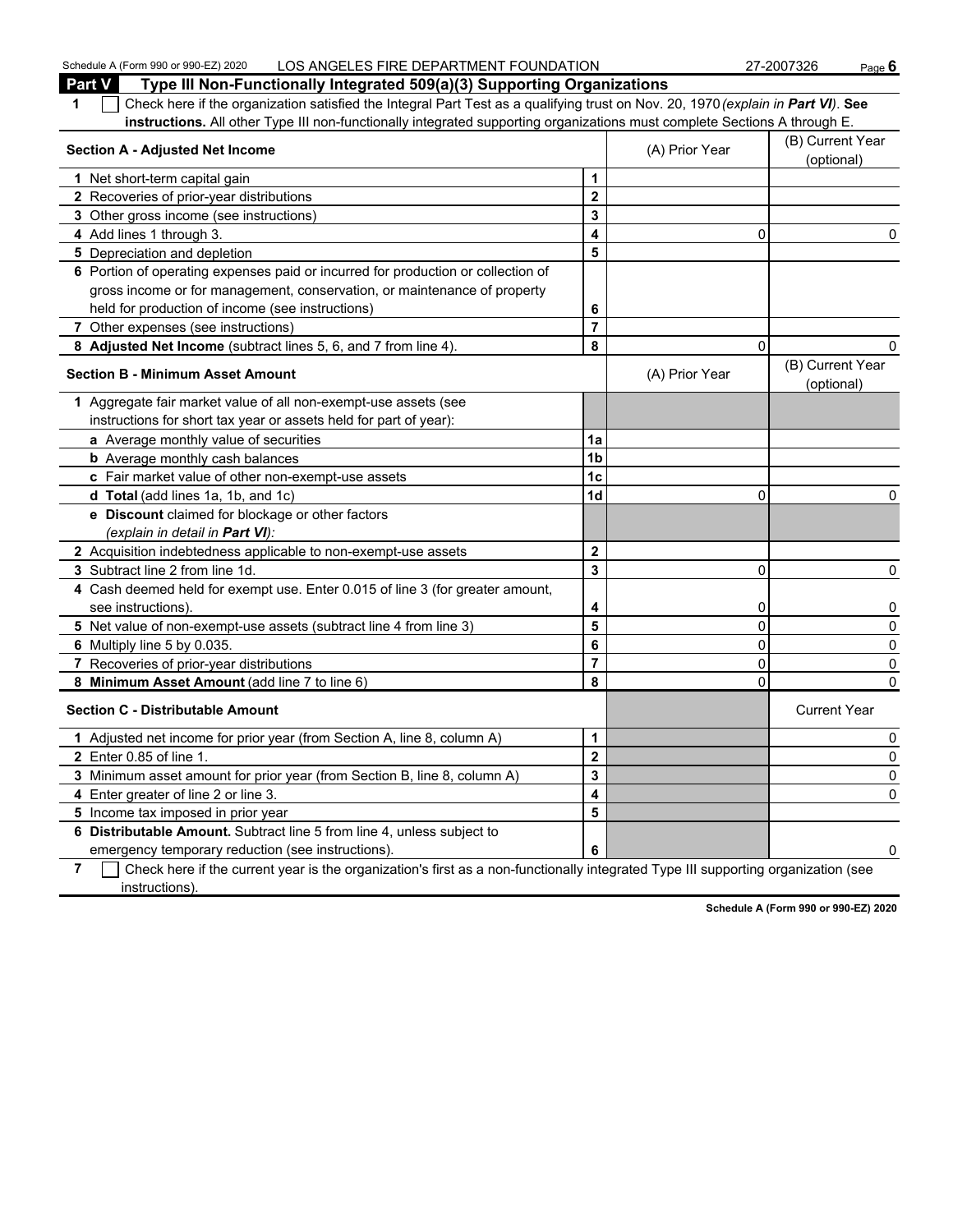## Part V Type III Non-Functionally Integrated 509(a)(3) Supporting Organizations

**1** ☐ Check here if the organization satisfied the Integral Part Test as a qualifying trust on Nov. 20, 1970 *(explain in **Part VI**)*. **See instructions.** All other Type III non-functionally integrated supporting organizations must complete Sections A through E.

| Section A - Adjusted Net Income | | (A) Prior Year | (B) Current Year (optional) |
|---|---|---|---|
| 1 Net short-term capital gain | 1 | | |
| 2 Recoveries of prior-year distributions | 2 | | |
| 3 Other gross income (see instructions) | 3 | | |
| 4 Add lines 1 through 3. | 4 | 0 | 0 |
| 5 Depreciation and depletion | 5 | | |
| 6 Portion of operating expenses paid or incurred for production or collection of gross income or for management, conservation, or maintenance of property held for production of income (see instructions) | 6 | | |
| 7 Other expenses (see instructions) | 7 | | |
| 8 **Adjusted Net Income** (subtract lines 5, 6, and 7 from line 4). | 8 | 0 | 0 |

| Section B - Minimum Asset Amount | | (A) Prior Year | (B) Current Year (optional) |
|---|---|---|---|
| 1 Aggregate fair market value of all non-exempt-use assets (see instructions for short tax year or assets held for part of year): | | | |
| a Average monthly value of securities | 1a | | |
| b Average monthly cash balances | 1b | | |
| c Fair market value of other non-exempt-use assets | 1c | | |
| d **Total** (add lines 1a, 1b, and 1c) | 1d | 0 | 0 |
| e **Discount** claimed for blockage or other factors *(explain in detail in **Part VI**)*: | | | |
| 2 Acquisition indebtedness applicable to non-exempt-use assets | 2 | | |
| 3 Subtract line 2 from line 1d. | 3 | 0 | 0 |
| 4 Cash deemed held for exempt use. Enter 0.015 of line 3 (for greater amount, see instructions). | 4 | 0 | 0 |
| 5 Net value of non-exempt-use assets (subtract line 4 from line 3) | 5 | 0 | 0 |
| 6 Multiply line 5 by 0.035. | 6 | 0 | 0 |
| 7 Recoveries of prior-year distributions | 7 | 0 | 0 |
| 8 **Minimum Asset Amount** (add line 7 to line 6) | 8 | 0 | 0 |

| Section C - Distributable Amount | | | Current Year |
|---|---|---|---|
| 1 Adjusted net income for prior year (from Section A, line 8, column A) | 1 | | 0 |
| 2 Enter 0.85 of line 1. | 2 | | 0 |
| 3 Minimum asset amount for prior year (from Section B, line 8, column A) | 3 | | 0 |
| 4 Enter greater of line 2 or line 3. | 4 | | 0 |
| 5 Income tax imposed in prior year | 5 | | |
| 6 **Distributable Amount.** Subtract line 5 from line 4, unless subject to emergency temporary reduction (see instructions). | 6 | | 0 |

**7** ☐ Check here if the current year is the organization's first as a non-functionally integrated Type III supporting organization (see instructions).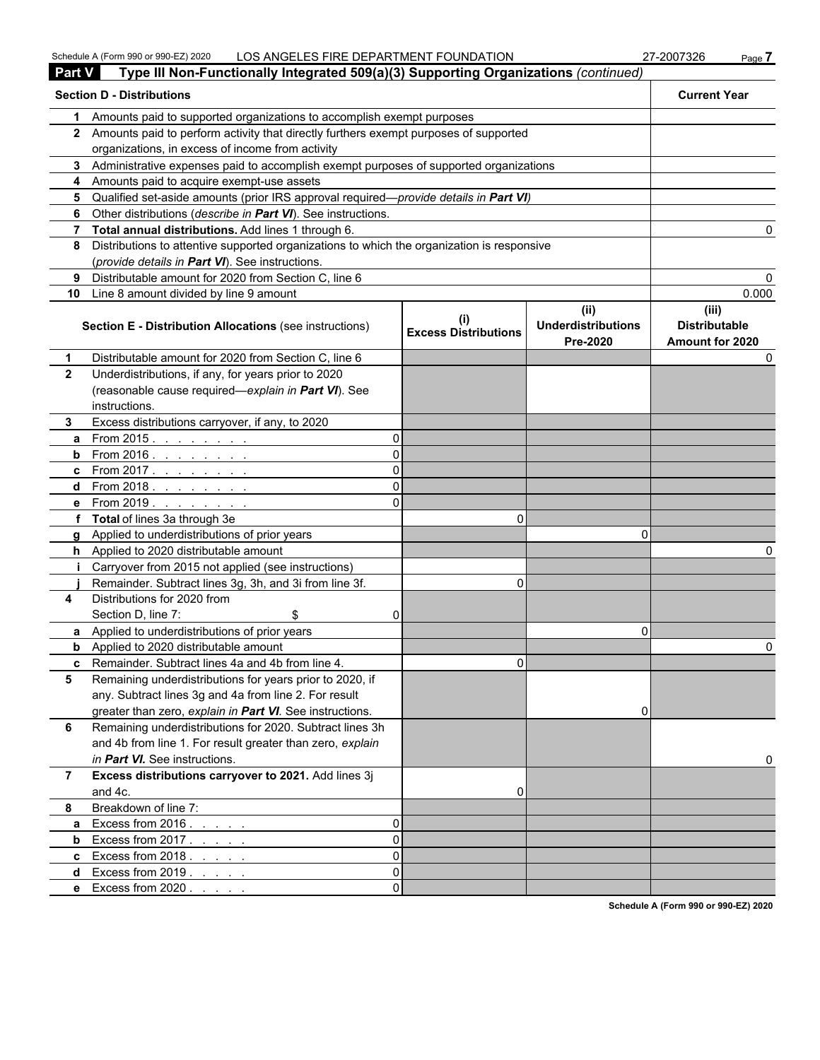Schedule A (Form 990 or 990-EZ) 2020 LOS ANGELES FIRE DEPARTMENT FOUNDATION 27-2007326

## Part V Type III Non-Functionally Integrated 509(a)(3) Supporting Organizations *(continued)*

| **Section D - Distributions** | | **Current Year** |
|---|---|---|
| 1 | Amounts paid to supported organizations to accomplish exempt purposes | |
| 2 | Amounts paid to perform activity that directly furthers exempt purposes of supported organizations, in excess of income from activity | |
| 3 | Administrative expenses paid to accomplish exempt purposes of supported organizations | |
| 4 | Amounts paid to acquire exempt-use assets | |
| 5 | Qualified set-aside amounts (prior IRS approval required—*provide details in **Part VI***) | |
| 6 | Other distributions (*describe in **Part VI***). See instructions. | |
| 7 | **Total annual distributions.** Add lines 1 through 6. | 0 |
| 8 | Distributions to attentive supported organizations to which the organization is responsive (*provide details in **Part VI***). See instructions. | |
| 9 | Distributable amount for 2020 from Section C, line 6 | 0 |
| 10 | Line 8 amount divided by line 9 amount | 0.000 |

| | **Section E - Distribution Allocations** (see instructions) | | **(i) Excess Distributions** | **(ii) Underdistributions Pre-2020** | **(iii) Distributable Amount for 2020** |
|---|---|---|---|---|---|
| 1 | Distributable amount for 2020 from Section C, line 6 | | | | 0 |
| 2 | Underdistributions, if any, for years prior to 2020 (reasonable cause required—*explain in **Part VI***). See instructions. | | | | |
| 3 | Excess distributions carryover, if any, to 2020 | | | | |
| a | From 2015 | 0 | | | |
| b | From 2016 | 0 | | | |
| c | From 2017 | 0 | | | |
| d | From 2018 | 0 | | | |
| e | From 2019 | 0 | | | |
| f | **Total** of lines 3a through 3e | | 0 | | |
| g | Applied to underdistributions of prior years | | | 0 | |
| h | Applied to 2020 distributable amount | | | | 0 |
| i | Carryover from 2015 not applied (see instructions) | | | | |
| j | Remainder. Subtract lines 3g, 3h, and 3i from line 3f. | | 0 | | |
| 4 | Distributions for 2020 from Section D, line 7: $ | 0 | | | |
| a | Applied to underdistributions of prior years | | | 0 | |
| b | Applied to 2020 distributable amount | | | | 0 |
| c | Remainder. Subtract lines 4a and 4b from line 4. | | 0 | | |
| 5 | Remaining underdistributions for years prior to 2020, if any. Subtract lines 3g and 4a from line 2. For result greater than zero, *explain in **Part VI***. See instructions. | | | 0 | |
| 6 | Remaining underdistributions for 2020. Subtract lines 3h and 4b from line 1. For result greater than zero, *explain in **Part VI.*** See instructions. | | | | 0 |
| 7 | **Excess distributions carryover to 2021.** Add lines 3j and 4c. | | 0 | | |
| 8 | Breakdown of line 7: | | | | |
| a | Excess from 2016 | 0 | | | |
| b | Excess from 2017 | 0 | | | |
| c | Excess from 2018 | 0 | | | |
| d | Excess from 2019 | 0 | | | |
| e | Excess from 2020 | 0 | | | |

Schedule A (Form 990 or 990-EZ) 2020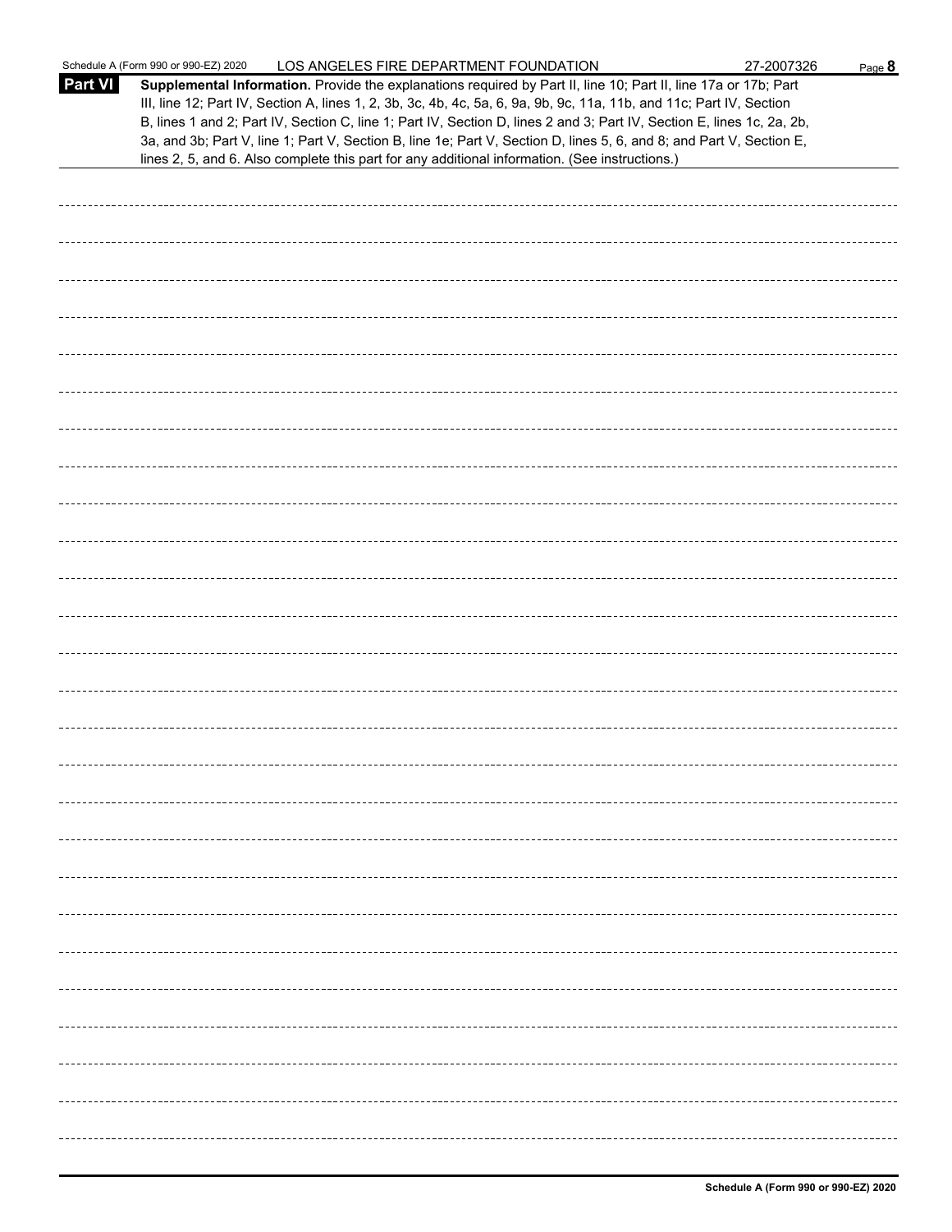Schedule A (Form 990 or 990-EZ) 2020 LOS ANGELES FIRE DEPARTMENT FOUNDATION 27-2007326

**Part VI** **Supplemental Information.** Provide the explanations required by Part II, line 10; Part II, line 17a or 17b; Part III, line 12; Part IV, Section A, lines 1, 2, 3b, 3c, 4b, 4c, 5a, 6, 9a, 9b, 9c, 11a, 11b, and 11c; Part IV, Section B, lines 1 and 2; Part IV, Section C, line 1; Part IV, Section D, lines 2 and 3; Part IV, Section E, lines 1c, 2a, 2b, 3a, and 3b; Part V, line 1; Part V, Section B, line 1e; Part V, Section D, lines 5, 6, and 8; and Part V, Section E, lines 2, 5, and 6. Also complete this part for any additional information. (See instructions.)

**Schedule A (Form 990 or 990-EZ) 2020**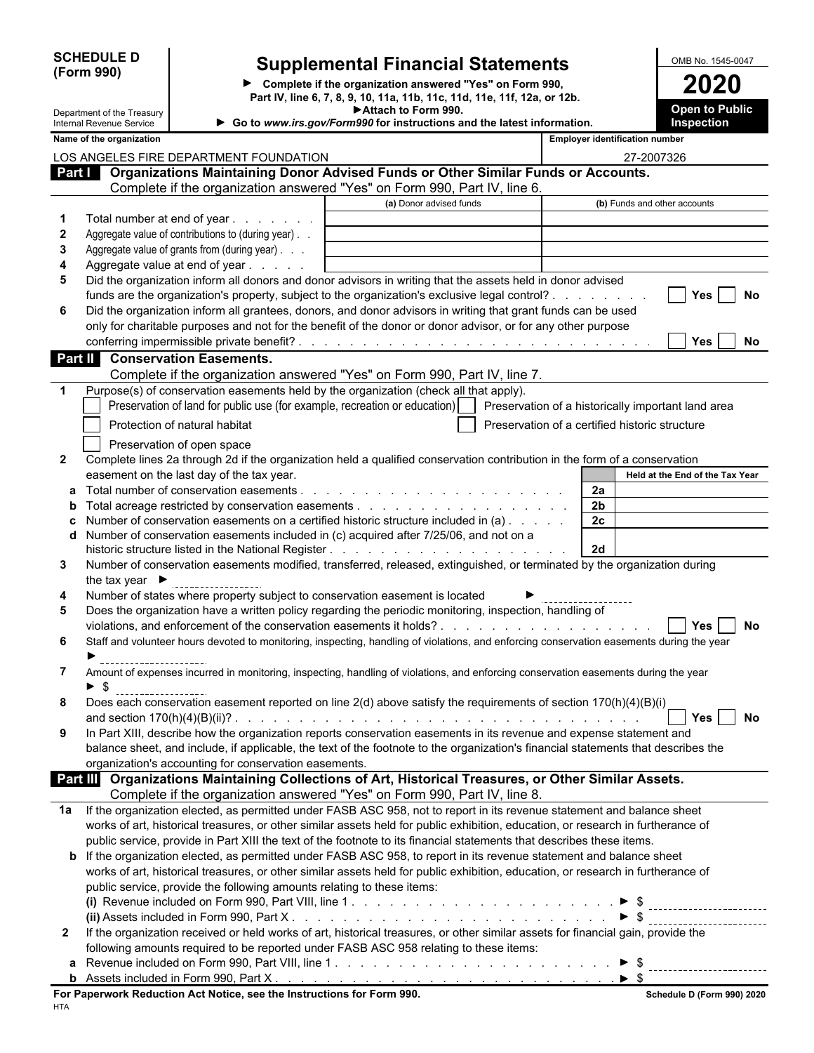**SCHEDULE D (Form 990)**

Department of the Treasury
Internal Revenue Service

# Supplemental Financial Statements

► Complete if the organization answered "Yes" on Form 990, Part IV, line 6, 7, 8, 9, 10, 11a, 11b, 11c, 11d, 11e, 11f, 12a, or 12b.
► Attach to Form 990.
► Go to *www.irs.gov/Form990* for instructions and the latest information.

OMB No. 1545-0047

**2020**

**Open to Public Inspection**

| Name of the organization | Employer identification number |
|---|---|
| LOS ANGELES FIRE DEPARTMENT FOUNDATION | 27-2007326 |

## Part I Organizations Maintaining Donor Advised Funds or Other Similar Funds or Accounts.

Complete if the organization answered "Yes" on Form 990, Part IV, line 6.

| | | (a) Donor advised funds | (b) Funds and other accounts |
|---|---|---|---|
| 1 | Total number at end of year | | |
| 2 | Aggregate value of contributions to (during year) | | |
| 3 | Aggregate value of grants from (during year) | | |
| 4 | Aggregate value at end of year | | |

5 Did the organization inform all donors and donor advisors in writing that the assets held in donor advised funds are the organization's property, subject to the organization's exclusive legal control? ☐ Yes ☐ No

6 Did the organization inform all grantees, donors, and donor advisors in writing that grant funds can be used only for charitable purposes and not for the benefit of the donor or donor advisor, or for any other purpose conferring impermissible private benefit? ☐ Yes ☐ No

## Part II Conservation Easements.

Complete if the organization answered "Yes" on Form 990, Part IV, line 7.

1 Purpose(s) of conservation easements held by the organization (check all that apply).

- ☐ Preservation of land for public use (for example, recreation or education)
- ☐ Preservation of a historically important land area
- ☐ Protection of natural habitat
- ☐ Preservation of a certified historic structure
- ☐ Preservation of open space

2 Complete lines 2a through 2d if the organization held a qualified conservation contribution in the form of a conservation easement on the last day of the tax year.

| | | | Held at the End of the Tax Year |
|---|---|---|---|
| a | Total number of conservation easements | 2a | |
| b | Total acreage restricted by conservation easements | 2b | |
| c | Number of conservation easements on a certified historic structure included in (a) | 2c | |
| d | Number of conservation easements included in (c) acquired after 7/25/06, and not on a historic structure listed in the National Register | 2d | |

3 Number of conservation easements modified, transferred, released, extinguished, or terminated by the organization during the tax year ► ________

4 Number of states where property subject to conservation easement is located ► ________

5 Does the organization have a written policy regarding the periodic monitoring, inspection, handling of violations, and enforcement of the conservation easements it holds? ☐ Yes ☐ No

6 Staff and volunteer hours devoted to monitoring, inspecting, handling of violations, and enforcing conservation easements during the year ► ________

7 Amount of expenses incurred in monitoring, inspecting, handling of violations, and enforcing conservation easements during the year ► $ ________

8 Does each conservation easement reported on line 2(d) above satisfy the requirements of section 170(h)(4)(B)(i) and section 170(h)(4)(B)(ii)? ☐ Yes ☐ No

9 In Part XIII, describe how the organization reports conservation easements in its revenue and expense statement and balance sheet, and include, if applicable, the text of the footnote to the organization's financial statements that describes the organization's accounting for conservation easements.

## Part III Organizations Maintaining Collections of Art, Historical Treasures, or Other Similar Assets.

Complete if the organization answered "Yes" on Form 990, Part IV, line 8.

1a If the organization elected, as permitted under FASB ASC 958, not to report in its revenue statement and balance sheet works of art, historical treasures, or other similar assets held for public exhibition, education, or research in furtherance of public service, provide in Part XIII the text of the footnote to its financial statements that describes these items.

b If the organization elected, as permitted under FASB ASC 958, to report in its revenue statement and balance sheet works of art, historical treasures, or other similar assets held for public exhibition, education, or research in furtherance of public service, provide the following amounts relating to these items:

**(i)** Revenue included on Form 990, Part VIII, line 1 ► $ ________

**(ii)** Assets included in Form 990, Part X ► $ ________

2 If the organization received or held works of art, historical treasures, or other similar assets for financial gain, provide the following amounts required to be reported under FASB ASC 958 relating to these items:

a Revenue included on Form 990, Part VIII, line 1 ► $ ________

b Assets included in Form 990, Part X ► $ ________

**For Paperwork Reduction Act Notice, see the Instructions for Form 990.** **Schedule D (Form 990) 2020**

HTA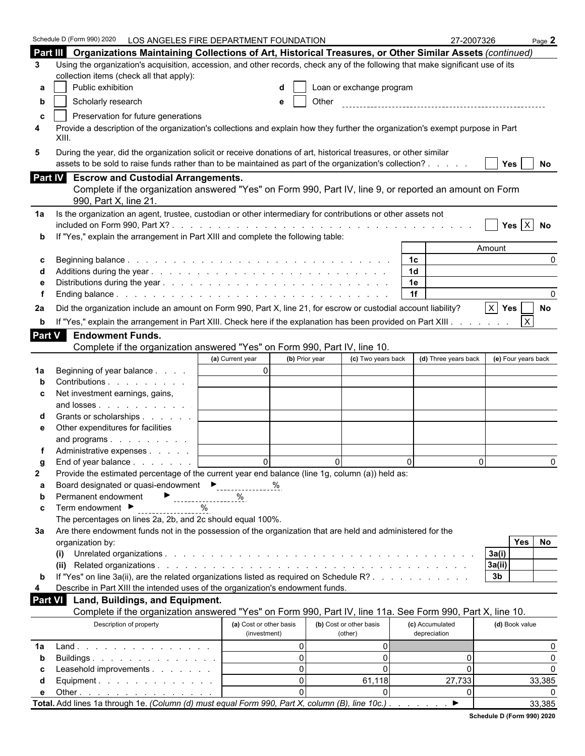Schedule D (Form 990) 2020 LOS ANGELES FIRE DEPARTMENT FOUNDATION 27-2007326 Page **2**

## Part III Organizations Maintaining Collections of Art, Historical Treasures, or Other Similar Assets *(continued)*

**3** Using the organization's acquisition, accession, and other records, check any of the following that make significant use of its collection items (check all that apply):

- **a** ☐ Public exhibition
- **b** ☐ Scholarly research
- **c** ☐ Preservation for future generations
- **d** ☐ Loan or exchange program
- **e** ☐ Other

**4** Provide a description of the organization's collections and explain how they further the organization's exempt purpose in Part XIII.

**5** During the year, did the organization solicit or receive donations of art, historical treasures, or other similar assets to be sold to raise funds rather than to be maintained as part of the organization's collection? ☐ Yes ☐ No

## Part IV Escrow and Custodial Arrangements.

Complete if the organization answered "Yes" on Form 990, Part IV, line 9, or reported an amount on Form 990, Part X, line 21.

**1a** Is the organization an agent, trustee, custodian or other intermediary for contributions or other assets not included on Form 990, Part X? ☐ Yes ☒ No

**b** If "Yes," explain the arrangement in Part XIII and complete the following table:

| | | | Amount |
|---|---|---|---|
| **c** | Beginning balance | 1c | 0 |
| **d** | Additions during the year | 1d | |
| **e** | Distributions during the year | 1e | |
| **f** | Ending balance | 1f | 0 |

**2a** Did the organization include an amount on Form 990, Part X, line 21, for escrow or custodial account liability? ☒ Yes ☐ No

**b** If "Yes," explain the arrangement in Part XIII. Check here if the explanation has been provided on Part XIII ☒

## Part V Endowment Funds.

Complete if the organization answered "Yes" on Form 990, Part IV, line 10.

| | | (a) Current year | (b) Prior year | (c) Two years back | (d) Three years back | (e) Four years back |
|---|---|---|---|---|---|---|
| **1a** | Beginning of year balance | 0 | | | | |
| **b** | Contributions | | | | | |
| **c** | Net investment earnings, gains, and losses | | | | | |
| **d** | Grants or scholarships | | | | | |
| **e** | Other expenditures for facilities and programs | | | | | |
| **f** | Administrative expenses | | | | | |
| **g** | End of year balance | 0 | 0 | 0 | 0 | 0 |

**2** Provide the estimated percentage of the current year end balance (line 1g, column (a)) held as:

- **a** Board designated or quasi-endowment ► ______ %
- **b** Permanent endowment ► ______ %
- **c** Term endowment ► ______ %

The percentages on lines 2a, 2b, and 2c should equal 100%.

**3a** Are there endowment funds not in the possession of the organization that are held and administered for the organization by:

| | | | Yes | No |
|---|---|---|---|---|
| **(i)** | Unrelated organizations | 3a(i) | | |
| **(ii)** | Related organizations | 3a(ii) | | |
| **b** | If "Yes" on line 3a(ii), are the related organizations listed as required on Schedule R? | 3b | | |

**4** Describe in Part XIII the intended uses of the organization's endowment funds.

## Part VI Land, Buildings, and Equipment.

Complete if the organization answered "Yes" on Form 990, Part IV, line 11a. See Form 990, Part X, line 10.

| | Description of property | (a) Cost or other basis (investment) | (b) Cost or other basis (other) | (c) Accumulated depreciation | (d) Book value |
|---|---|---|---|---|---|
| **1a** | Land | 0 | 0 | | 0 |
| **b** | Buildings | 0 | 0 | 0 | 0 |
| **c** | Leasehold improvements | 0 | 0 | 0 | 0 |
| **d** | Equipment | 0 | 61,118 | 27,733 | 33,385 |
| **e** | Other | 0 | 0 | 0 | 0 |
| **Total.** | Add lines 1a through 1e. *(Column (d) must equal Form 990, Part X, column (B), line 10c.)* ► | | | | 33,385 |

**Schedule D (Form 990) 2020**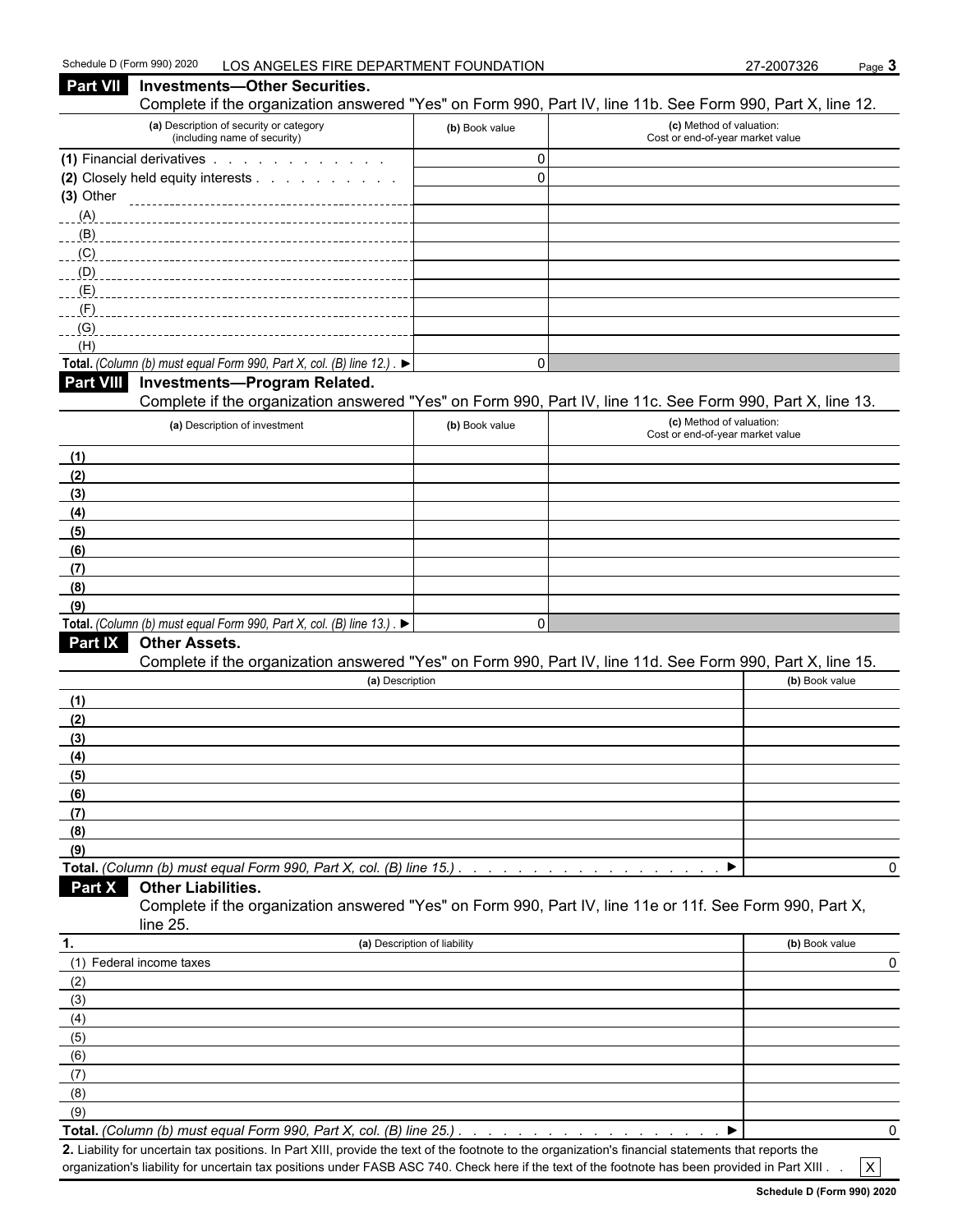## Part VII Investments—Other Securities.

Complete if the organization answered "Yes" on Form 990, Part IV, line 11b. See Form 990, Part X, line 12.

| (a) Description of security or category (including name of security) | (b) Book value | (c) Method of valuation: Cost or end-of-year market value |
|---|---|---|
| (1) Financial derivatives | 0 | |
| (2) Closely held equity interests | 0 | |
| (3) Other | | |
| (A) | | |
| (B) | | |
| (C) | | |
| (D) | | |
| (E) | | |
| (F) | | |
| (G) | | |
| (H) | | |
| **Total.** *(Column (b) must equal Form 990, Part X, col. (B) line 12.)* ▶ | 0 | |

## Part VIII Investments—Program Related.

Complete if the organization answered "Yes" on Form 990, Part IV, line 11c. See Form 990, Part X, line 13.

| (a) Description of investment | (b) Book value | (c) Method of valuation: Cost or end-of-year market value |
|---|---|---|
| (1) | | |
| (2) | | |
| (3) | | |
| (4) | | |
| (5) | | |
| (6) | | |
| (7) | | |
| (8) | | |
| (9) | | |
| **Total.** *(Column (b) must equal Form 990, Part X, col. (B) line 13.)* ▶ | 0 | |

## Part IX Other Assets.

Complete if the organization answered "Yes" on Form 990, Part IV, line 11d. See Form 990, Part X, line 15.

| (a) Description | (b) Book value |
|---|---|
| (1) | |
| (2) | |
| (3) | |
| (4) | |
| (5) | |
| (6) | |
| (7) | |
| (8) | |
| (9) | |
| **Total.** *(Column (b) must equal Form 990, Part X, col. (B) line 15.)* ▶ | 0 |

## Part X Other Liabilities.

Complete if the organization answered "Yes" on Form 990, Part IV, line 11e or 11f. See Form 990, Part X, line 25.

| 1. (a) Description of liability | (b) Book value |
|---|---|
| (1) Federal income taxes | 0 |
| (2) | |
| (3) | |
| (4) | |
| (5) | |
| (6) | |
| (7) | |
| (8) | |
| (9) | |
| **Total.** *(Column (b) must equal Form 990, Part X, col. (B) line 25.)* ▶ | 0 |

**2.** Liability for uncertain tax positions. In Part XIII, provide the text of the footnote to the organization's financial statements that reports the organization's liability for uncertain tax positions under FASB ASC 740. Check here if the text of the footnote has been provided in Part XIII [X]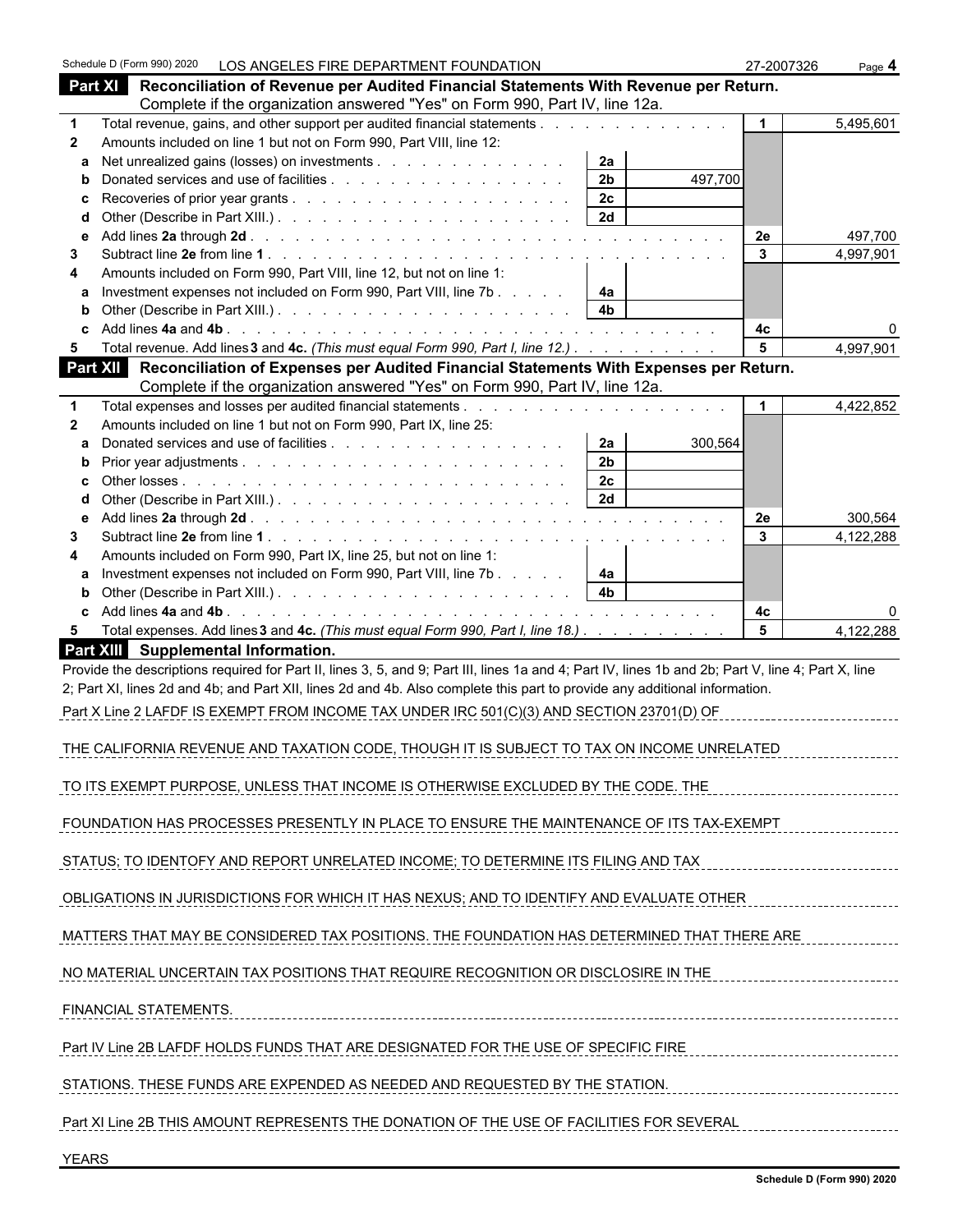Schedule D (Form 990) 2020 LOS ANGELES FIRE DEPARTMENT FOUNDATION 27-2007326 Page **4**

**Part XI Reconciliation of Revenue per Audited Financial Statements With Revenue per Return.** Complete if the organization answered "Yes" on Form 990, Part IV, line 12a.

| | | | | | |
|---|---|---|---|---|---|
| **1** | Total revenue, gains, and other support per audited financial statements | | | 1 | 5,495,601 |
| **2** | Amounts included on line 1 but not on Form 990, Part VIII, line 12: | | | | |
| **a** | Net unrealized gains (losses) on investments | 2a | | | |
| **b** | Donated services and use of facilities | 2b | 497,700 | | |
| **c** | Recoveries of prior year grants | 2c | | | |
| **d** | Other (Describe in Part XIII.) | 2d | | | |
| **e** | Add lines **2a** through **2d** | | | 2e | 497,700 |
| **3** | Subtract line **2e** from line **1** | | | 3 | 4,997,901 |
| **4** | Amounts included on Form 990, Part VIII, line 12, but not on line 1: | | | | |
| **a** | Investment expenses not included on Form 990, Part VIII, line 7b | 4a | | | |
| **b** | Other (Describe in Part XIII.) | 4b | | | |
| **c** | Add lines **4a** and **4b** | | | 4c | 0 |
| **5** | Total revenue. Add lines **3** and **4c.** *(This must equal Form 990, Part I, line 12.)* | | | 5 | 4,997,901 |

**Part XII Reconciliation of Expenses per Audited Financial Statements With Expenses per Return.** Complete if the organization answered "Yes" on Form 990, Part IV, line 12a.

| | | | | | |
|---|---|---|---|---|---|
| **1** | Total expenses and losses per audited financial statements | | | 1 | 4,422,852 |
| **2** | Amounts included on line 1 but not on Form 990, Part IX, line 25: | | | | |
| **a** | Donated services and use of facilities | 2a | 300,564 | | |
| **b** | Prior year adjustments | 2b | | | |
| **c** | Other losses | 2c | | | |
| **d** | Other (Describe in Part XIII.) | 2d | | | |
| **e** | Add lines **2a** through **2d** | | | 2e | 300,564 |
| **3** | Subtract line **2e** from line **1** | | | 3 | 4,122,288 |
| **4** | Amounts included on Form 990, Part IX, line 25, but not on line 1: | | | | |
| **a** | Investment expenses not included on Form 990, Part VIII, line 7b | 4a | | | |
| **b** | Other (Describe in Part XIII.) | 4b | | | |
| **c** | Add lines **4a** and **4b** | | | 4c | 0 |
| **5** | Total expenses. Add lines **3** and **4c.** *(This must equal Form 990, Part I, line 18.)* | | | 5 | 4,122,288 |

**Part XIII Supplemental Information.**

Provide the descriptions required for Part II, lines 3, 5, and 9; Part III, lines 1a and 4; Part IV, lines 1b and 2b; Part V, line 4; Part X, line 2; Part XI, lines 2d and 4b; and Part XII, lines 2d and 4b. Also complete this part to provide any additional information.

Part X Line 2 LAFDF IS EXEMPT FROM INCOME TAX UNDER IRC 501(C)(3) AND SECTION 23701(D) OF THE CALIFORNIA REVENUE AND TAXATION CODE, THOUGH IT IS SUBJECT TO TAX ON INCOME UNRELATED TO ITS EXEMPT PURPOSE, UNLESS THAT INCOME IS OTHERWISE EXCLUDED BY THE CODE. THE FOUNDATION HAS PROCESSES PRESENTLY IN PLACE TO ENSURE THE MAINTENANCE OF ITS TAX-EXEMPT STATUS; TO IDENTOFY AND REPORT UNRELATED INCOME; TO DETERMINE ITS FILING AND TAX OBLIGATIONS IN JURISDICTIONS FOR WHICH IT HAS NEXUS; AND TO IDENTIFY AND EVALUATE OTHER MATTERS THAT MAY BE CONSIDERED TAX POSITIONS. THE FOUNDATION HAS DETERMINED THAT THERE ARE NO MATERIAL UNCERTAIN TAX POSITIONS THAT REQUIRE RECOGNITION OR DISCLOSIRE IN THE FINANCIAL STATEMENTS.

Part IV Line 2B LAFDF HOLDS FUNDS THAT ARE DESIGNATED FOR THE USE OF SPECIFIC FIRE STATIONS. THESE FUNDS ARE EXPENDED AS NEEDED AND REQUESTED BY THE STATION.

Part XI Line 2B THIS AMOUNT REPRESENTS THE DONATION OF THE USE OF FACILITIES FOR SEVERAL YEARS

Schedule D (Form 990) 2020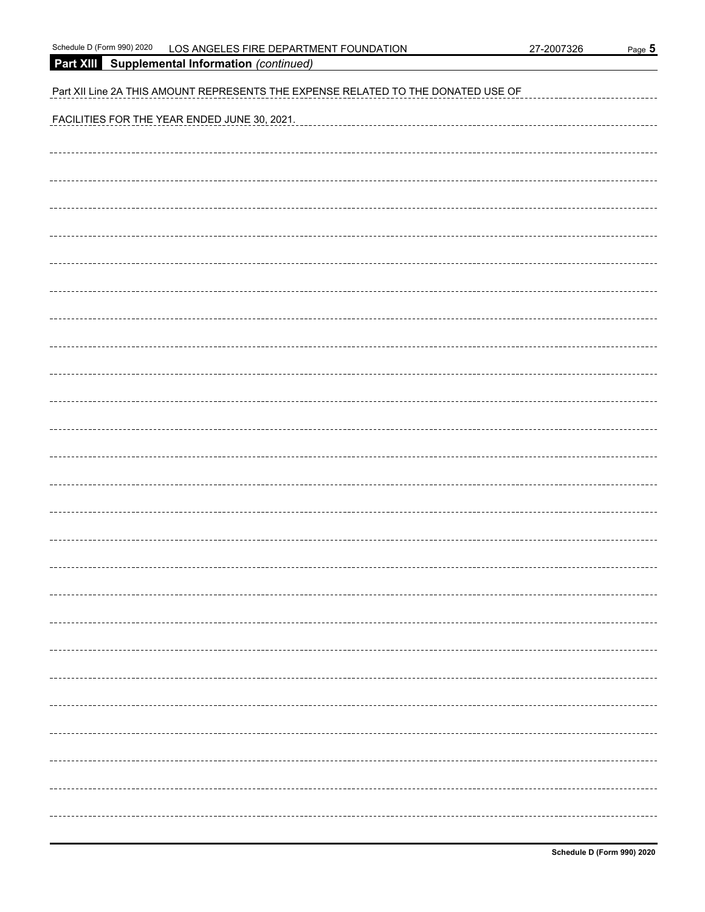## Part XIII Supplemental Information *(continued)*

Part XII Line 2A THIS AMOUNT REPRESENTS THE EXPENSE RELATED TO THE DONATED USE OF FACILITIES FOR THE YEAR ENDED JUNE 30, 2021.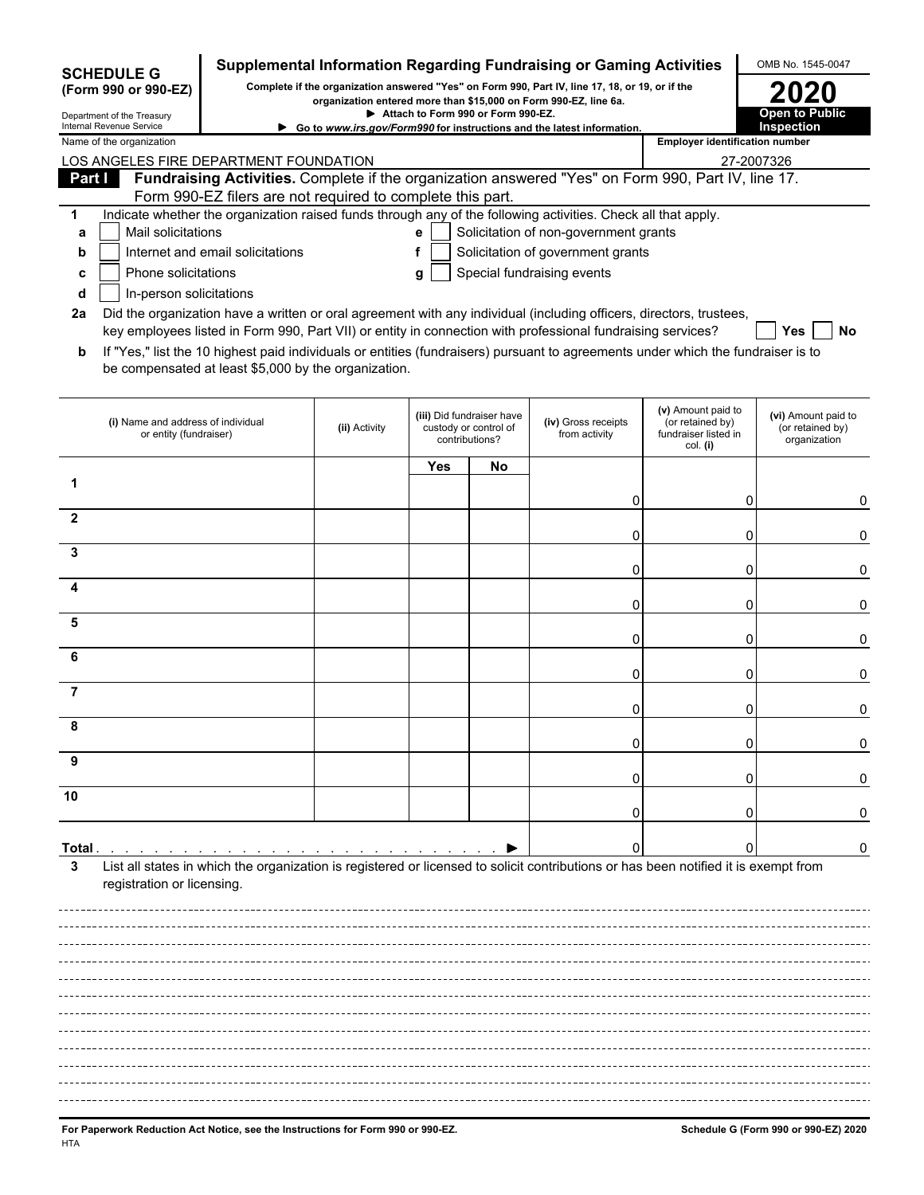**SCHEDULE G (Form 990 or 990-EZ)**

Department of the Treasury
Internal Revenue Service

# Supplemental Information Regarding Fundraising or Gaming Activities

**Complete if the organization answered "Yes" on Form 990, Part IV, line 17, 18, or 19, or if the organization entered more than $15,000 on Form 990-EZ, line 6a.**

**▶ Attach to Form 990 or Form 990-EZ.**

**▶ Go to *www.irs.gov/Form990* for instructions and the latest information.**

OMB No. 1545-0047

**2020**

**Open to Public Inspection**

Name of the organization: LOS ANGELES FIRE DEPARTMENT FOUNDATION

Employer identification number: 27-2007326

**Part I** **Fundraising Activities.** Complete if the organization answered "Yes" on Form 990, Part IV, line 17. Form 990-EZ filers are not required to complete this part.

1 Indicate whether the organization raised funds through any of the following activities. Check all that apply.

- a ☐ Mail solicitations
- b ☐ Internet and email solicitations
- c ☐ Phone solicitations
- d ☐ In-person solicitations
- e ☐ Solicitation of non-government grants
- f ☐ Solicitation of government grants
- g ☐ Special fundraising events

2a Did the organization have a written or oral agreement with any individual (including officers, directors, trustees, key employees listed in Form 990, Part VII) or entity in connection with professional fundraising services? ☐ Yes ☐ No

b If "Yes," list the 10 highest paid individuals or entities (fundraisers) pursuant to agreements under which the fundraiser is to be compensated at least $5,000 by the organization.

| | (i) Name and address of individual or entity (fundraiser) | (ii) Activity | (iii) Did fundraiser have custody or control of contributions? Yes | No | (iv) Gross receipts from activity | (v) Amount paid to (or retained by) fundraiser listed in col. (i) | (vi) Amount paid to (or retained by) organization |
|---|---|---|---|---|---|---|---|
| 1 | | | | | 0 | 0 | 0 |
| 2 | | | | | 0 | 0 | 0 |
| 3 | | | | | 0 | 0 | 0 |
| 4 | | | | | 0 | 0 | 0 |
| 5 | | | | | 0 | 0 | 0 |
| 6 | | | | | 0 | 0 | 0 |
| 7 | | | | | 0 | 0 | 0 |
| 8 | | | | | 0 | 0 | 0 |
| 9 | | | | | 0 | 0 | 0 |
| 10 | | | | | 0 | 0 | 0 |
| **Total** . . . . . . . . . . . . . . . . . . . . . . . . . . ▶ | | | | | 0 | 0 | 0 |

3 List all states in which the organization is registered or licensed to solicit contributions or has been notified it is exempt from registration or licensing.

**For Paperwork Reduction Act Notice, see the Instructions for Form 990 or 990-EZ.**

HTA

**Schedule G (Form 990 or 990-EZ) 2020**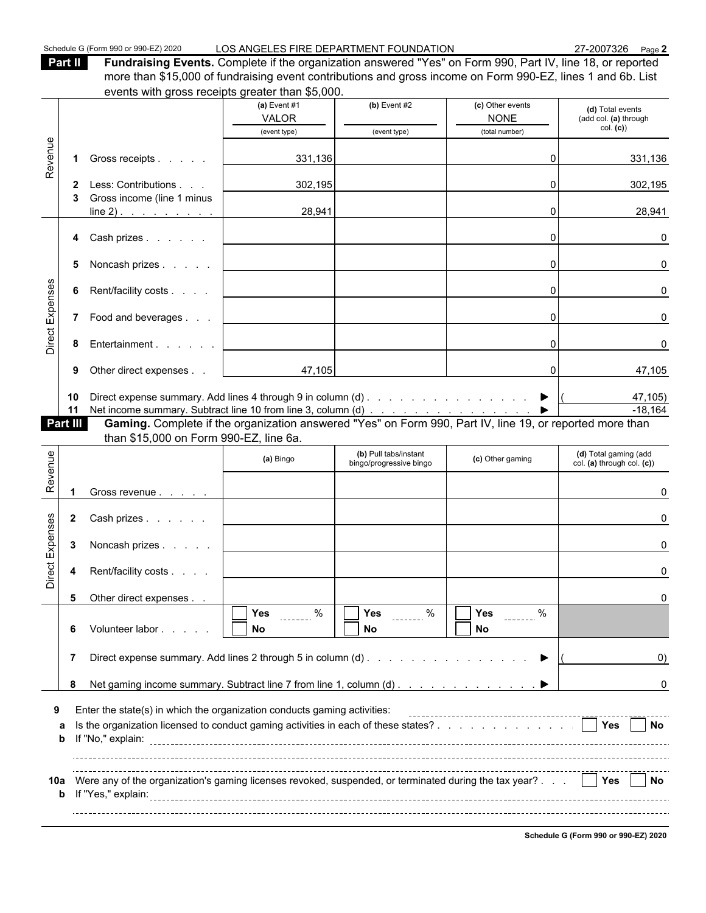Schedule G (Form 990 or 990-EZ) 2020 LOS ANGELES FIRE DEPARTMENT FOUNDATION 27-2007326 Page 2

**Part II** **Fundraising Events.** Complete if the organization answered "Yes" on Form 990, Part IV, line 18, or reported more than $15,000 of fundraising event contributions and gross income on Form 990-EZ, lines 1 and 6b. List events with gross receipts greater than $5,000.

| | | (a) Event #1 VALOR (event type) | (b) Event #2 (event type) | (c) Other events NONE (total number) | (d) Total events (add col. (a) through col. (c)) |
|---|---|---|---|---|---|
| Revenue | 1 Gross receipts | 331,136 | | 0 | 331,136 |
| | 2 Less: Contributions | 302,195 | | 0 | 302,195 |
| | 3 Gross income (line 1 minus line 2) | 28,941 | | 0 | 28,941 |
| Direct Expenses | 4 Cash prizes | | | 0 | 0 |
| | 5 Noncash prizes | | | 0 | 0 |
| | 6 Rent/facility costs | | | 0 | 0 |
| | 7 Food and beverages | | | 0 | 0 |
| | 8 Entertainment | | | 0 | 0 |
| | 9 Other direct expenses | 47,105 | | 0 | 47,105 |

10 Direct expense summary. Add lines 4 through 9 in column (d) ▶ (47,105)

11 Net income summary. Subtract line 10 from line 3, column (d) ▶ -18,164

**Part III** **Gaming.** Complete if the organization answered "Yes" on Form 990, Part IV, line 19, or reported more than $15,000 on Form 990-EZ, line 6a.

| | | (a) Bingo | (b) Pull tabs/instant bingo/progressive bingo | (c) Other gaming | (d) Total gaming (add col. (a) through col. (c)) |
|---|---|---|---|---|---|
| Revenue | 1 Gross revenue | | | | 0 |
| Direct Expenses | 2 Cash prizes | | | | 0 |
| | 3 Noncash prizes | | | | 0 |
| | 4 Rent/facility costs | | | | 0 |
| | 5 Other direct expenses | | | | 0 |
| | 6 Volunteer labor | ☐ Yes ___ % ☐ No | ☐ Yes ___ % ☐ No | ☐ Yes ___ % ☐ No | |

7 Direct expense summary. Add lines 2 through 5 in column (d) ▶ ( 0)

8 Net gaming income summary. Subtract line 7 from line 1, column (d) ▶ 0

9 Enter the state(s) in which the organization conducts gaming activities:

a Is the organization licensed to conduct gaming activities in each of these states? ☐ Yes ☐ No

b If "No," explain:

10a Were any of the organization's gaming licenses revoked, suspended, or terminated during the tax year? ☐ Yes ☐ No

b If "Yes," explain:

Schedule G (Form 990 or 990-EZ) 2020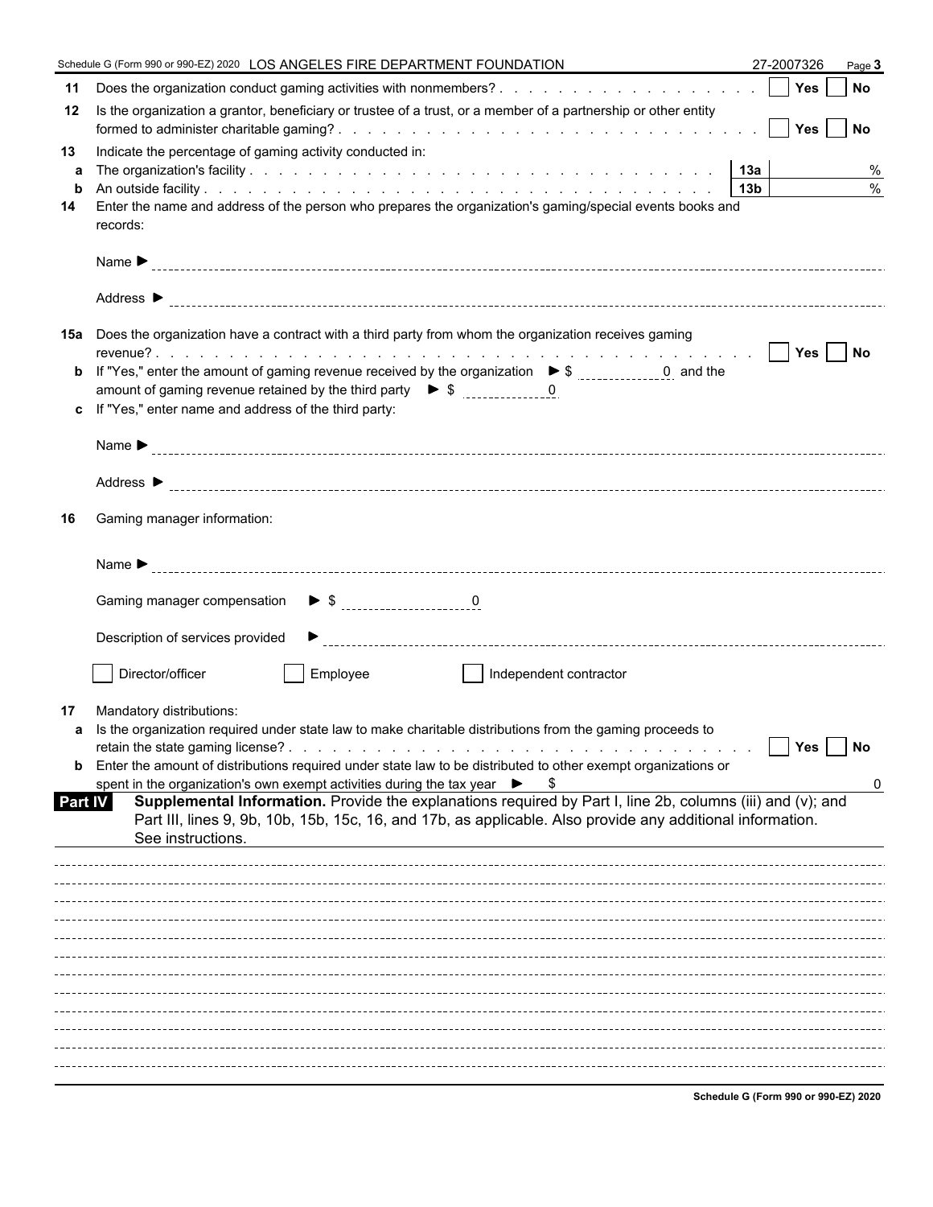Schedule G (Form 990 or 990-EZ) 2020 LOS ANGELES FIRE DEPARTMENT FOUNDATION 27-2007326 Page **3**

**11** Does the organization conduct gaming activities with nonmembers? . . . . . . . . . . . . . . . . . . . ☐ **Yes** ☐ **No**

**12** Is the organization a grantor, beneficiary or trustee of a trust, or a member of a partnership or other entity formed to administer charitable gaming? . . . . . . . . . . . . . . . . . . . . . . . . . . . . ☐ **Yes** ☐ **No**

**13** Indicate the percentage of gaming activity conducted in:

**a** The organization's facility . . . . . . . . . . . . . . . . . . . . . . . . . . . . . . . **13a** %

**b** An outside facility . . . . . . . . . . . . . . . . . . . . . . . . . . . . . . . . . . . **13b** %

**14** Enter the name and address of the person who prepares the organization's gaming/special events books and records:

Name ►

Address ►

**15a** Does the organization have a contract with a third party from whom the organization receives gaming revenue? . . . . . . . . . . . . . . . . . . . . . . . . . . . . . . . . . . . . . . . . . . ☐ **Yes** ☐ **No**

**b** If "Yes," enter the amount of gaming revenue received by the organization ► $ 0 and the amount of gaming revenue retained by the third party ► $ 0

**c** If "Yes," enter name and address of the third party:

Name ►

Address ►

**16** Gaming manager information:

Name ►

Gaming manager compensation ► $ 0

Description of services provided ►

☐ Director/officer ☐ Employee ☐ Independent contractor

**17** Mandatory distributions:

**a** Is the organization required under state law to make charitable distributions from the gaming proceeds to retain the state gaming license? . . . . . . . . . . . . . . . . . . . . . . . . . . . . . . . . ☐ **Yes** ☐ **No**

**b** Enter the amount of distributions required under state law to be distributed to other exempt organizations or spent in the organization's own exempt activities during the tax year ► $ 0

**Part IV** **Supplemental Information.** Provide the explanations required by Part I, line 2b, columns (iii) and (v); and Part III, lines 9, 9b, 10b, 15b, 15c, 16, and 17b, as applicable. Also provide any additional information. See instructions.

**Schedule G (Form 990 or 990-EZ) 2020**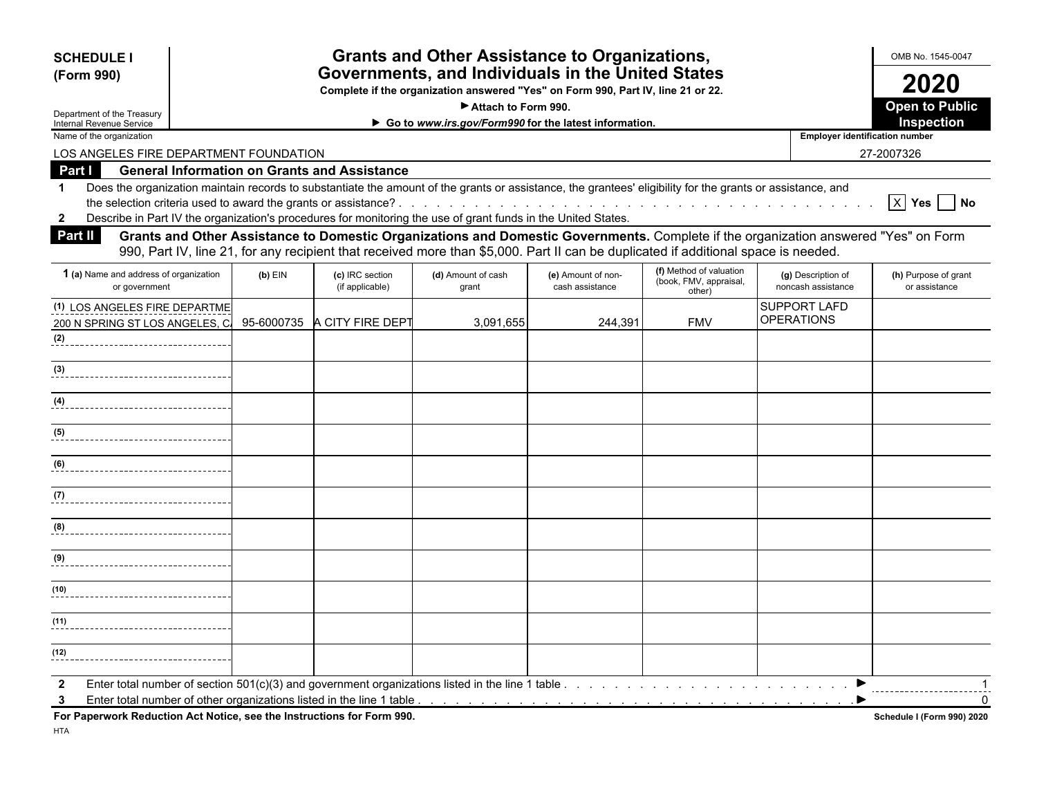**SCHEDULE I**
**(Form 990)**

Department of the Treasury
Internal Revenue Service

# Grants and Other Assistance to Organizations, Governments, and Individuals in the United States

**Complete if the organization answered "Yes" on Form 990, Part IV, line 21 or 22.**

▶ Attach to Form 990.

▶ Go to *www.irs.gov/Form990* for the latest information.

OMB No. 1545-0047

**2020**

**Open to Public Inspection**

Name of the organization: LOS ANGELES FIRE DEPARTMENT FOUNDATION

Employer identification number: 27-2007326

## Part I General Information on Grants and Assistance

**1** Does the organization maintain records to substantiate the amount of the grants or assistance, the grantees' eligibility for the grants or assistance, and the selection criteria used to award the grants or assistance? . . . . . [X] Yes [ ] No

**2** Describe in Part IV the organization's procedures for monitoring the use of grant funds in the United States.

## Part II Grants and Other Assistance to Domestic Organizations and Domestic Governments.

Complete if the organization answered "Yes" on Form 990, Part IV, line 21, for any recipient that received more than $5,000. Part II can be duplicated if additional space is needed.

| 1 (a) Name and address of organization or government | (b) EIN | (c) IRC section (if applicable) | (d) Amount of cash grant | (e) Amount of non-cash assistance | (f) Method of valuation (book, FMV, appraisal, other) | (g) Description of noncash assistance | (h) Purpose of grant or assistance |
|---|---|---|---|---|---|---|---|
| (1) LOS ANGELES FIRE DEPARTME 200 N SPRING ST LOS ANGELES, C | 95-6000735 | A CITY FIRE DEPT | 3,091,655 | 244,391 | FMV | SUPPORT LAFD OPERATIONS | |
| (2) | | | | | | | |
| (3) | | | | | | | |
| (4) | | | | | | | |
| (5) | | | | | | | |
| (6) | | | | | | | |
| (7) | | | | | | | |
| (8) | | | | | | | |
| (9) | | | | | | | |
| (10) | | | | | | | |
| (11) | | | | | | | |
| (12) | | | | | | | |

**2** Enter total number of section 501(c)(3) and government organizations listed in the line 1 table . . . . . ▶ 1

**3** Enter total number of other organizations listed in the line 1 table . . . . . ▶ 0

**For Paperwork Reduction Act Notice, see the Instructions for Form 990.**

HTA

**Schedule I (Form 990) 2020**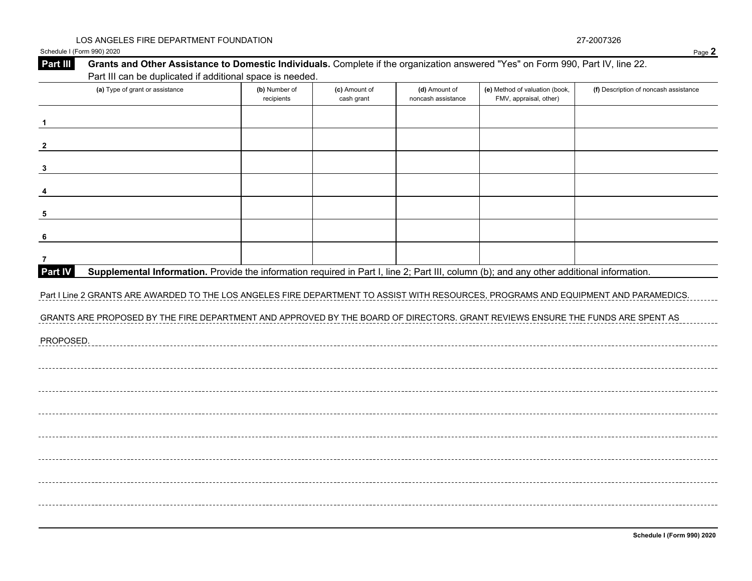LOS ANGELES FIRE DEPARTMENT FOUNDATION 27-2007326

Schedule I (Form 990) 2020

**Part III** **Grants and Other Assistance to Domestic Individuals.** Complete if the organization answered "Yes" on Form 990, Part IV, line 22. Part III can be duplicated if additional space is needed.

| (a) Type of grant or assistance | (b) Number of recipients | (c) Amount of cash grant | (d) Amount of noncash assistance | (e) Method of valuation (book, FMV, appraisal, other) | (f) Description of noncash assistance |
|---|---|---|---|---|---|
| 1 | | | | | |
| 2 | | | | | |
| 3 | | | | | |
| 4 | | | | | |
| 5 | | | | | |
| 6 | | | | | |
| 7 | | | | | |

**Part IV** **Supplemental Information.** Provide the information required in Part I, line 2; Part III, column (b); and any other additional information.

Part I Line 2 GRANTS ARE AWARDED TO THE LOS ANGELES FIRE DEPARTMENT TO ASSIST WITH RESOURCES, PROGRAMS AND EQUIPMENT AND PARAMEDICS.

GRANTS ARE PROPOSED BY THE FIRE DEPARTMENT AND APPROVED BY THE BOARD OF DIRECTORS. GRANT REVIEWS ENSURE THE FUNDS ARE SPENT AS

PROPOSED.

Schedule I (Form 990) 2020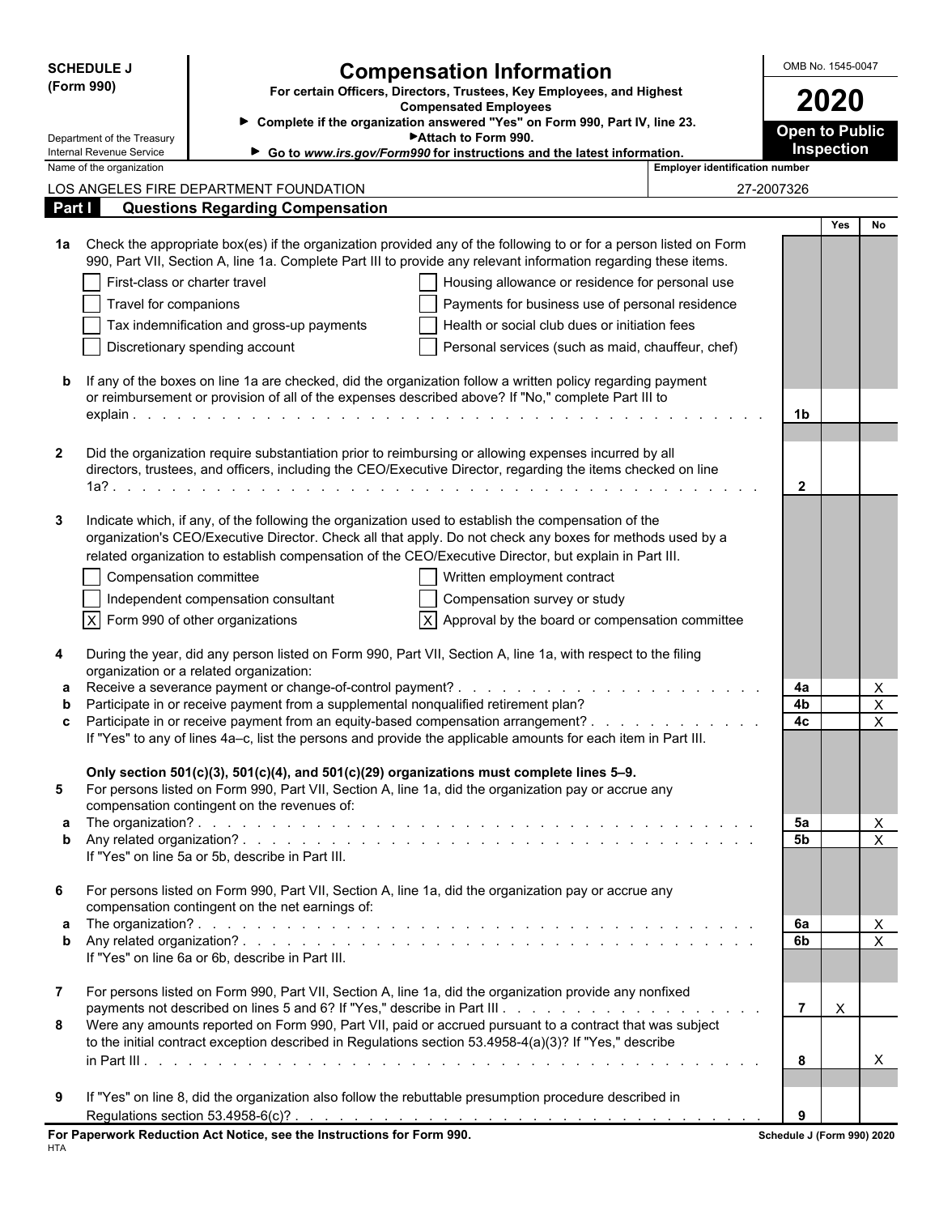**SCHEDULE J (Form 990)**

Department of the Treasury
Internal Revenue Service

# Compensation Information

**For certain Officers, Directors, Trustees, Key Employees, and Highest Compensated Employees**

▶ **Complete if the organization answered "Yes" on Form 990, Part IV, line 23.**
▶ **Attach to Form 990.**
▶ **Go to *www.irs.gov/Form990* for instructions and the latest information.**

OMB No. 1545-0047

**2020**

**Open to Public Inspection**

| Name of the organization | Employer identification number |
|---|---|
| LOS ANGELES FIRE DEPARTMENT FOUNDATION | 27-2007326 |

## Part I — Questions Regarding Compensation

| | | Line | Yes | No |
|---|---|---|---|---|
| **1a** | Check the appropriate box(es) if the organization provided any of the following to or for a person listed on Form 990, Part VII, Section A, line 1a. Complete Part III to provide any relevant information regarding these items.<br>☐ First-class or charter travel ☐ Housing allowance or residence for personal use<br>☐ Travel for companions ☐ Payments for business use of personal residence<br>☐ Tax indemnification and gross-up payments ☐ Health or social club dues or initiation fees<br>☐ Discretionary spending account ☐ Personal services (such as maid, chauffeur, chef) | | | |
| **b** | If any of the boxes on line 1a are checked, did the organization follow a written policy regarding payment or reimbursement or provision of all of the expenses described above? If "No," complete Part III to explain | 1b | | |
| **2** | Did the organization require substantiation prior to reimbursing or allowing expenses incurred by all directors, trustees, and officers, including the CEO/Executive Director, regarding the items checked on line 1a? | 2 | | |
| **3** | Indicate which, if any, of the following the organization used to establish the compensation of the organization's CEO/Executive Director. Check all that apply. Do not check any boxes for methods used by a related organization to establish compensation of the CEO/Executive Director, but explain in Part III.<br>☐ Compensation committee ☐ Written employment contract<br>☐ Independent compensation consultant ☐ Compensation survey or study<br>☒ Form 990 of other organizations ☒ Approval by the board or compensation committee | | | |
| **4** | During the year, did any person listed on Form 990, Part VII, Section A, line 1a, with respect to the filing organization or a related organization: | | | |
| **a** | Receive a severance payment or change-of-control payment? | 4a | | X |
| **b** | Participate in or receive payment from a supplemental nonqualified retirement plan? | 4b | | X |
| **c** | Participate in or receive payment from an equity-based compensation arrangement?<br>If "Yes" to any of lines 4a–c, list the persons and provide the applicable amounts for each item in Part III. | 4c | | X |
| | **Only section 501(c)(3), 501(c)(4), and 501(c)(29) organizations must complete lines 5–9.** | | | |
| **5** | For persons listed on Form 990, Part VII, Section A, line 1a, did the organization pay or accrue any compensation contingent on the revenues of: | | | |
| **a** | The organization? | 5a | | X |
| **b** | Any related organization?<br>If "Yes" on line 5a or 5b, describe in Part III. | 5b | | X |
| **6** | For persons listed on Form 990, Part VII, Section A, line 1a, did the organization pay or accrue any compensation contingent on the net earnings of: | | | |
| **a** | The organization? | 6a | | X |
| **b** | Any related organization?<br>If "Yes" on line 6a or 6b, describe in Part III. | 6b | | X |
| **7** | For persons listed on Form 990, Part VII, Section A, line 1a, did the organization provide any nonfixed payments not described on lines 5 and 6? If "Yes," describe in Part III | 7 | X | |
| **8** | Were any amounts reported on Form 990, Part VII, paid or accrued pursuant to a contract that was subject to the initial contract exception described in Regulations section 53.4958-4(a)(3)? If "Yes," describe in Part III | 8 | | X |
| **9** | If "Yes" on line 8, did the organization also follow the rebuttable presumption procedure described in Regulations section 53.4958-6(c)? | 9 | | |

**For Paperwork Reduction Act Notice, see the Instructions for Form 990.** HTA **Schedule J (Form 990) 2020**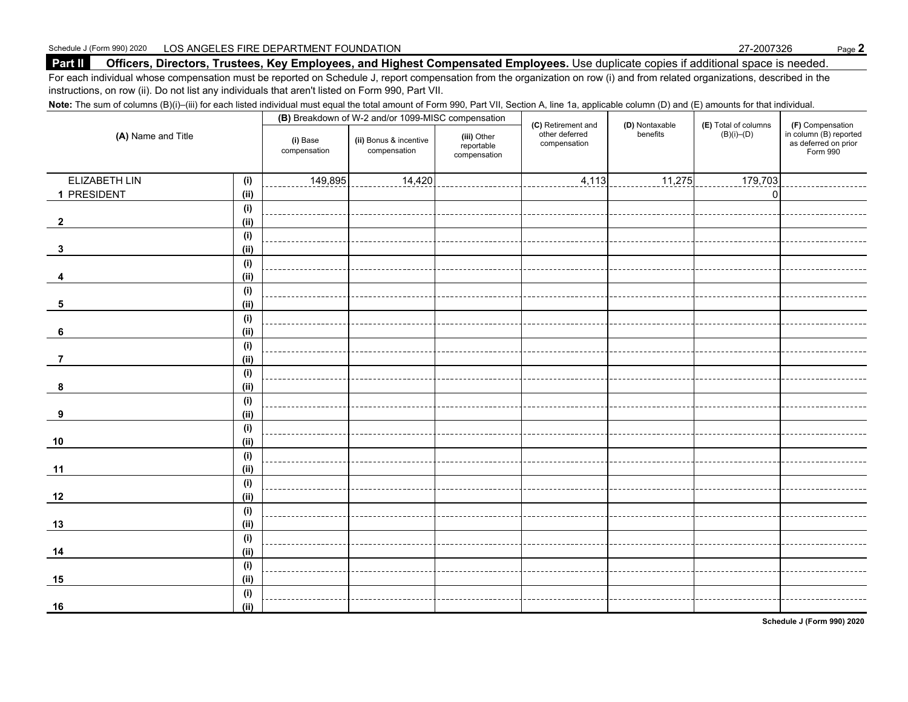Schedule J (Form 990) 2020 LOS ANGELES FIRE DEPARTMENT FOUNDATION 27-2007326

## Part II Officers, Directors, Trustees, Key Employees, and Highest Compensated Employees.

Use duplicate copies if additional space is needed.

For each individual whose compensation must be reported on Schedule J, report compensation from the organization on row (i) and from related organizations, described in the instructions, on row (ii). Do not list any individuals that aren't listed on Form 990, Part VII.

**Note:** The sum of columns (B)(i)–(iii) for each listed individual must equal the total amount of Form 990, Part VII, Section A, line 1a, applicable column (D) and (E) amounts for that individual.

| (A) Name and Title | | (B) Breakdown of W-2 and/or 1099-MISC compensation | | | (C) Retirement and other deferred compensation | (D) Nontaxable benefits | (E) Total of columns (B)(i)–(D) | (F) Compensation in column (B) reported as deferred on prior Form 990 |
|---|---|---|---|---|---|---|---|---|
| | | (i) Base compensation | (ii) Bonus & incentive compensation | (iii) Other reportable compensation | | | | |
| ELIZABETH LIN | (i) | 149,895 | 14,420 | | 4,113 | 11,275 | 179,703 | |
| 1 PRESIDENT | (ii) | | | | | | 0 | |
| | (i) | | | | | | | |
| 2 | (ii) | | | | | | | |
| | (i) | | | | | | | |
| 3 | (ii) | | | | | | | |
| | (i) | | | | | | | |
| 4 | (ii) | | | | | | | |
| | (i) | | | | | | | |
| 5 | (ii) | | | | | | | |
| | (i) | | | | | | | |
| 6 | (ii) | | | | | | | |
| | (i) | | | | | | | |
| 7 | (ii) | | | | | | | |
| | (i) | | | | | | | |
| 8 | (ii) | | | | | | | |
| | (i) | | | | | | | |
| 9 | (ii) | | | | | | | |
| | (i) | | | | | | | |
| 10 | (ii) | | | | | | | |
| | (i) | | | | | | | |
| 11 | (ii) | | | | | | | |
| | (i) | | | | | | | |
| 12 | (ii) | | | | | | | |
| | (i) | | | | | | | |
| 13 | (ii) | | | | | | | |
| | (i) | | | | | | | |
| 14 | (ii) | | | | | | | |
| | (i) | | | | | | | |
| 15 | (ii) | | | | | | | |
| | (i) | | | | | | | |
| 16 | (ii) | | | | | | | |

Schedule J (Form 990) 2020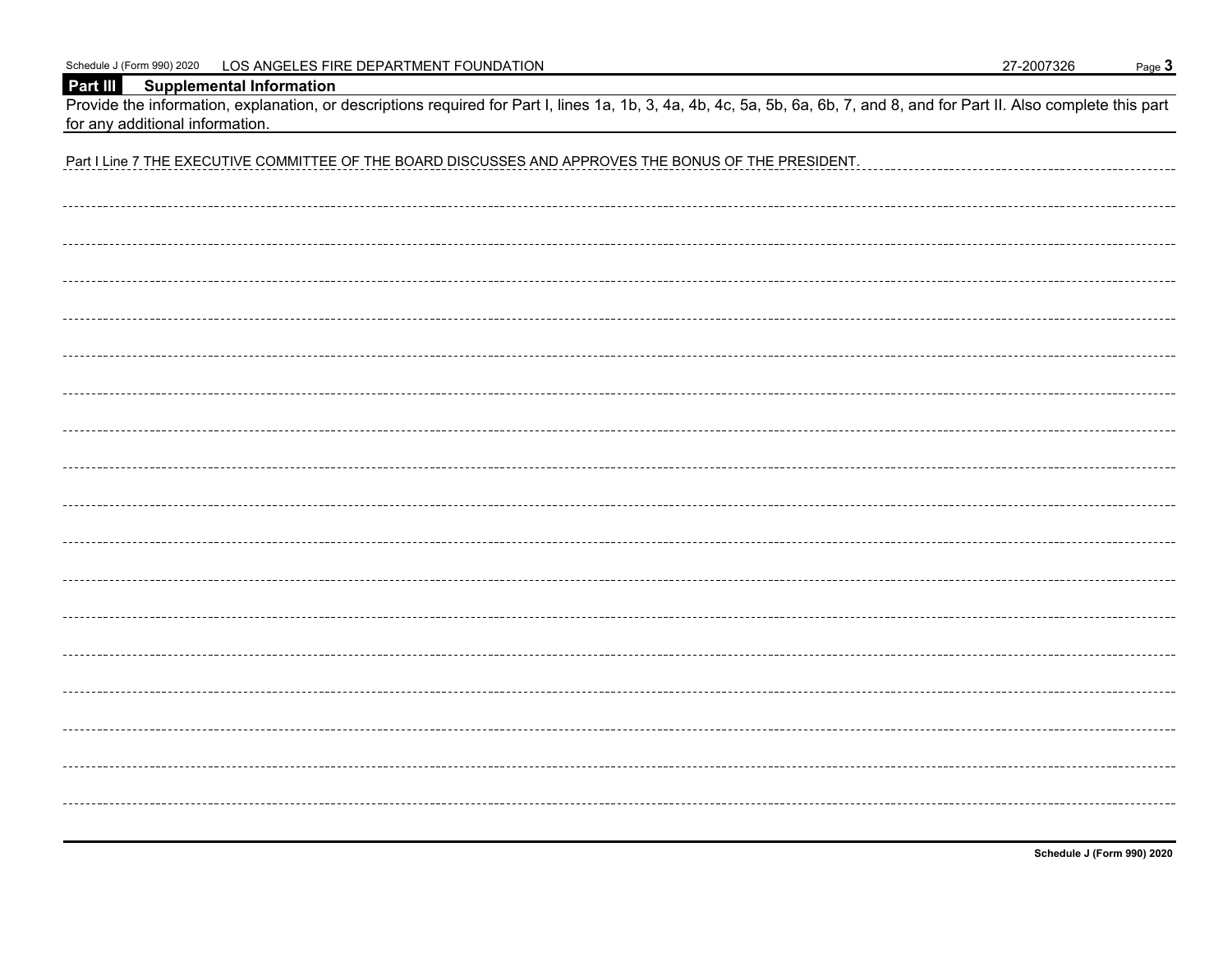Schedule J (Form 990) 2020 LOS ANGELES FIRE DEPARTMENT FOUNDATION 27-2007326

## Part III Supplemental Information

Provide the information, explanation, or descriptions required for Part I, lines 1a, 1b, 3, 4a, 4b, 4c, 5a, 5b, 6a, 6b, 7, and 8, and for Part II. Also complete this part for any additional information.

Part I Line 7 THE EXECUTIVE COMMITTEE OF THE BOARD DISCUSSES AND APPROVES THE BONUS OF THE PRESIDENT.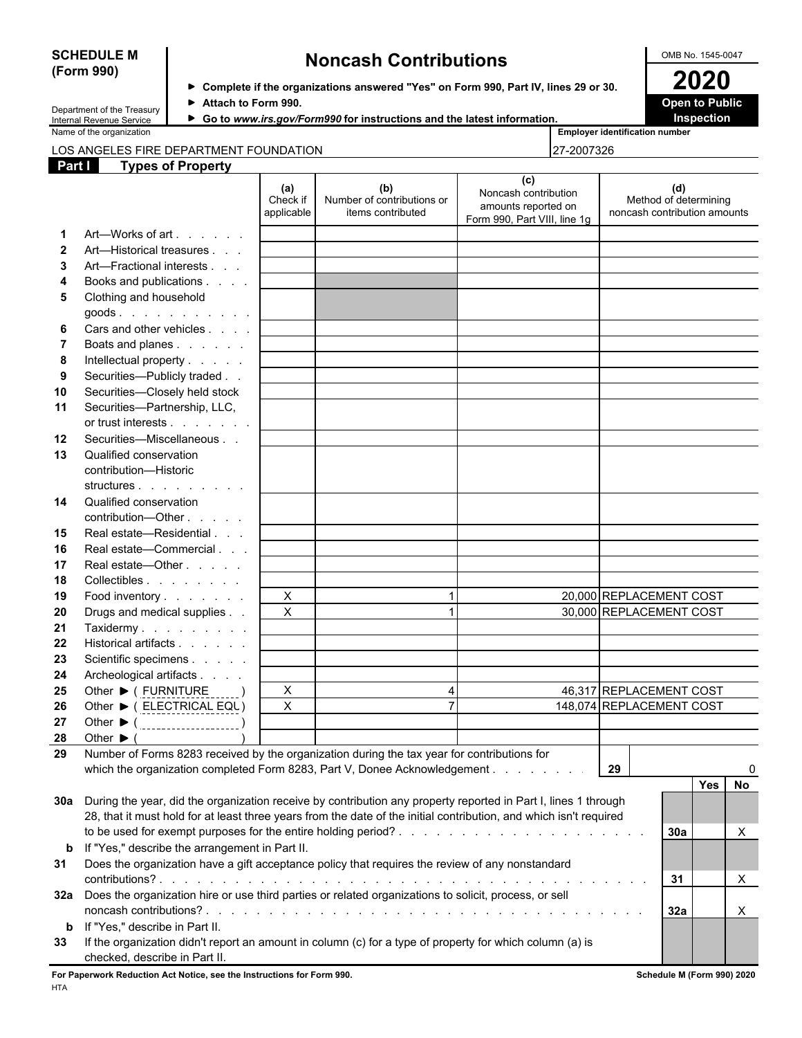**SCHEDULE M (Form 990)**

Department of the Treasury
Internal Revenue Service

# Noncash Contributions

▶ **Complete if the organizations answered "Yes" on Form 990, Part IV, lines 29 or 30.**
▶ **Attach to Form 990.**
▶ **Go to *www.irs.gov/Form990* for instructions and the latest information.**

OMB No. 1545-0047

**2020**

**Open to Public Inspection**

Name of the organization: LOS ANGELES FIRE DEPARTMENT FOUNDATION

Employer identification number: 27-2007326

## Part I Types of Property

| | | (a) Check if applicable | (b) Number of contributions or items contributed | (c) Noncash contribution amounts reported on Form 990, Part VIII, line 1g | (d) Method of determining noncash contribution amounts |
|---|---|---|---|---|---|
| 1 | Art—Works of art | | | | |
| 2 | Art—Historical treasures | | | | |
| 3 | Art—Fractional interests | | | | |
| 4 | Books and publications | | | | |
| 5 | Clothing and household goods | | | | |
| 6 | Cars and other vehicles | | | | |
| 7 | Boats and planes | | | | |
| 8 | Intellectual property | | | | |
| 9 | Securities—Publicly traded | | | | |
| 10 | Securities—Closely held stock | | | | |
| 11 | Securities—Partnership, LLC, or trust interests | | | | |
| 12 | Securities—Miscellaneous | | | | |
| 13 | Qualified conservation contribution—Historic structures | | | | |
| 14 | Qualified conservation contribution—Other | | | | |
| 15 | Real estate—Residential | | | | |
| 16 | Real estate—Commercial | | | | |
| 17 | Real estate—Other | | | | |
| 18 | Collectibles | | | | |
| 19 | Food inventory | X | 1 | 20,000 | REPLACEMENT COST |
| 20 | Drugs and medical supplies | X | 1 | 30,000 | REPLACEMENT COST |
| 21 | Taxidermy | | | | |
| 22 | Historical artifacts | | | | |
| 23 | Scientific specimens | | | | |
| 24 | Archeological artifacts | | | | |
| 25 | Other ▶ ( FURNITURE ) | X | 4 | 46,317 | REPLACEMENT COST |
| 26 | Other ▶ ( ELECTRICAL EQU ) | X | 7 | 148,074 | REPLACEMENT COST |
| 27 | Other ▶ ( ) | | | | |
| 28 | Other ▶ ( ) | | | | |

29 Number of Forms 8283 received by the organization during the tax year for contributions for which the organization completed Form 8283, Part V, Donee Acknowledgement . . . **29** 0

| | | | Yes | No |
|---|---|---|---|---|
| 30a | During the year, did the organization receive by contribution any property reported in Part I, lines 1 through 28, that it must hold for at least three years from the date of the initial contribution, and which isn't required to be used for exempt purposes for the entire holding period? | 30a | | X |
| b | If "Yes," describe the arrangement in Part II. | | | |
| 31 | Does the organization have a gift acceptance policy that requires the review of any nonstandard contributions? | 31 | | X |
| 32a | Does the organization hire or use third parties or related organizations to solicit, process, or sell noncash contributions? | 32a | | X |
| b | If "Yes," describe in Part II. | | | |
| 33 | If the organization didn't report an amount in column (c) for a type of property for which column (a) is checked, describe in Part II. | | | |

**For Paperwork Reduction Act Notice, see the Instructions for Form 990.** **Schedule M (Form 990) 2020**

HTA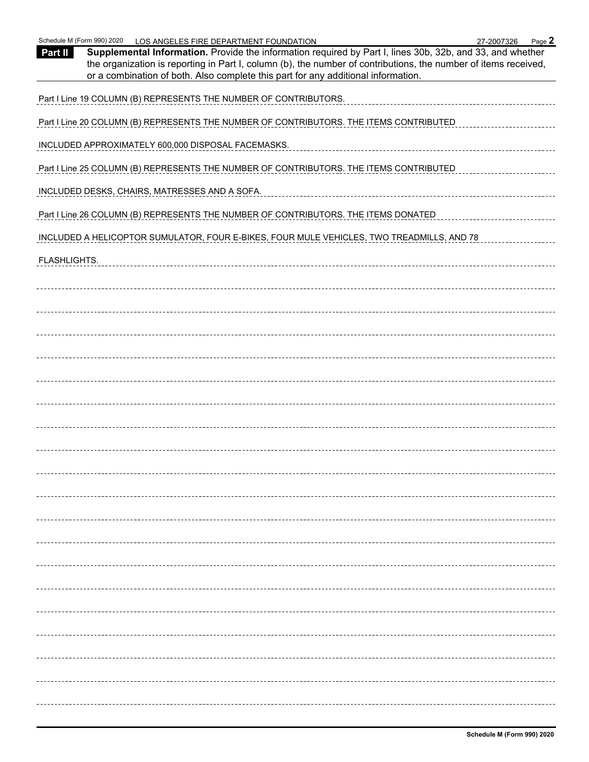Schedule M (Form 990) 2020 LOS ANGELES FIRE DEPARTMENT FOUNDATION 27-2007326 Page **2**

**Part II** **Supplemental Information.** Provide the information required by Part I, lines 30b, 32b, and 33, and whether the organization is reporting in Part I, column (b), the number of contributions, the number of items received, or a combination of both. Also complete this part for any additional information.

Part I Line 19 COLUMN (B) REPRESENTS THE NUMBER OF CONTRIBUTORS.

Part I Line 20 COLUMN (B) REPRESENTS THE NUMBER OF CONTRIBUTORS. THE ITEMS CONTRIBUTED INCLUDED APPROXIMATELY 600,000 DISPOSAL FACEMASKS.

Part I Line 25 COLUMN (B) REPRESENTS THE NUMBER OF CONTRIBUTORS. THE ITEMS CONTRIBUTED INCLUDED DESKS, CHAIRS, MATRESSES AND A SOFA.

Part I Line 26 COLUMN (B) REPRESENTS THE NUMBER OF CONTRIBUTORS. THE ITEMS DONATED INCLUDED A HELICOPTOR SUMULATOR, FOUR E-BIKES, FOUR MULE VEHICLES, TWO TREADMILLS, AND 78 FLASHLIGHTS.

**Schedule M (Form 990) 2020**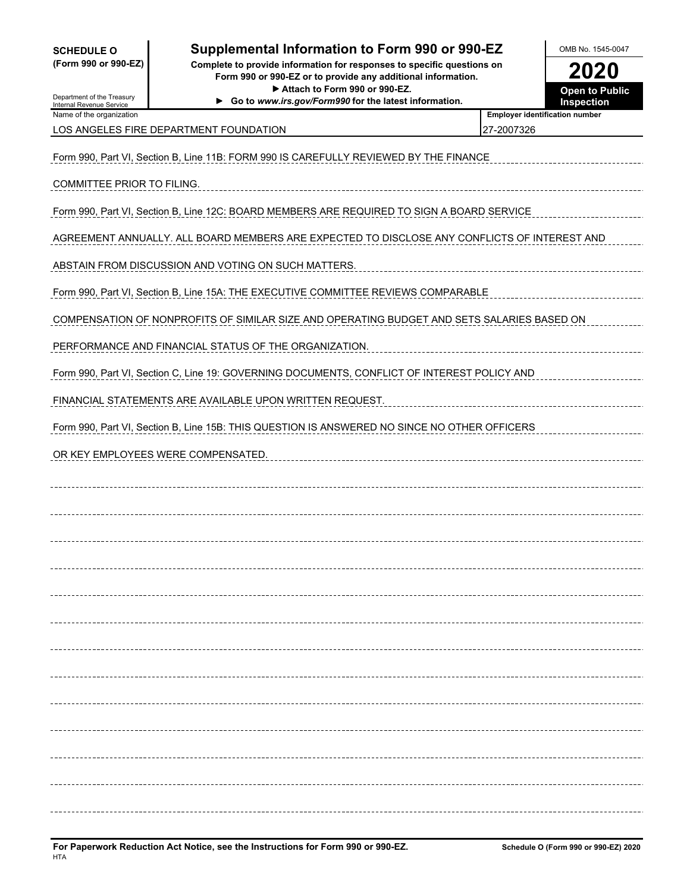**SCHEDULE O**
**(Form 990 or 990-EZ)**

Department of the Treasury
Internal Revenue Service

# Supplemental Information to Form 990 or 990-EZ

**Complete to provide information for responses to specific questions on Form 990 or 990-EZ or to provide any additional information.**
**▶ Attach to Form 990 or 990-EZ.**
**▶ Go to *www.irs.gov/Form990* for the latest information.**

OMB No. 1545-0047

**2020**

**Open to Public Inspection**

| Name of the organization | Employer identification number |
|---|---|
| LOS ANGELES FIRE DEPARTMENT FOUNDATION | 27-2007326 |

Form 990, Part VI, Section B, Line 11B: FORM 990 IS CAREFULLY REVIEWED BY THE FINANCE COMMITTEE PRIOR TO FILING.

Form 990, Part VI, Section B, Line 12C: BOARD MEMBERS ARE REQUIRED TO SIGN A BOARD SERVICE AGREEMENT ANNUALLY. ALL BOARD MEMBERS ARE EXPECTED TO DISCLOSE ANY CONFLICTS OF INTEREST AND ABSTAIN FROM DISCUSSION AND VOTING ON SUCH MATTERS.

Form 990, Part VI, Section B, Line 15A: THE EXECUTIVE COMMITTEE REVIEWS COMPARABLE COMPENSATION OF NONPROFITS OF SIMILAR SIZE AND OPERATING BUDGET AND SETS SALARIES BASED ON PERFORMANCE AND FINANCIAL STATUS OF THE ORGANIZATION.

Form 990, Part VI, Section C, Line 19: GOVERNING DOCUMENTS, CONFLICT OF INTEREST POLICY AND FINANCIAL STATEMENTS ARE AVAILABLE UPON WRITTEN REQUEST.

Form 990, Part VI, Section B, Line 15B: THIS QUESTION IS ANSWERED NO SINCE NO OTHER OFFICERS OR KEY EMPLOYEES WERE COMPENSATED.

**For Paperwork Reduction Act Notice, see the Instructions for Form 990 or 990-EZ.** HTA **Schedule O (Form 990 or 990-EZ) 2020**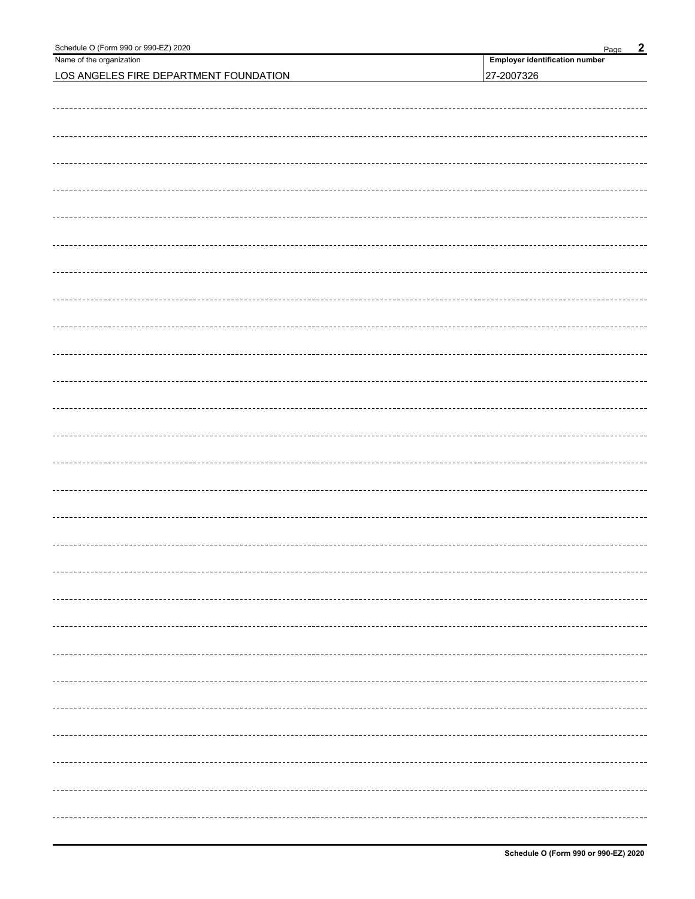Name of the organization: LOS ANGELES FIRE DEPARTMENT FOUNDATION

Employer identification number: 27-2007326